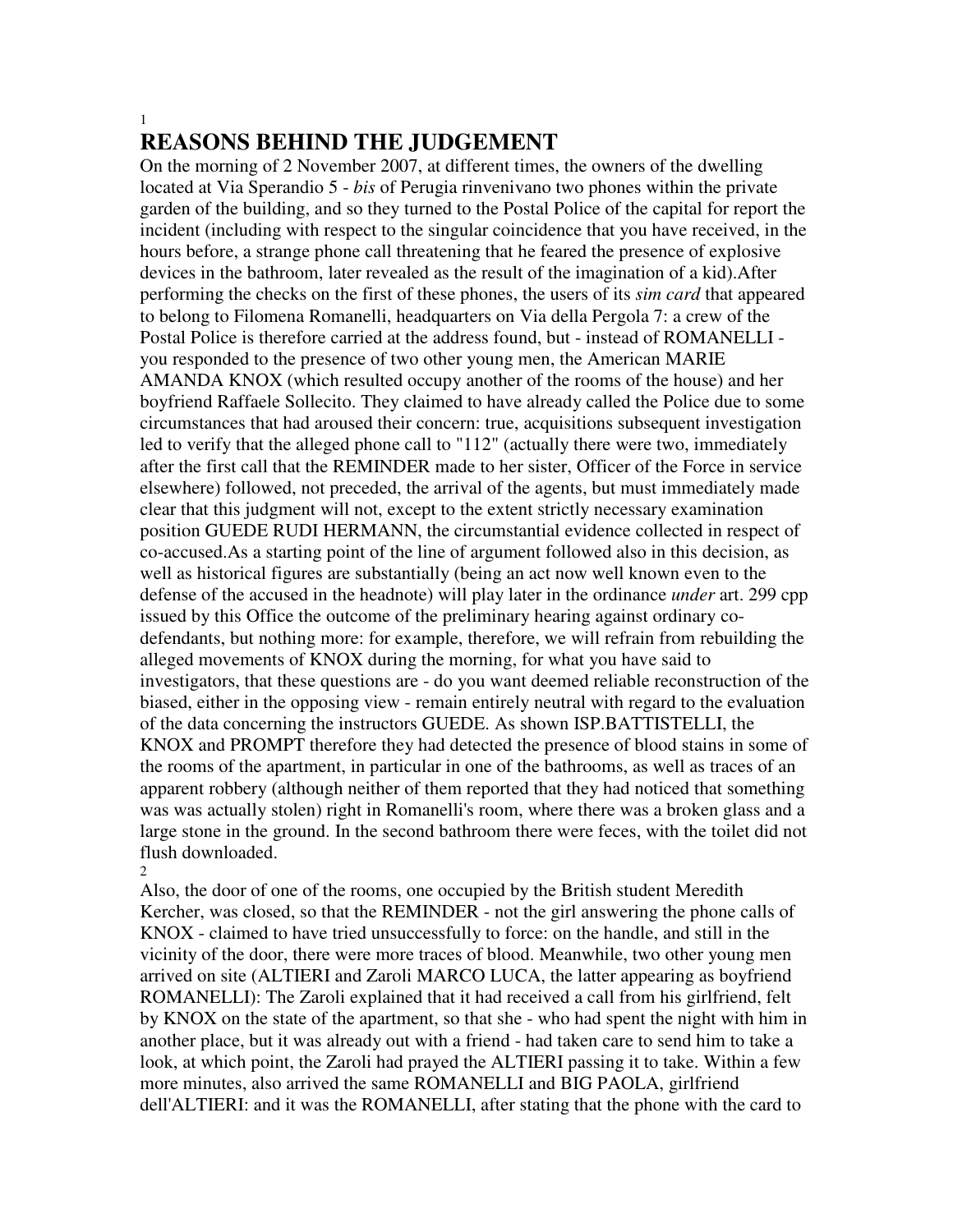# REASONS BEHIND THE JUDGEMENT

On the morning of 2 November 2007, at different times, the owners of the dwelling located at Via Sperandio 5 - *bis* of Perugia rinvenivano two phones within the private garden of the building, and so they turned to the Postal Police of the capital for report the incident (including with respect to the singular coincidence that you have received, in the hours before, a strange phone call threatening that he feared the presence of explosive devices in the bathroom, later revealed as the result of the imagination of a kid).After performing the checks on the first of these phones, the users of its *sim card* that appeared to belong to Filomena Romanelli, headquarters on Via della Pergola 7: a crew of the Postal Police is therefore carried at the address found, but - instead of ROMANELLI - you responded to the presence of two other young men, the American MARIE AMANDA KNOX (which resulted occupy another of the rooms of the house) and her boyfriend Raffaele Sollecito. They claimed to have already called the Police due to some circumstances that had aroused their concern: true, acquisitions subsequent investigation led to verify that the alleged phone call to "112" (actually there were two, immediately after the first call that the REMINDER made to her sister, Officer of the Force in service elsewhere) followed, not preceded, the arrival of the agents, but must immediately made clear that this judgment will not, except to the extent strictly necessary examination position GUEDE RUDI HERMANN, the circumstantial evidence collected in respect of co-accused.As a starting point of the line of argument followed also in this decision, as well as historical figures are substantially (being an act now well known even to the defense of the accused in the headnote) will play later in the ordinance *under* art. 299 cpp issued by this Office the outcome of the preliminary hearing against ordinary co-defendants, but nothing more: for example, therefore, we will refrain from rebuilding the alleged movements of KNOX during the morning, for what you have said to investigators, that these questions are - do you want deemed reliable reconstruction of the biased, either in the opposing view - remain entirely neutral with regard to the evaluation of the data concerning the instructors GUEDE. As shown ISP.BATTISTELLI, the KNOX and PROMPT therefore they had detected the presence of blood stains in some of the rooms of the apartment, in particular in one of the bathrooms, as well as traces of an apparent robbery (although neither of them reported that they had noticed that something was was actually stolen) right in Romanelli's room, where there was a broken glass and a large stone in the ground. In the second bathroom there were feces, with the toilet did not flush downloaded.

Also, the door of one of the rooms, one occupied by the British student Meredith Kercher, was closed, so that the REMINDER - not the girl answering the phone calls of KNOX - claimed to have tried unsuccessfully to force: on the handle, and still in the vicinity of the door, there were more traces of blood. Meanwhile, two other young men arrived on site (ALTIERI and Zaroli MARCO LUCA, the latter appearing as boyfriend ROMANELLI): The Zaroli explained that it had received a call from his girlfriend, felt by KNOX on the state of the apartment, so that she - who had spent the night with him in another place, but it was already out with a friend - had taken care to send him to take a look, at which point, the Zaroli had prayed the ALTIERI passing it to take. Within a few more minutes, also arrived the same ROMANELLI and BIG PAOLA, girlfriend dell'ALTIERI: and it was the ROMANELLI, after stating that the phone with the card to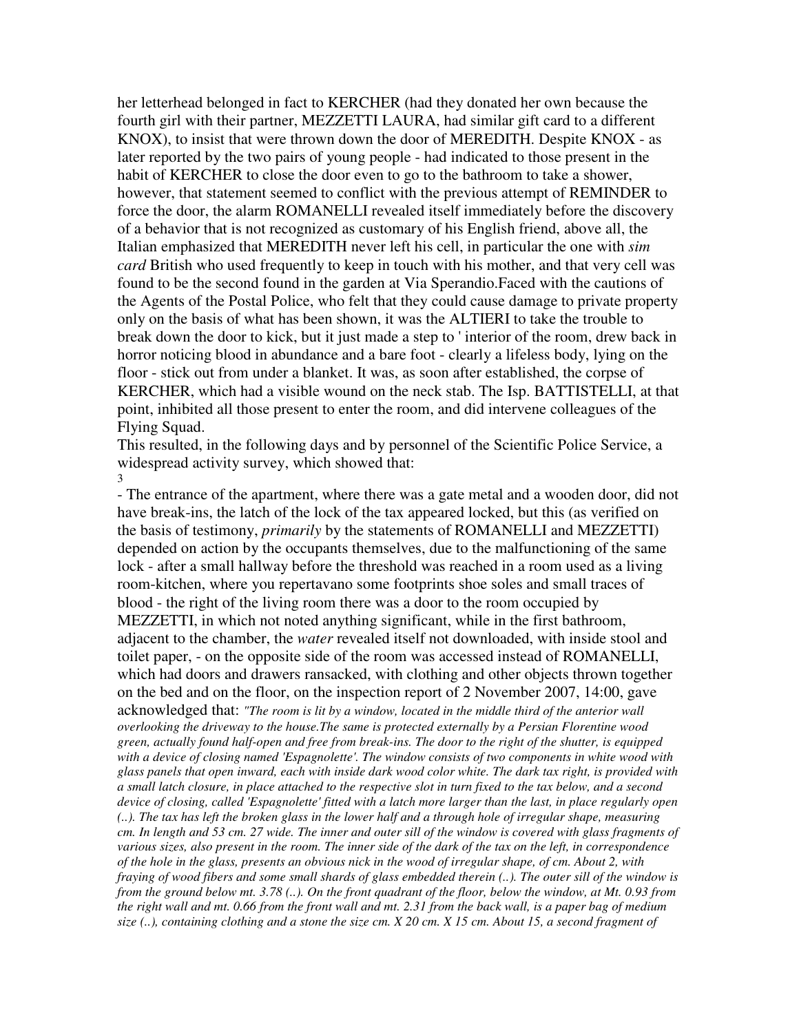her letterhead belonged in fact to KERCHER (had they donated her own because the fourth girl with their partner, MEZZETTI LAURA, had similar gift card to a different KNOX), to insist that were thrown down the door of MEREDITH. Despite KNOX - as later reported by the two pairs of young people - had indicated to those present in the habit of KERCHER to close the door even to go to the bathroom to take a shower, however, that statement seemed to conflict with the previous attempt of REMINDER to force the door, the alarm ROMANELLI revealed itself immediately before the discovery of a behavior that is not recognized as customary of his English friend, above all, the Italian emphasized that MEREDITH never left his cell, in particular the one with *sim card* British who used frequently to keep in touch with his mother, and that very cell was found to be the second found in the garden at Via Sperandio.Faced with the cautions of the Agents of the Postal Police, who felt that they could cause damage to private property only on the basis of what has been shown, it was the ALTIERI to take the trouble to break down the door to kick, but it just made a step to ' interior of the room, drew back in horror noticing blood in abundance and a bare foot - clearly a lifeless body, lying on the floor - stick out from under a blanket. It was, as soon after established, the corpse of KERCHER, which had a visible wound on the neck stab. The Isp. BATTISTELLI, at that point, inhibited all those present to enter the room, and did intervene colleagues of the Flying Squad.

This resulted, in the following days and by personnel of the Scientific Police Service, a widespread activity survey, which showed that:

- The entrance of the apartment, where there was a gate metal and a wooden door, did not have break-ins, the latch of the lock of the tax appeared locked, but this (as verified on the basis of testimony, *primarily* by the statements of ROMANELLI and MEZZETTI) depended on action by the occupants themselves, due to the malfunctioning of the same lock - after a small hallway before the threshold was reached in a room used as a living room-kitchen, where you repertavano some footprints shoe soles and small traces of blood - the right of the living room there was a door to the room occupied by MEZZETTI, in which not noted anything significant, while in the first bathroom, adjacent to the chamber, the *water* revealed itself not downloaded, with inside stool and toilet paper, - on the opposite side of the room was accessed instead of ROMANELLI, which had doors and drawers ransacked, with clothing and other objects thrown together on the bed and on the floor, on the inspection report of 2 November 2007, 14:00, gave acknowledged that: *"The room is lit by a window, located in the middle third of the anterior wall overlooking the driveway to the house.The same is protected externally by a Persian Florentine wood green, actually found half-open and free from break-ins. The door to the right of the shutter, is equipped with a device of closing named 'Espagnolette'. The window consists of two components in white wood with glass panels that open inward, each with inside dark wood color white. The dark tax right, is provided with a small latch closure, in place attached to the respective slot in turn fixed to the tax below, and a second device of closing, called 'Espagnolette' fitted with a latch more larger than the last, in place regularly open (..). The tax has left the broken glass in the lower half and a through hole of irregular shape, measuring cm. In length and 53 cm. 27 wide. The inner and outer sill of the window is covered with glass fragments of various sizes, also present in the room. The inner side of the dark of the tax on the left, in correspondence of the hole in the glass, presents an obvious nick in the wood of irregular shape, of cm. About 2, with fraying of wood fibers and some small shards of glass embedded therein (..). The outer sill of the window is from the ground below mt. 3.78 (..). On the front quadrant of the floor, below the window, at Mt. 0.93 from the right wall and mt. 0.66 from the front wall and mt. 2.31 from the back wall, is a paper bag of medium size (..), containing clothing and a stone the size cm. X 20 cm. X 15 cm. About 15, a second fragment of*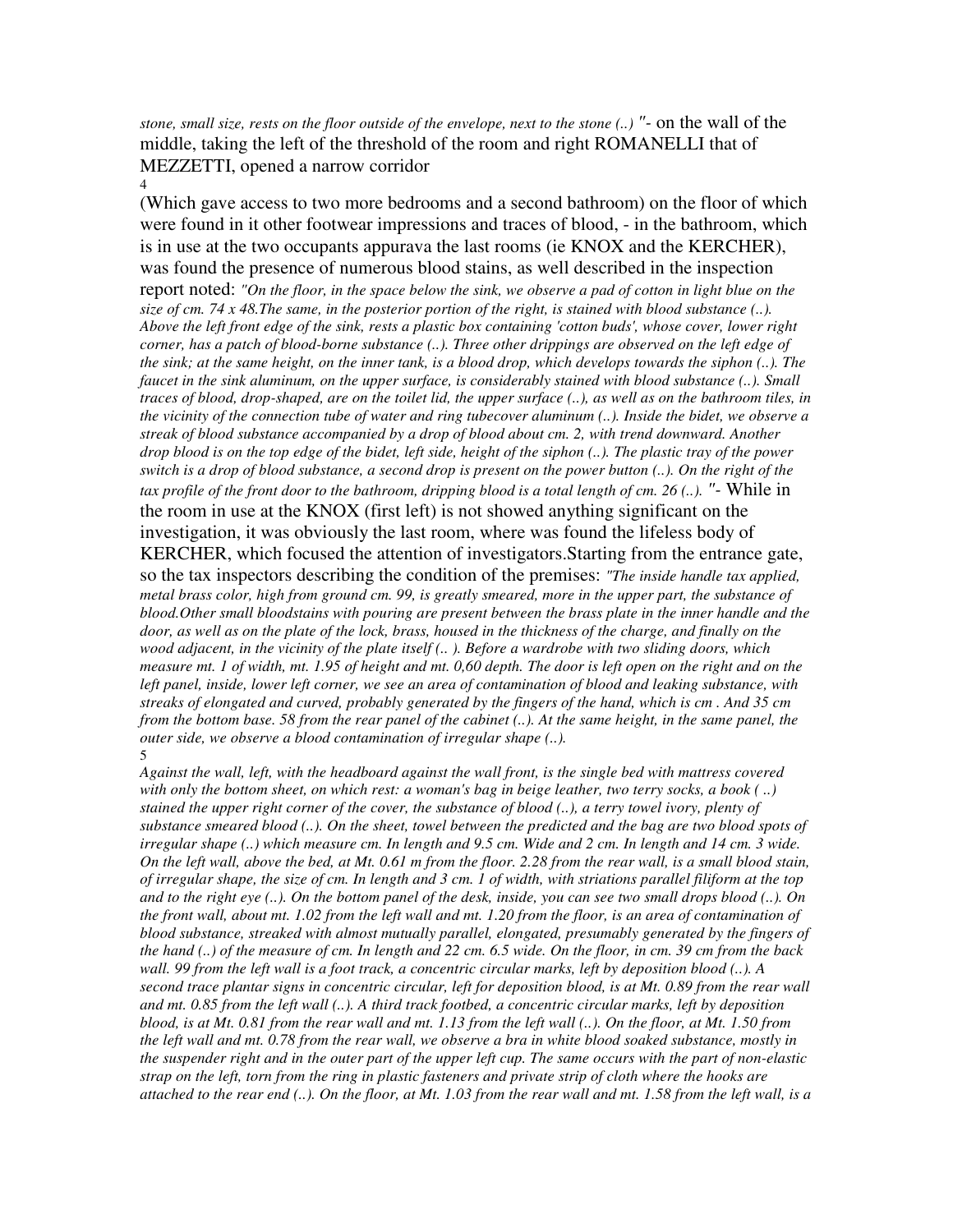*stone, small size, rests on the floor outside of the envelope, next to the stone (..) "*- on the wall of the middle, taking the left of the threshold of the room and right ROMANELLI that of MEZZETTI, opened a narrow corridor

4

(Which gave access to two more bedrooms and a second bathroom) on the floor of which were found in it other footwear impressions and traces of blood, - in the bathroom, which is in use at the two occupants appurava the last rooms (ie KNOX and the KERCHER), was found the presence of numerous blood stains, as well described in the inspection report noted: *"On the floor, in the space below the sink, we observe a pad of cotton in light blue on the size of cm. 74 x 48.The same, in the posterior portion of the right, is stained with blood substance (..). Above the left front edge of the sink, rests a plastic box containing 'cotton buds', whose cover, lower right corner, has a patch of blood-borne substance (..). Three other drippings are observed on the left edge of the sink; at the same height, on the inner tank, is a blood drop, which develops towards the siphon (..). The faucet in the sink aluminum, on the upper surface, is considerably stained with blood substance (..). Small traces of blood, drop-shaped, are on the toilet lid, the upper surface (..), as well as on the bathroom tiles, in the vicinity of the connection tube of water and ring tubecover aluminum (..). Inside the bidet, we observe a streak of blood substance accompanied by a drop of blood about cm. 2, with trend downward. Another drop blood is on the top edge of the bidet, left side, height of the siphon (..). The plastic tray of the power switch is a drop of blood substance, a second drop is present on the power button (..). On the right of the tax profile of the front door to the bathroom, dripping blood is a total length of cm. 26 (..). "*- While in the room in use at the KNOX (first left) is not showed anything significant on the investigation, it was obviously the last room, where was found the lifeless body of KERCHER, which focused the attention of investigators.Starting from the entrance gate, so the tax inspectors describing the condition of the premises: *"The inside handle tax applied, metal brass color, high from ground cm. 99, is greatly smeared, more in the upper part, the substance of blood.Other small bloodstains with pouring are present between the brass plate in the inner handle and the door, as well as on the plate of the lock, brass, housed in the thickness of the charge, and finally on the wood adjacent, in the vicinity of the plate itself (.. ). Before a wardrobe with two sliding doors, which measure mt. 1 of width, mt. 1.95 of height and mt. 0,60 depth. The door is left open on the right and on the left panel, inside, lower left corner, we see an area of contamination of blood and leaking substance, with streaks of elongated and curved, probably generated by the fingers of the hand, which is cm . And 35 cm from the bottom base. 58 from the rear panel of the cabinet (..). At the same height, in the same panel, the outer side, we observe a blood contamination of irregular shape (..).*

5

*Against the wall, left, with the headboard against the wall front, is the single bed with mattress covered with only the bottom sheet, on which rest: a woman's bag in beige leather, two terry socks, a book ( ..) stained the upper right corner of the cover, the substance of blood (..), a terry towel ivory, plenty of substance smeared blood (..). On the sheet, towel between the predicted and the bag are two blood spots of irregular shape (..) which measure cm. In length and 9.5 cm. Wide and 2 cm. In length and 14 cm. 3 wide. On the left wall, above the bed, at Mt. 0.61 m from the floor. 2.28 from the rear wall, is a small blood stain, of irregular shape, the size of cm. In length and 3 cm. 1 of width, with striations parallel filiform at the top and to the right eye (..). On the bottom panel of the desk, inside, you can see two small drops blood (..). On the front wall, about mt. 1.02 from the left wall and mt. 1.20 from the floor, is an area of contamination of blood substance, streaked with almost mutually parallel, elongated, presumably generated by the fingers of the hand (..) of the measure of cm. In length and 22 cm. 6.5 wide. On the floor, in cm. 39 cm from the back wall. 99 from the left wall is a foot track, a concentric circular marks, left by deposition blood (..). A second trace plantar signs in concentric circular, left for deposition blood, is at Mt. 0.89 from the rear wall and mt. 0.85 from the left wall (..). A third track footbed, a concentric circular marks, left by deposition blood, is at Mt. 0.81 from the rear wall and mt. 1.13 from the left wall (..). On the floor, at Mt. 1.50 from the left wall and mt. 0.78 from the rear wall, we observe a bra in white blood soaked substance, mostly in the suspender right and in the outer part of the upper left cup. The same occurs with the part of non-elastic strap on the left, torn from the ring in plastic fasteners and private strip of cloth where the hooks are attached to the rear end (..). On the floor, at Mt. 1.03 from the rear wall and mt. 1.58 from the left wall, is a*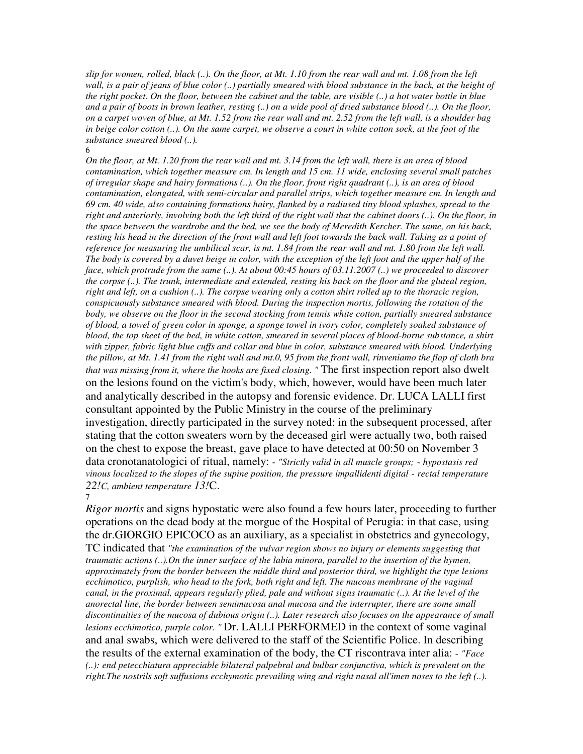*slip for women, rolled, black (..). On the floor, at Mt. 1.10 from the rear wall and mt. 1.08 from the left wall, is a pair of jeans of blue color (..) partially smeared with blood substance in the back, at the height of the right pocket. On the floor, between the cabinet and the table, are visible (..) a hot water bottle in blue and a pair of boots in brown leather, resting (..) on a wide pool of dried substance blood (..). On the floor, on a carpet woven of blue, at Mt. 1.52 from the rear wall and mt. 2.52 from the left wall, is a shoulder bag in beige color cotton (..). On the same carpet, we observe a court in white cotton sock, at the foot of the substance smeared blood (..).*

6

*On the floor, at Mt. 1.20 from the rear wall and mt. 3.14 from the left wall, there is an area of blood contamination, which together measure cm. In length and 15 cm. 11 wide, enclosing several small patches of irregular shape and hairy formations (..). On the floor, front right quadrant (..), is an area of blood contamination, elongated, with semi-circular and parallel strips, which together measure cm. In length and 69 cm. 40 wide, also containing formations hairy, flanked by a radiused tiny blood splashes, spread to the right and anteriorly, involving both the left third of the right wall that the cabinet doors (..). On the floor, in the space between the wardrobe and the bed, we see the body of Meredith Kercher. The same, on his back, resting his head in the direction of the front wall and left foot towards the back wall. Taking as a point of reference for measuring the umbilical scar, is mt. 1.84 from the rear wall and mt. 1.80 from the left wall. The body is covered by a duvet beige in color, with the exception of the left foot and the upper half of the face, which protrude from the same (..). At about 00:45 hours of 03.11.2007 (..) we proceeded to discover the corpse (..). The trunk, intermediate and extended, resting his back on the floor and the gluteal region, right and left, on a cushion (..). The corpse wearing only a cotton shirt rolled up to the thoracic region, conspicuously substance smeared with blood. During the inspection mortis, following the rotation of the body, we observe on the floor in the second stocking from tennis white cotton, partially smeared substance of blood, a towel of green color in sponge, a sponge towel in ivory color, completely soaked substance of blood, the top sheet of the bed, in white cotton, smeared in several places of blood-borne substance, a shirt with zipper, fabric light blue cuffs and collar and blue in color, substance smeared with blood. Underlying the pillow, at Mt. 1.41 from the right wall and mt.0, 95 from the front wall, rinveniamo the flap of cloth bra that was missing from it, where the hooks are fixed closing. "* The first inspection report also dwelt on the lesions found on the victim's body, which, however, would have been much later and analytically described in the autopsy and forensic evidence. Dr. LUCA LALLI first consultant appointed by the Public Ministry in the course of the preliminary investigation, directly participated in the survey noted: in the subsequent processed, after stating that the cotton sweaters worn by the deceased girl were actually two, both raised on the chest to expose the breast, gave place to have detected at 00:50 on November 3 data cronotanatologici of ritual, namely: *- "Strictly valid in all muscle groups; - hypostasis red vinous localized to the slopes of the supine position, the pressure impallidenti digital - rectal temperature 22!C, ambient temperature 13!*C.

7

*Rigor mortis* and signs hypostatic were also found a few hours later, proceeding to further operations on the dead body at the morgue of the Hospital of Perugia: in that case, using the dr.GIORGIO EPICOCO as an auxiliary, as a specialist in obstetrics and gynecology, TC indicated that *"the examination of the vulvar region shows no injury or elements suggesting that traumatic actions (..).On the inner surface of the labia minora, parallel to the insertion of the hymen, approximately from the border between the middle third and posterior third, we highlight the type lesions ecchimotico, purplish, who head to the fork, both right and left. The mucous membrane of the vaginal canal, in the proximal, appears regularly plied, pale and without signs traumatic (..). At the level of the anorectal line, the border between semimucosa anal mucosa and the interrupter, there are some small discontinuities of the mucosa of dubious origin (..). Later research also focuses on the appearance of small lesions ecchimotico, purple color. "* Dr. LALLI PERFORMED in the context of some vaginal and anal swabs, which were delivered to the staff of the Scientific Police. In describing the results of the external examination of the body, the CT riscontrava inter alia: *- "Face (..): end petecchiatura appreciable bilateral palpebral and bulbar conjunctiva, which is prevalent on the right.The nostrils soft suffusions ecchymotic prevailing wing and right nasal all'imen noses to the left (..).*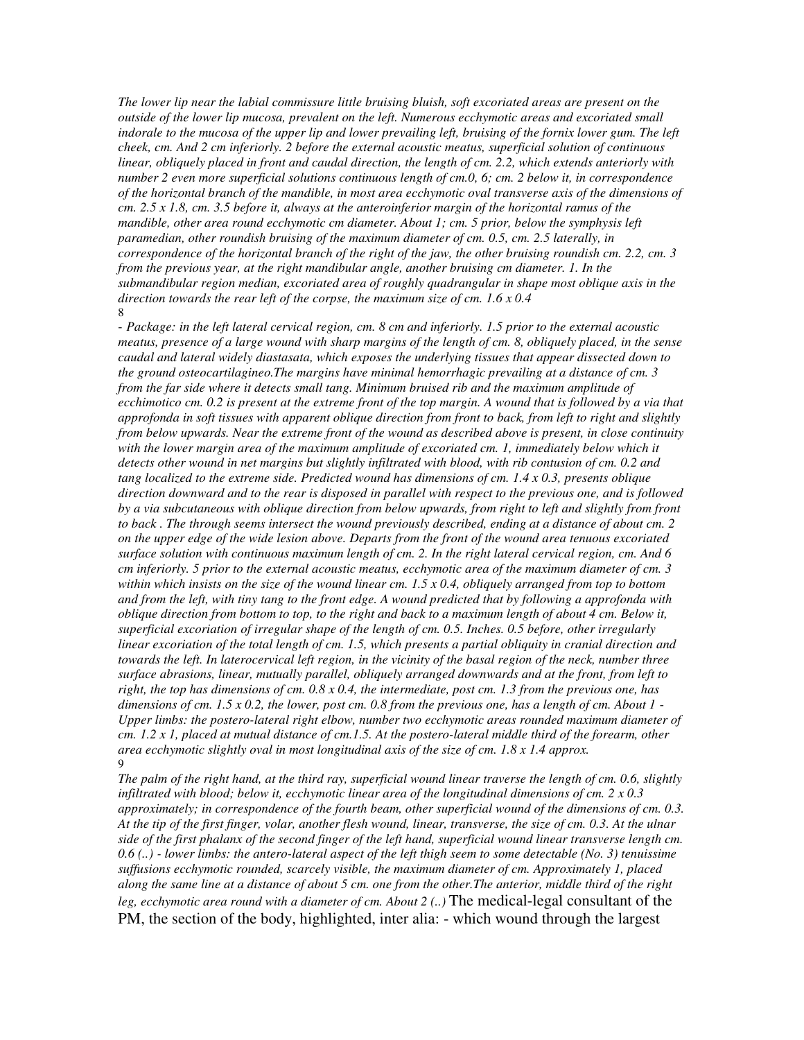*The lower lip near the labial commissure little bruising bluish, soft excoriated areas are present on the outside of the lower lip mucosa, prevalent on the left. Numerous ecchymotic areas and excoriated small indorale to the mucosa of the upper lip and lower prevailing left, bruising of the fornix lower gum. The left cheek, cm. And 2 cm inferiorly. 2 before the external acoustic meatus, superficial solution of continuous linear, obliquely placed in front and caudal direction, the length of cm. 2.2, which extends anteriorly with number 2 even more superficial solutions continuous length of cm.0, 6; cm. 2 below it, in correspondence of the horizontal branch of the mandible, in most area ecchymotic oval transverse axis of the dimensions of cm. 2.5 x 1.8, cm. 3.5 before it, always at the anteroinferior margin of the horizontal ramus of the mandible, other area round ecchymotic cm diameter. About 1; cm. 5 prior, below the symphysis left paramedian, other roundish bruising of the maximum diameter of cm. 0.5, cm. 2.5 laterally, in correspondence of the horizontal branch of the right of the jaw, the other bruising roundish cm. 2.2, cm. 3 from the previous year, at the right mandibular angle, another bruising cm diameter. 1. In the submandibular region median, excoriated area of roughly quadrangular in shape most oblique axis in the direction towards the rear left of the corpse, the maximum size of cm. 1.6 x 0.4*
8
*- Package: in the left lateral cervical region, cm. 8 cm and inferiorly. 1.5 prior to the external acoustic meatus, presence of a large wound with sharp margins of the length of cm. 8, obliquely placed, in the sense caudal and lateral widely diastasata, which exposes the underlying tissues that appear dissected down to the ground osteocartilagineo.The margins have minimal hemorrhagic prevailing at a distance of cm. 3 from the far side where it detects small tang. Minimum bruised rib and the maximum amplitude of ecchimotico cm. 0.2 is present at the extreme front of the top margin. A wound that is followed by a via that approfonda in soft tissues with apparent oblique direction from front to back, from left to right and slightly from below upwards. Near the extreme front of the wound as described above is present, in close continuity with the lower margin area of the maximum amplitude of excoriated cm. 1, immediately below which it detects other wound in net margins but slightly infiltrated with blood, with rib contusion of cm. 0.2 and tang localized to the extreme side. Predicted wound has dimensions of cm. 1.4 x 0.3, presents oblique direction downward and to the rear is disposed in parallel with respect to the previous one, and is followed by a via subcutaneous with oblique direction from below upwards, from right to left and slightly from front to back . The through seems intersect the wound previously described, ending at a distance of about cm. 2 on the upper edge of the wide lesion above. Departs from the front of the wound area tenuous excoriated surface solution with continuous maximum length of cm. 2. In the right lateral cervical region, cm. And 6 cm inferiorly. 5 prior to the external acoustic meatus, ecchymotic area of the maximum diameter of cm. 3 within which insists on the size of the wound linear cm. 1.5 x 0.4, obliquely arranged from top to bottom and from the left, with tiny tang to the front edge. A wound predicted that by following a approfonda with oblique direction from bottom to top, to the right and back to a maximum length of about 4 cm. Below it, superficial excoriation of irregular shape of the length of cm. 0.5. Inches. 0.5 before, other irregularly linear excoriation of the total length of cm. 1.5, which presents a partial obliquity in cranial direction and towards the left. In laterocervical left region, in the vicinity of the basal region of the neck, number three surface abrasions, linear, mutually parallel, obliquely arranged downwards and at the front, from left to right, the top has dimensions of cm. 0.8 x 0.4, the intermediate, post cm. 1.3 from the previous one, has dimensions of cm. 1.5 x 0.2, the lower, post cm. 0.8 from the previous one, has a length of cm. About 1 - Upper limbs: the postero-lateral right elbow, number two ecchymotic areas rounded maximum diameter of cm. 1.2 x 1, placed at mutual distance of cm.1.5. At the postero-lateral middle third of the forearm, other area ecchymotic slightly oval in most longitudinal axis of the size of cm. 1.8 x 1.4 approx.*
9
*The palm of the right hand, at the third ray, superficial wound linear traverse the length of cm. 0.6, slightly infiltrated with blood; below it, ecchymotic linear area of the longitudinal dimensions of cm. 2 x 0.3 approximately; in correspondence of the fourth beam, other superficial wound of the dimensions of cm. 0.3. At the tip of the first finger, volar, another flesh wound, linear, transverse, the size of cm. 0.3. At the ulnar side of the first phalanx of the second finger of the left hand, superficial wound linear transverse length cm. 0.6 (..) - lower limbs: the antero-lateral aspect of the left thigh seem to some detectable (No. 3) tenuissime suffusions ecchymotic rounded, scarcely visible, the maximum diameter of cm. Approximately 1, placed along the same line at a distance of about 5 cm. one from the other.The anterior, middle third of the right leg, ecchymotic area round with a diameter of cm. About 2 (..)* The medical-legal consultant of the PM, the section of the body, highlighted, inter alia: - which wound through the largest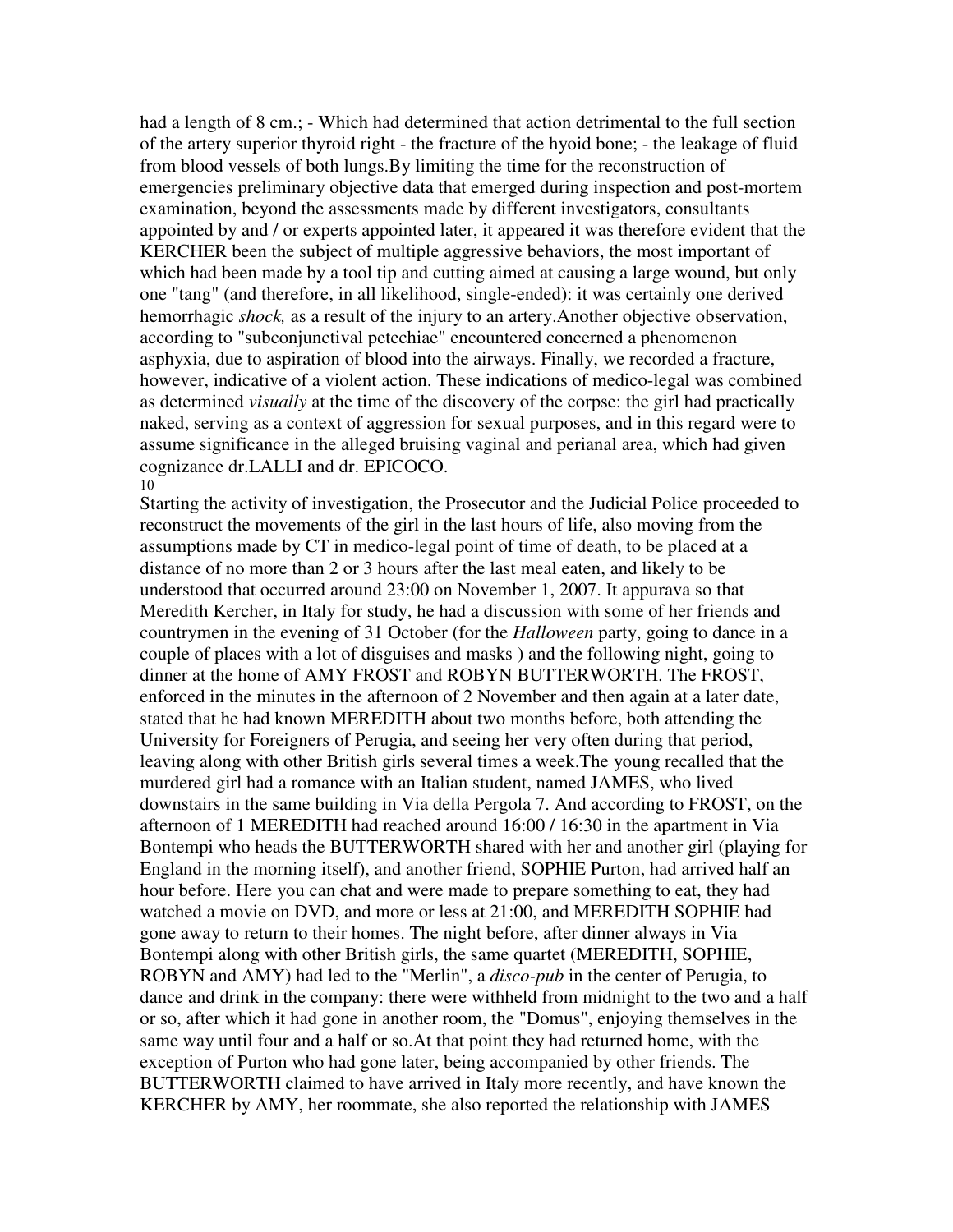had a length of 8 cm.; - Which had determined that action detrimental to the full section of the artery superior thyroid right - the fracture of the hyoid bone; - the leakage of fluid from blood vessels of both lungs.By limiting the time for the reconstruction of emergencies preliminary objective data that emerged during inspection and post-mortem examination, beyond the assessments made by different investigators, consultants appointed by and / or experts appointed later, it appeared it was therefore evident that the KERCHER been the subject of multiple aggressive behaviors, the most important of which had been made by a tool tip and cutting aimed at causing a large wound, but only one "tang" (and therefore, in all likelihood, single-ended): it was certainly one derived hemorrhagic *shock,* as a result of the injury to an artery.Another objective observation, according to "subconjunctival petechiae" encountered concerned a phenomenon asphyxia, due to aspiration of blood into the airways. Finally, we recorded a fracture, however, indicative of a violent action. These indications of medico-legal was combined as determined *visually* at the time of the discovery of the corpse: the girl had practically naked, serving as a context of aggression for sexual purposes, and in this regard were to assume significance in the alleged bruising vaginal and perianal area, which had given cognizance dr.LALLI and dr. EPICOCO.

10

Starting the activity of investigation, the Prosecutor and the Judicial Police proceeded to reconstruct the movements of the girl in the last hours of life, also moving from the assumptions made by CT in medico-legal point of time of death, to be placed at a distance of no more than 2 or 3 hours after the last meal eaten, and likely to be understood that occurred around 23:00 on November 1, 2007. It appurava so that Meredith Kercher, in Italy for study, he had a discussion with some of her friends and countrymen in the evening of 31 October (for the *Halloween* party, going to dance in a couple of places with a lot of disguises and masks ) and the following night, going to dinner at the home of AMY FROST and ROBYN BUTTERWORTH. The FROST, enforced in the minutes in the afternoon of 2 November and then again at a later date, stated that he had known MEREDITH about two months before, both attending the University for Foreigners of Perugia, and seeing her very often during that period, leaving along with other British girls several times a week.The young recalled that the murdered girl had a romance with an Italian student, named JAMES, who lived downstairs in the same building in Via della Pergola 7. And according to FROST, on the afternoon of 1 MEREDITH had reached around 16:00 / 16:30 in the apartment in Via Bontempi who heads the BUTTERWORTH shared with her and another girl (playing for England in the morning itself), and another friend, SOPHIE Purton, had arrived half an hour before. Here you can chat and were made to prepare something to eat, they had watched a movie on DVD, and more or less at 21:00, and MEREDITH SOPHIE had gone away to return to their homes. The night before, after dinner always in Via Bontempi along with other British girls, the same quartet (MEREDITH, SOPHIE, ROBYN and AMY) had led to the "Merlin", a *disco-pub* in the center of Perugia, to dance and drink in the company: there were withheld from midnight to the two and a half or so, after which it had gone in another room, the "Domus", enjoying themselves in the same way until four and a half or so.At that point they had returned home, with the exception of Purton who had gone later, being accompanied by other friends. The BUTTERWORTH claimed to have arrived in Italy more recently, and have known the KERCHER by AMY, her roommate, she also reported the relationship with JAMES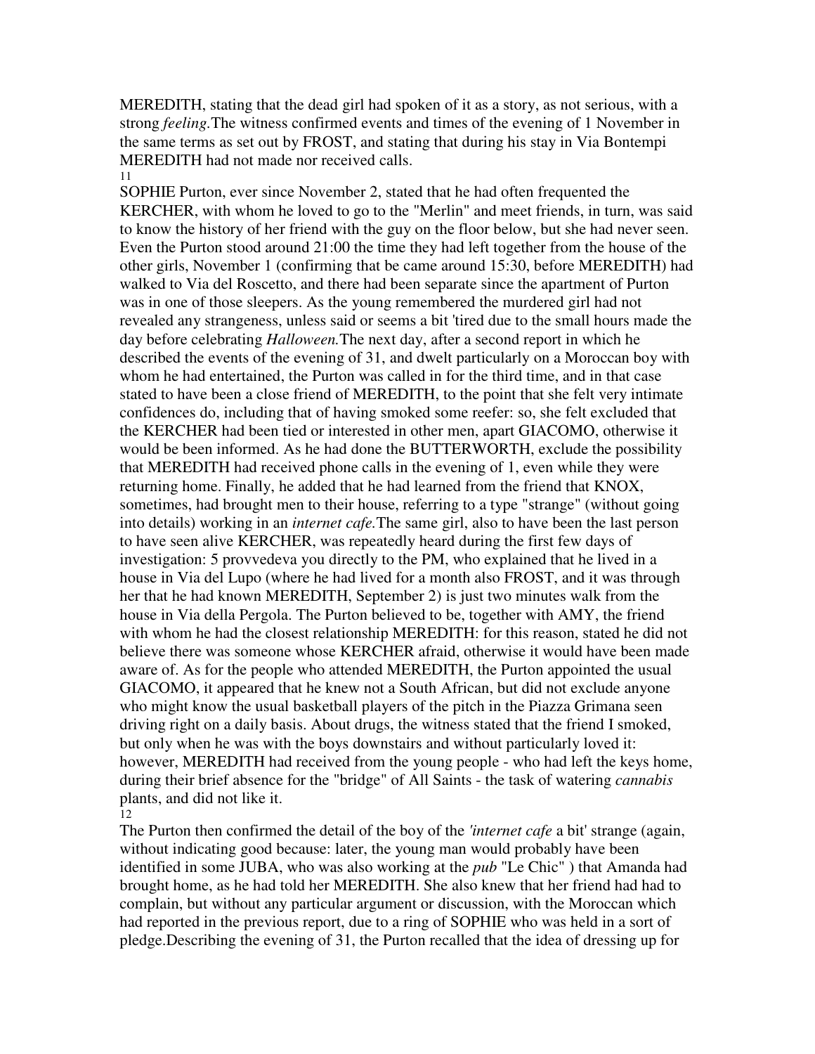MEREDITH, stating that the dead girl had spoken of it as a story, as not serious, with a strong *feeling*.The witness confirmed events and times of the evening of 1 November in the same terms as set out by FROST, and stating that during his stay in Via Bontempi MEREDITH had not made nor received calls.

11

SOPHIE Purton, ever since November 2, stated that he had often frequented the KERCHER, with whom he loved to go to the "Merlin" and meet friends, in turn, was said to know the history of her friend with the guy on the floor below, but she had never seen. Even the Purton stood around 21:00 the time they had left together from the house of the other girls, November 1 (confirming that be came around 15:30, before MEREDITH) had walked to Via del Roscetto, and there had been separate since the apartment of Purton was in one of those sleepers. As the young remembered the murdered girl had not revealed any strangeness, unless said or seems a bit 'tired due to the small hours made the day before celebrating *Halloween.*The next day, after a second report in which he described the events of the evening of 31, and dwelt particularly on a Moroccan boy with whom he had entertained, the Purton was called in for the third time, and in that case stated to have been a close friend of MEREDITH, to the point that she felt very intimate confidences do, including that of having smoked some reefer: so, she felt excluded that the KERCHER had been tied or interested in other men, apart GIACOMO, otherwise it would be been informed. As he had done the BUTTERWORTH, exclude the possibility that MEREDITH had received phone calls in the evening of 1, even while they were returning home. Finally, he added that he had learned from the friend that KNOX, sometimes, had brought men to their house, referring to a type "strange" (without going into details) working in an *internet cafe.*The same girl, also to have been the last person to have seen alive KERCHER, was repeatedly heard during the first few days of investigation: 5 provvedeva you directly to the PM, who explained that he lived in a house in Via del Lupo (where he had lived for a month also FROST, and it was through her that he had known MEREDITH, September 2) is just two minutes walk from the house in Via della Pergola. The Purton believed to be, together with AMY, the friend with whom he had the closest relationship MEREDITH: for this reason, stated he did not believe there was someone whose KERCHER afraid, otherwise it would have been made aware of. As for the people who attended MEREDITH, the Purton appointed the usual GIACOMO, it appeared that he knew not a South African, but did not exclude anyone who might know the usual basketball players of the pitch in the Piazza Grimana seen driving right on a daily basis. About drugs, the witness stated that the friend I smoked, but only when he was with the boys downstairs and without particularly loved it: however, MEREDITH had received from the young people - who had left the keys home, during their brief absence for the "bridge" of All Saints - the task of watering *cannabis* plants, and did not like it.

12

The Purton then confirmed the detail of the boy of the *'internet cafe* a bit' strange (again, without indicating good because: later, the young man would probably have been identified in some JUBA, who was also working at the *pub* "Le Chic" ) that Amanda had brought home, as he had told her MEREDITH. She also knew that her friend had had to complain, but without any particular argument or discussion, with the Moroccan which had reported in the previous report, due to a ring of SOPHIE who was held in a sort of pledge.Describing the evening of 31, the Purton recalled that the idea of dressing up for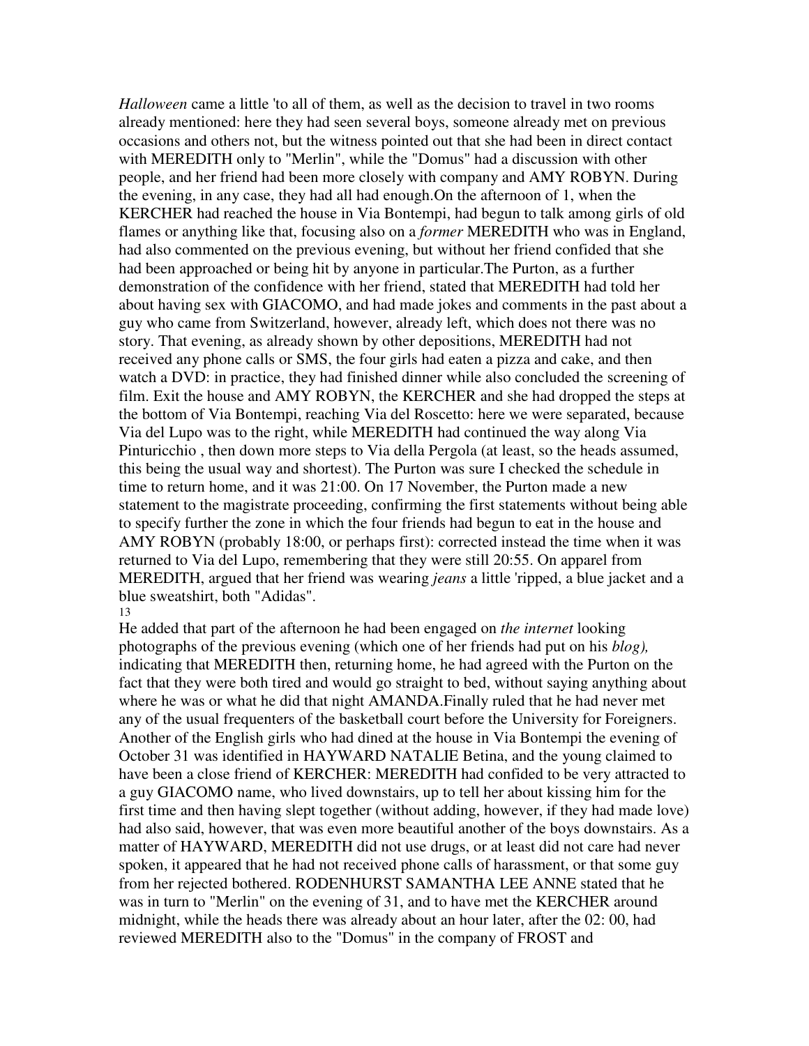*Halloween* came a little 'to all of them, as well as the decision to travel in two rooms already mentioned: here they had seen several boys, someone already met on previous occasions and others not, but the witness pointed out that she had been in direct contact with MEREDITH only to "Merlin", while the "Domus" had a discussion with other people, and her friend had been more closely with company and AMY ROBYN. During the evening, in any case, they had all had enough.On the afternoon of 1, when the KERCHER had reached the house in Via Bontempi, had begun to talk among girls of old flames or anything like that, focusing also on a *former* MEREDITH who was in England, had also commented on the previous evening, but without her friend confided that she had been approached or being hit by anyone in particular.The Purton, as a further demonstration of the confidence with her friend, stated that MEREDITH had told her about having sex with GIACOMO, and had made jokes and comments in the past about a guy who came from Switzerland, however, already left, which does not there was no story. That evening, as already shown by other depositions, MEREDITH had not received any phone calls or SMS, the four girls had eaten a pizza and cake, and then watch a DVD: in practice, they had finished dinner while also concluded the screening of film. Exit the house and AMY ROBYN, the KERCHER and she had dropped the steps at the bottom of Via Bontempi, reaching Via del Roscetto: here we were separated, because Via del Lupo was to the right, while MEREDITH had continued the way along Via Pinturicchio , then down more steps to Via della Pergola (at least, so the heads assumed, this being the usual way and shortest). The Purton was sure I checked the schedule in time to return home, and it was 21:00. On 17 November, the Purton made a new statement to the magistrate proceeding, confirming the first statements without being able to specify further the zone in which the four friends had begun to eat in the house and AMY ROBYN (probably 18:00, or perhaps first): corrected instead the time when it was returned to Via del Lupo, remembering that they were still 20:55. On apparel from MEREDITH, argued that her friend was wearing *jeans* a little 'ripped, a blue jacket and a blue sweatshirt, both "Adidas".

He added that part of the afternoon he had been engaged on *the internet* looking photographs of the previous evening (which one of her friends had put on his *blog),* indicating that MEREDITH then, returning home, he had agreed with the Purton on the fact that they were both tired and would go straight to bed, without saying anything about where he was or what he did that night AMANDA.Finally ruled that he had never met any of the usual frequenters of the basketball court before the University for Foreigners. Another of the English girls who had dined at the house in Via Bontempi the evening of October 31 was identified in HAYWARD NATALIE Betina, and the young claimed to have been a close friend of KERCHER: MEREDITH had confided to be very attracted to a guy GIACOMO name, who lived downstairs, up to tell her about kissing him for the first time and then having slept together (without adding, however, if they had made love) had also said, however, that was even more beautiful another of the boys downstairs. As a matter of HAYWARD, MEREDITH did not use drugs, or at least did not care had never spoken, it appeared that he had not received phone calls of harassment, or that some guy from her rejected bothered. RODENHURST SAMANTHA LEE ANNE stated that he was in turn to "Merlin" on the evening of 31, and to have met the KERCHER around midnight, while the heads there was already about an hour later, after the 02: 00, had reviewed MEREDITH also to the "Domus" in the company of FROST and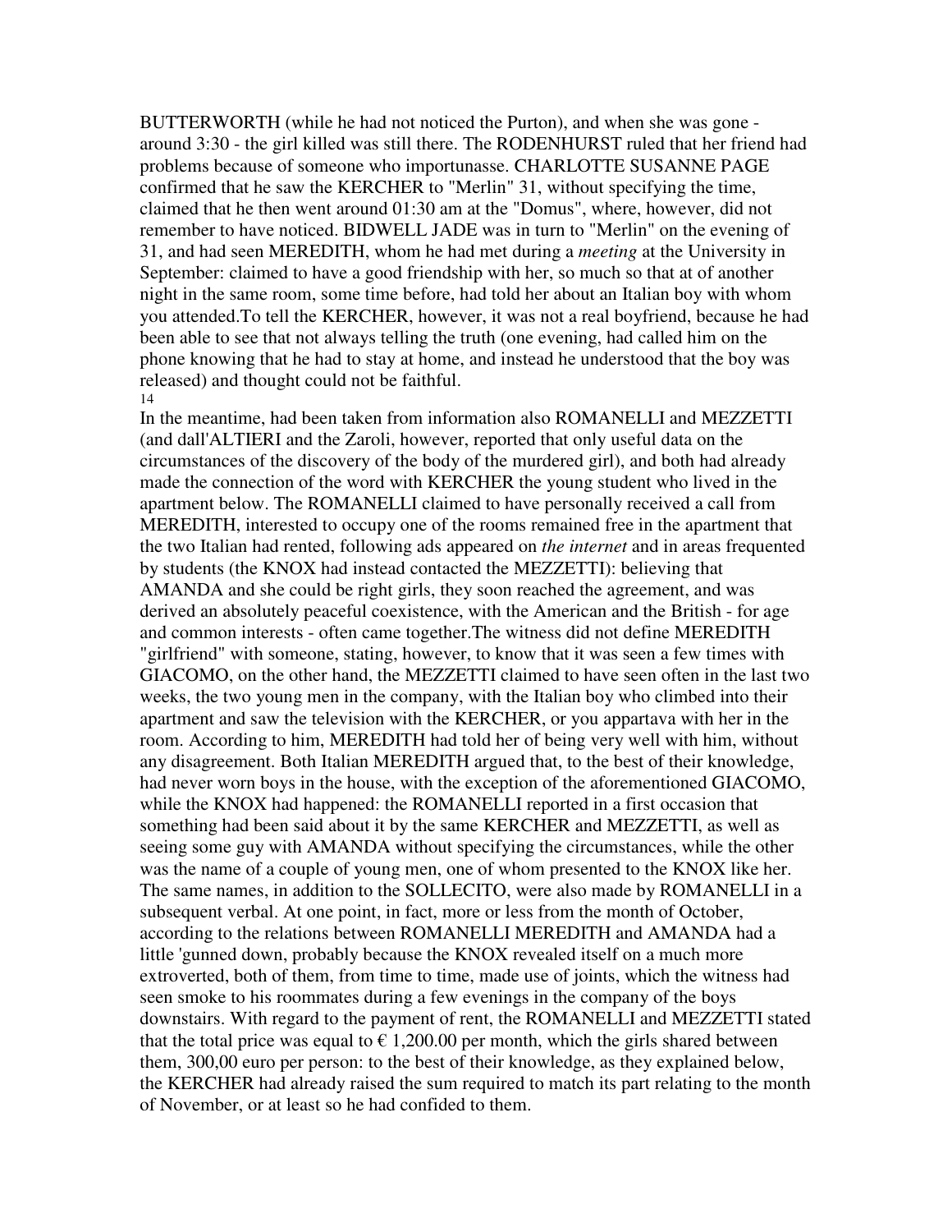BUTTERWORTH (while he had not noticed the Purton), and when she was gone - around 3:30 - the girl killed was still there. The RODENHURST ruled that her friend had problems because of someone who importunasse. CHARLOTTE SUSANNE PAGE confirmed that he saw the KERCHER to "Merlin" 31, without specifying the time, claimed that he then went around 01:30 am at the "Domus", where, however, did not remember to have noticed. BIDWELL JADE was in turn to "Merlin" on the evening of 31, and had seen MEREDITH, whom he had met during a *meeting* at the University in September: claimed to have a good friendship with her, so much so that at of another night in the same room, some time before, had told her about an Italian boy with whom you attended.To tell the KERCHER, however, it was not a real boyfriend, because he had been able to see that not always telling the truth (one evening, had called him on the phone knowing that he had to stay at home, and instead he understood that the boy was released) and thought could not be faithful.

14

In the meantime, had been taken from information also ROMANELLI and MEZZETTI (and dall'ALTIERI and the Zaroli, however, reported that only useful data on the circumstances of the discovery of the body of the murdered girl), and both had already made the connection of the word with KERCHER the young student who lived in the apartment below. The ROMANELLI claimed to have personally received a call from MEREDITH, interested to occupy one of the rooms remained free in the apartment that the two Italian had rented, following ads appeared on *the internet* and in areas frequented by students (the KNOX had instead contacted the MEZZETTI): believing that AMANDA and she could be right girls, they soon reached the agreement, and was derived an absolutely peaceful coexistence, with the American and the British - for age and common interests - often came together.The witness did not define MEREDITH "girlfriend" with someone, stating, however, to know that it was seen a few times with GIACOMO, on the other hand, the MEZZETTI claimed to have seen often in the last two weeks, the two young men in the company, with the Italian boy who climbed into their apartment and saw the television with the KERCHER, or you appartava with her in the room. According to him, MEREDITH had told her of being very well with him, without any disagreement. Both Italian MEREDITH argued that, to the best of their knowledge, had never worn boys in the house, with the exception of the aforementioned GIACOMO, while the KNOX had happened: the ROMANELLI reported in a first occasion that something had been said about it by the same KERCHER and MEZZETTI, as well as seeing some guy with AMANDA without specifying the circumstances, while the other was the name of a couple of young men, one of whom presented to the KNOX like her. The same names, in addition to the SOLLECITO, were also made by ROMANELLI in a subsequent verbal. At one point, in fact, more or less from the month of October, according to the relations between ROMANELLI MEREDITH and AMANDA had a little 'gunned down, probably because the KNOX revealed itself on a much more extroverted, both of them, from time to time, made use of joints, which the witness had seen smoke to his roommates during a few evenings in the company of the boys downstairs. With regard to the payment of rent, the ROMANELLI and MEZZETTI stated that the total price was equal to € 1,200.00 per month, which the girls shared between them, 300,00 euro per person: to the best of their knowledge, as they explained below, the KERCHER had already raised the sum required to match its part relating to the month of November, or at least so he had confided to them.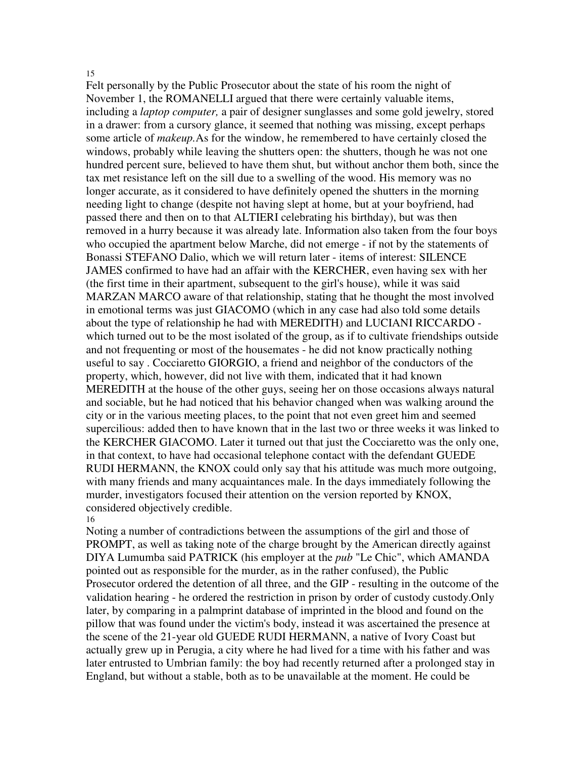15

Felt personally by the Public Prosecutor about the state of his room the night of November 1, the ROMANELLI argued that there were certainly valuable items, including a *laptop computer,* a pair of designer sunglasses and some gold jewelry, stored in a drawer: from a cursory glance, it seemed that nothing was missing, except perhaps some article of *makeup.* As for the window, he remembered to have certainly closed the windows, probably while leaving the shutters open: the shutters, though he was not one hundred percent sure, believed to have them shut, but without anchor them both, since the tax met resistance left on the sill due to a swelling of the wood. His memory was no longer accurate, as it considered to have definitely opened the shutters in the morning needing light to change (despite not having slept at home, but at your boyfriend, had passed there and then on to that ALTIERI celebrating his birthday), but was then removed in a hurry because it was already late. Information also taken from the four boys who occupied the apartment below Marche, did not emerge - if not by the statements of Bonassi STEFANO Dalio, which we will return later - items of interest: SILENCE JAMES confirmed to have had an affair with the KERCHER, even having sex with her (the first time in their apartment, subsequent to the girl's house), while it was said MARZAN MARCO aware of that relationship, stating that he thought the most involved in emotional terms was just GIACOMO (which in any case had also told some details about the type of relationship he had with MEREDITH) and LUCIANI RICCARDO - which turned out to be the most isolated of the group, as if to cultivate friendships outside and not frequenting or most of the housemates - he did not know practically nothing useful to say . Cocciaretto GIORGIO, a friend and neighbor of the conductors of the property, which, however, did not live with them, indicated that it had known MEREDITH at the house of the other guys, seeing her on those occasions always natural and sociable, but he had noticed that his behavior changed when was walking around the city or in the various meeting places, to the point that not even greet him and seemed supercilious: added then to have known that in the last two or three weeks it was linked to the KERCHER GIACOMO. Later it turned out that just the Cocciaretto was the only one, in that context, to have had occasional telephone contact with the defendant GUEDE RUDI HERMANN, the KNOX could only say that his attitude was much more outgoing, with many friends and many acquaintances male. In the days immediately following the murder, investigators focused their attention on the version reported by KNOX, considered objectively credible.

16

Noting a number of contradictions between the assumptions of the girl and those of PROMPT, as well as taking note of the charge brought by the American directly against DIYA Lumumba said PATRICK (his employer at the *pub* "Le Chic", which AMANDA pointed out as responsible for the murder, as in the rather confused), the Public Prosecutor ordered the detention of all three, and the GIP - resulting in the outcome of the validation hearing - he ordered the restriction in prison by order of custody custody.Only later, by comparing in a palmprint database of imprinted in the blood and found on the pillow that was found under the victim's body, instead it was ascertained the presence at the scene of the 21-year old GUEDE RUDI HERMANN, a native of Ivory Coast but actually grew up in Perugia, a city where he had lived for a time with his father and was later entrusted to Umbrian family: the boy had recently returned after a prolonged stay in England, but without a stable, both as to be unavailable at the moment. He could be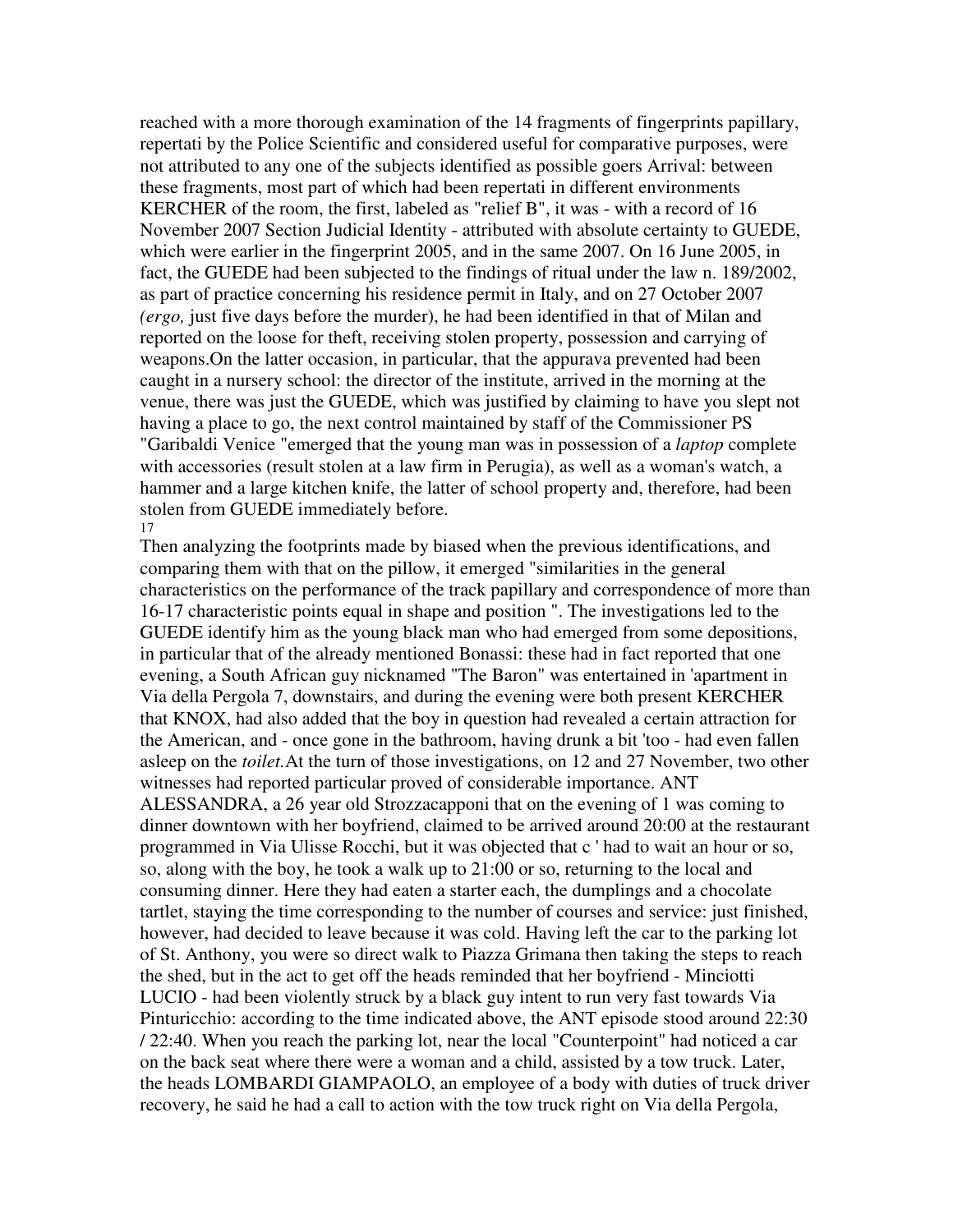reached with a more thorough examination of the 14 fragments of fingerprints papillary, repertati by the Police Scientific and considered useful for comparative purposes, were not attributed to any one of the subjects identified as possible goers Arrival: between these fragments, most part of which had been repertati in different environments KERCHER of the room, the first, labeled as "relief B", it was - with a record of 16 November 2007 Section Judicial Identity - attributed with absolute certainty to GUEDE, which were earlier in the fingerprint 2005, and in the same 2007. On 16 June 2005, in fact, the GUEDE had been subjected to the findings of ritual under the law n. 189/2002, as part of practice concerning his residence permit in Italy, and on 27 October 2007 *(ergo,* just five days before the murder), he had been identified in that of Milan and reported on the loose for theft, receiving stolen property, possession and carrying of weapons.On the latter occasion, in particular, that the appurava prevented had been caught in a nursery school: the director of the institute, arrived in the morning at the venue, there was just the GUEDE, which was justified by claiming to have you slept not having a place to go, the next control maintained by staff of the Commissioner PS "Garibaldi Venice "emerged that the young man was in possession of a *laptop* complete with accessories (result stolen at a law firm in Perugia), as well as a woman's watch, a hammer and a large kitchen knife, the latter of school property and, therefore, had been stolen from GUEDE immediately before.

17

Then analyzing the footprints made by biased when the previous identifications, and comparing them with that on the pillow, it emerged "similarities in the general characteristics on the performance of the track papillary and correspondence of more than 16-17 characteristic points equal in shape and position ". The investigations led to the GUEDE identify him as the young black man who had emerged from some depositions, in particular that of the already mentioned Bonassi: these had in fact reported that one evening, a South African guy nicknamed "The Baron" was entertained in 'apartment in Via della Pergola 7, downstairs, and during the evening were both present KERCHER that KNOX, had also added that the boy in question had revealed a certain attraction for the American, and - once gone in the bathroom, having drunk a bit 'too - had even fallen asleep on the *toilet.*At the turn of those investigations, on 12 and 27 November, two other witnesses had reported particular proved of considerable importance. ANT ALESSANDRA, a 26 year old Strozzacapponi that on the evening of 1 was coming to dinner downtown with her boyfriend, claimed to be arrived around 20:00 at the restaurant programmed in Via Ulisse Rocchi, but it was objected that c ' had to wait an hour or so, so, along with the boy, he took a walk up to 21:00 or so, returning to the local and consuming dinner. Here they had eaten a starter each, the dumplings and a chocolate tartlet, staying the time corresponding to the number of courses and service: just finished, however, had decided to leave because it was cold. Having left the car to the parking lot of St. Anthony, you were so direct walk to Piazza Grimana then taking the steps to reach the shed, but in the act to get off the heads reminded that her boyfriend - Minciotti LUCIO - had been violently struck by a black guy intent to run very fast towards Via Pinturicchio: according to the time indicated above, the ANT episode stood around 22:30 / 22:40. When you reach the parking lot, near the local "Counterpoint" had noticed a car on the back seat where there were a woman and a child, assisted by a tow truck. Later, the heads LOMBARDI GIAMPAOLO, an employee of a body with duties of truck driver recovery, he said he had a call to action with the tow truck right on Via della Pergola,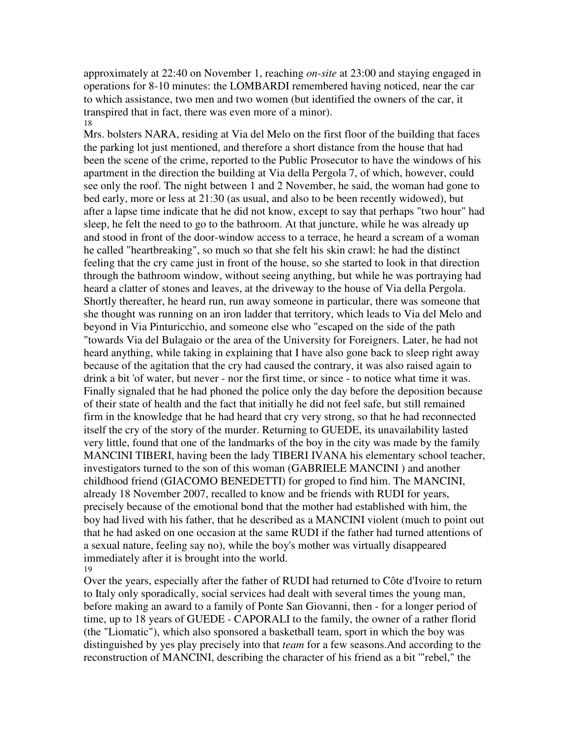approximately at 22:40 on November 1, reaching *on-site* at 23:00 and staying engaged in operations for 8-10 minutes: the LOMBARDI remembered having noticed, near the car to which assistance, two men and two women (but identified the owners of the car, it transpired that in fact, there was even more of a minor).

Mrs. bolsters NARA, residing at Via del Melo on the first floor of the building that faces the parking lot just mentioned, and therefore a short distance from the house that had been the scene of the crime, reported to the Public Prosecutor to have the windows of his apartment in the direction the building at Via della Pergola 7, of which, however, could see only the roof. The night between 1 and 2 November, he said, the woman had gone to bed early, more or less at 21:30 (as usual, and also to be been recently widowed), but after a lapse time indicate that he did not know, except to say that perhaps "two hour" had sleep, he felt the need to go to the bathroom. At that juncture, while he was already up and stood in front of the door-window access to a terrace, he heard a scream of a woman he called "heartbreaking", so much so that she felt his skin crawl: he had the distinct feeling that the cry came just in front of the house, so she started to look in that direction through the bathroom window, without seeing anything, but while he was portraying had heard a clatter of stones and leaves, at the driveway to the house of Via della Pergola. Shortly thereafter, he heard run, run away someone in particular, there was someone that she thought was running on an iron ladder that territory, which leads to Via del Melo and beyond in Via Pinturicchio, and someone else who "escaped on the side of the path "towards Via del Bulagaio or the area of the University for Foreigners. Later, he had not heard anything, while taking in explaining that I have also gone back to sleep right away because of the agitation that the cry had caused the contrary, it was also raised again to drink a bit 'of water, but never - nor the first time, or since - to notice what time it was. Finally signaled that he had phoned the police only the day before the deposition because of their state of health and the fact that initially he did not feel safe, but still remained firm in the knowledge that he had heard that cry very strong, so that he had reconnected itself the cry of the story of the murder. Returning to GUEDE, its unavailability lasted very little, found that one of the landmarks of the boy in the city was made by the family MANCINI TIBERI, having been the lady TIBERI IVANA his elementary school teacher, investigators turned to the son of this woman (GABRIELE MANCINI ) and another childhood friend (GIACOMO BENEDETTI) for groped to find him. The MANCINI, already 18 November 2007, recalled to know and be friends with RUDI for years, precisely because of the emotional bond that the mother had established with him, the boy had lived with his father, that he described as a MANCINI violent (much to point out that he had asked on one occasion at the same RUDI if the father had turned attentions of a sexual nature, feeling say no), while the boy's mother was virtually disappeared immediately after it is brought into the world.

Over the years, especially after the father of RUDI had returned to Côte d'Ivoire to return to Italy only sporadically, social services had dealt with several times the young man, before making an award to a family of Ponte San Giovanni, then - for a longer period of time, up to 18 years of GUEDE - CAPORALI to the family, the owner of a rather florid (the "Liomatic"), which also sponsored a basketball team, sport in which the boy was distinguished by yes play precisely into that *team* for a few seasons.And according to the reconstruction of MANCINI, describing the character of his friend as a bit '"rebel," the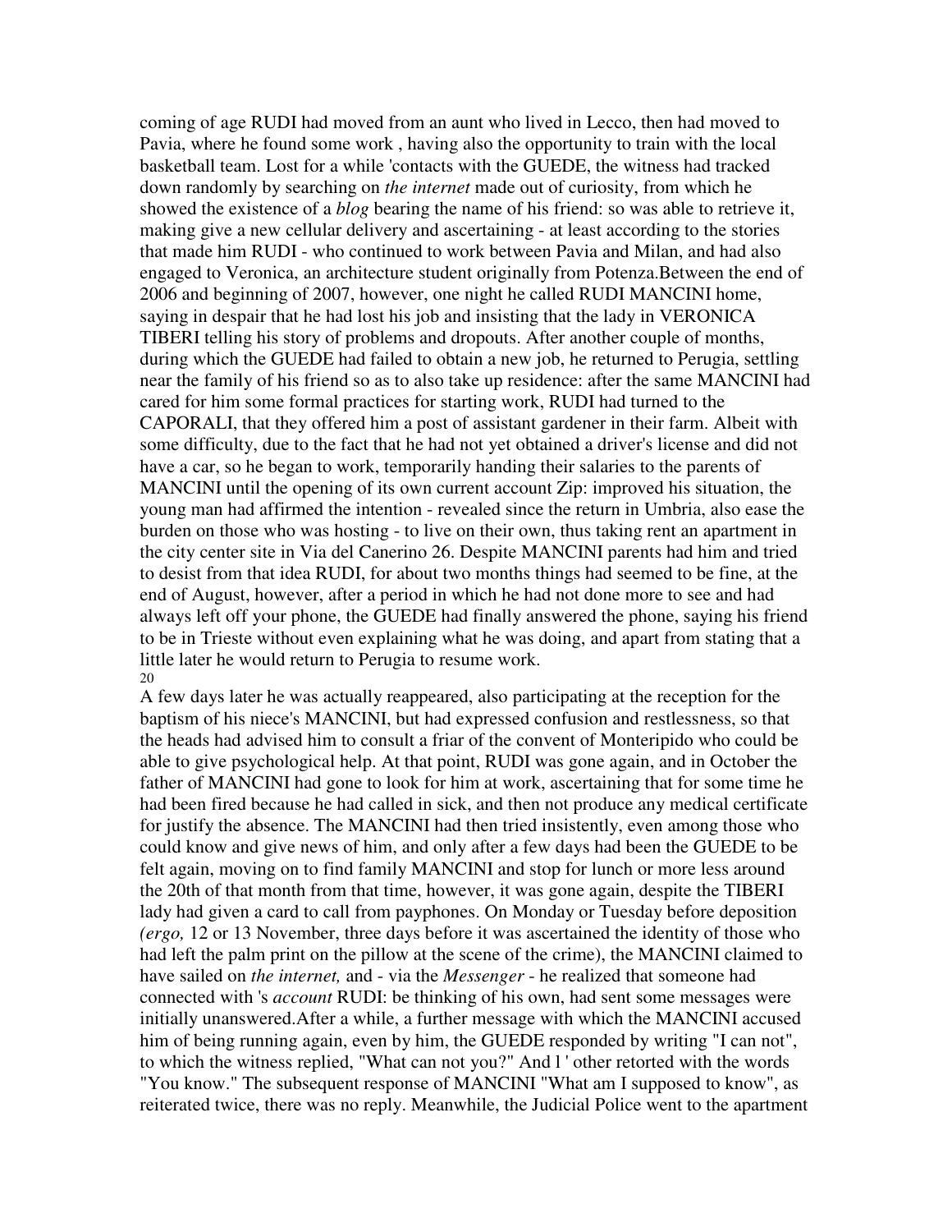coming of age RUDI had moved from an aunt who lived in Lecco, then had moved to Pavia, where he found some work , having also the opportunity to train with the local basketball team. Lost for a while 'contacts with the GUEDE, the witness had tracked down randomly by searching on *the internet* made out of curiosity, from which he showed the existence of a *blog* bearing the name of his friend: so was able to retrieve it, making give a new cellular delivery and ascertaining - at least according to the stories that made him RUDI - who continued to work between Pavia and Milan, and had also engaged to Veronica, an architecture student originally from Potenza.Between the end of 2006 and beginning of 2007, however, one night he called RUDI MANCINI home, saying in despair that he had lost his job and insisting that the lady in VERONICA TIBERI telling his story of problems and dropouts. After another couple of months, during which the GUEDE had failed to obtain a new job, he returned to Perugia, settling near the family of his friend so as to also take up residence: after the same MANCINI had cared for him some formal practices for starting work, RUDI had turned to the CAPORALI, that they offered him a post of assistant gardener in their farm. Albeit with some difficulty, due to the fact that he had not yet obtained a driver's license and did not have a car, so he began to work, temporarily handing their salaries to the parents of MANCINI until the opening of its own current account Zip: improved his situation, the young man had affirmed the intention - revealed since the return in Umbria, also ease the burden on those who was hosting - to live on their own, thus taking rent an apartment in the city center site in Via del Canerino 26. Despite MANCINI parents had him and tried to desist from that idea RUDI, for about two months things had seemed to be fine, at the end of August, however, after a period in which he had not done more to see and had always left off your phone, the GUEDE had finally answered the phone, saying his friend to be in Trieste without even explaining what he was doing, and apart from stating that a little later he would return to Perugia to resume work.

A few days later he was actually reappeared, also participating at the reception for the baptism of his niece's MANCINI, but had expressed confusion and restlessness, so that the heads had advised him to consult a friar of the convent of Monteripido who could be able to give psychological help. At that point, RUDI was gone again, and in October the father of MANCINI had gone to look for him at work, ascertaining that for some time he had been fired because he had called in sick, and then not produce any medical certificate for justify the absence. The MANCINI had then tried insistently, even among those who could know and give news of him, and only after a few days had been the GUEDE to be felt again, moving on to find family MANCINI and stop for lunch or more less around the 20th of that month from that time, however, it was gone again, despite the TIBERI lady had given a card to call from payphones. On Monday or Tuesday before deposition *(ergo,* 12 or 13 November, three days before it was ascertained the identity of those who had left the palm print on the pillow at the scene of the crime), the MANCINI claimed to have sailed on *the internet,* and - via the *Messenger* - he realized that someone had connected with 's *account* RUDI: be thinking of his own, had sent some messages were initially unanswered.After a while, a further message with which the MANCINI accused him of being running again, even by him, the GUEDE responded by writing "I can not", to which the witness replied, "What can not you?" And l ' other retorted with the words "You know." The subsequent response of MANCINI "What am I supposed to know", as reiterated twice, there was no reply. Meanwhile, the Judicial Police went to the apartment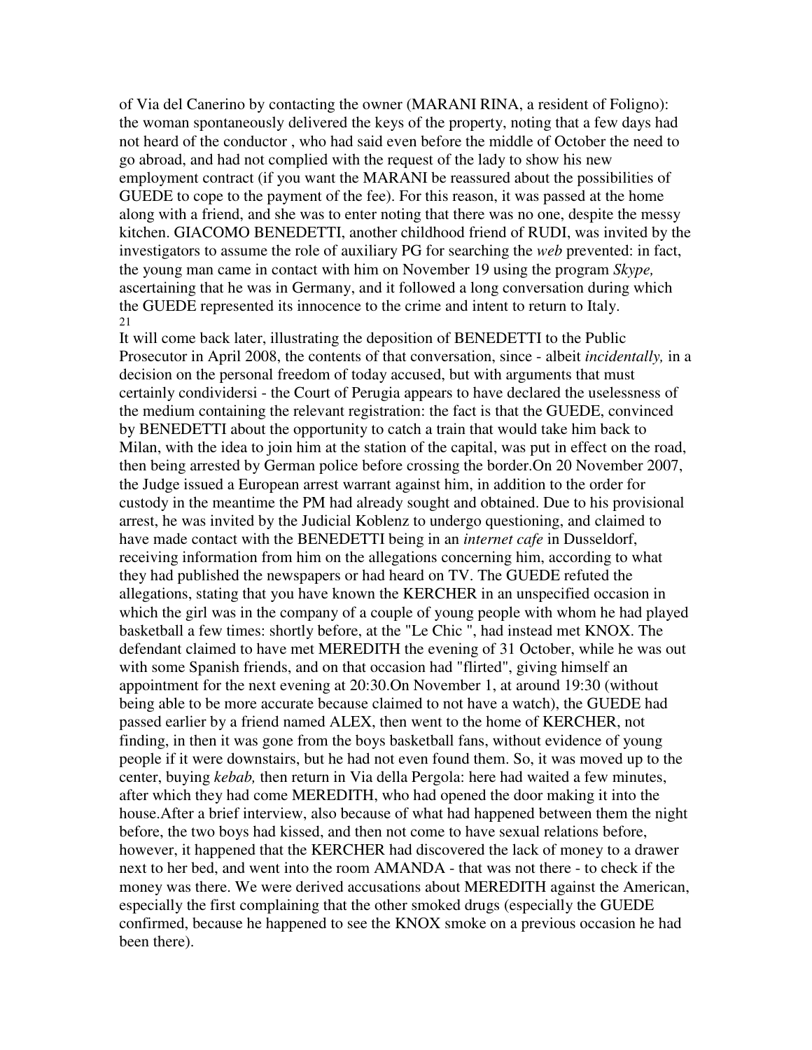of Via del Canerino by contacting the owner (MARANI RINA, a resident of Foligno): the woman spontaneously delivered the keys of the property, noting that a few days had not heard of the conductor , who had said even before the middle of October the need to go abroad, and had not complied with the request of the lady to show his new employment contract (if you want the MARANI be reassured about the possibilities of GUEDE to cope to the payment of the fee). For this reason, it was passed at the home along with a friend, and she was to enter noting that there was no one, despite the messy kitchen. GIACOMO BENEDETTI, another childhood friend of RUDI, was invited by the investigators to assume the role of auxiliary PG for searching the *web* prevented: in fact, the young man came in contact with him on November 19 using the program *Skype,* ascertaining that he was in Germany, and it followed a long conversation during which the GUEDE represented its innocence to the crime and intent to return to Italy.
21
It will come back later, illustrating the deposition of BENEDETTI to the Public Prosecutor in April 2008, the contents of that conversation, since - albeit *incidentally,* in a decision on the personal freedom of today accused, but with arguments that must certainly condividersi - the Court of Perugia appears to have declared the uselessness of the medium containing the relevant registration: the fact is that the GUEDE, convinced by BENEDETTI about the opportunity to catch a train that would take him back to Milan, with the idea to join him at the station of the capital, was put in effect on the road, then being arrested by German police before crossing the border.On 20 November 2007, the Judge issued a European arrest warrant against him, in addition to the order for custody in the meantime the PM had already sought and obtained. Due to his provisional arrest, he was invited by the Judicial Koblenz to undergo questioning, and claimed to have made contact with the BENEDETTI being in an *internet cafe* in Dusseldorf, receiving information from him on the allegations concerning him, according to what they had published the newspapers or had heard on TV. The GUEDE refuted the allegations, stating that you have known the KERCHER in an unspecified occasion in which the girl was in the company of a couple of young people with whom he had played basketball a few times: shortly before, at the "Le Chic ", had instead met KNOX. The defendant claimed to have met MEREDITH the evening of 31 October, while he was out with some Spanish friends, and on that occasion had "flirted", giving himself an appointment for the next evening at 20:30.On November 1, at around 19:30 (without being able to be more accurate because claimed to not have a watch), the GUEDE had passed earlier by a friend named ALEX, then went to the home of KERCHER, not finding, in then it was gone from the boys basketball fans, without evidence of young people if it were downstairs, but he had not even found them. So, it was moved up to the center, buying *kebab,* then return in Via della Pergola: here had waited a few minutes, after which they had come MEREDITH, who had opened the door making it into the house.After a brief interview, also because of what had happened between them the night before, the two boys had kissed, and then not come to have sexual relations before, however, it happened that the KERCHER had discovered the lack of money to a drawer next to her bed, and went into the room AMANDA - that was not there - to check if the money was there. We were derived accusations about MEREDITH against the American, especially the first complaining that the other smoked drugs (especially the GUEDE confirmed, because he happened to see the KNOX smoke on a previous occasion he had been there).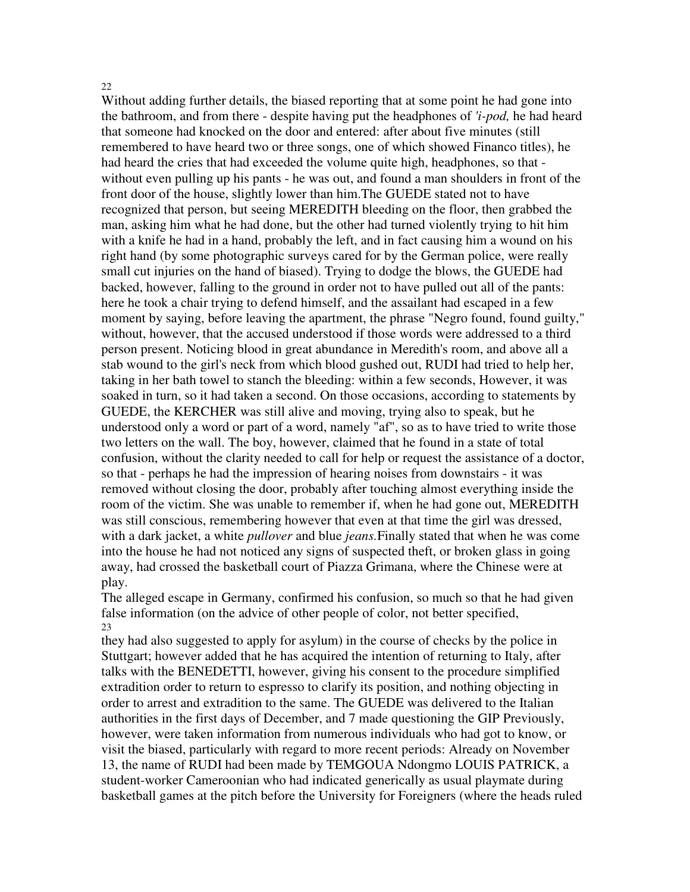Without adding further details, the biased reporting that at some point he had gone into the bathroom, and from there - despite having put the headphones of *'i-pod,* he had heard that someone had knocked on the door and entered: after about five minutes (still remembered to have heard two or three songs, one of which showed Financo titles), he had heard the cries that had exceeded the volume quite high, headphones, so that - without even pulling up his pants - he was out, and found a man shoulders in front of the front door of the house, slightly lower than him.The GUEDE stated not to have recognized that person, but seeing MEREDITH bleeding on the floor, then grabbed the man, asking him what he had done, but the other had turned violently trying to hit him with a knife he had in a hand, probably the left, and in fact causing him a wound on his right hand (by some photographic surveys cared for by the German police, were really small cut injuries on the hand of biased). Trying to dodge the blows, the GUEDE had backed, however, falling to the ground in order not to have pulled out all of the pants: here he took a chair trying to defend himself, and the assailant had escaped in a few moment by saying, before leaving the apartment, the phrase "Negro found, found guilty," without, however, that the accused understood if those words were addressed to a third person present. Noticing blood in great abundance in Meredith's room, and above all a stab wound to the girl's neck from which blood gushed out, RUDI had tried to help her, taking in her bath towel to stanch the bleeding: within a few seconds, However, it was soaked in turn, so it had taken a second. On those occasions, according to statements by GUEDE, the KERCHER was still alive and moving, trying also to speak, but he understood only a word or part of a word, namely "af", so as to have tried to write those two letters on the wall. The boy, however, claimed that he found in a state of total confusion, without the clarity needed to call for help or request the assistance of a doctor, so that - perhaps he had the impression of hearing noises from downstairs - it was removed without closing the door, probably after touching almost everything inside the room of the victim. She was unable to remember if, when he had gone out, MEREDITH was still conscious, remembering however that even at that time the girl was dressed, with a dark jacket, a white *pullover* and blue *jeans.*Finally stated that when he was come into the house he had not noticed any signs of suspected theft, or broken glass in going away, had crossed the basketball court of Piazza Grimana, where the Chinese were at play.

The alleged escape in Germany, confirmed his confusion, so much so that he had given false information (on the advice of other people of color, not better specified, they had also suggested to apply for asylum) in the course of checks by the police in Stuttgart; however added that he has acquired the intention of returning to Italy, after talks with the BENEDETTI, however, giving his consent to the procedure simplified extradition order to return to espresso to clarify its position, and nothing objecting in order to arrest and extradition to the same. The GUEDE was delivered to the Italian authorities in the first days of December, and 7 made questioning the GIP Previously, however, were taken information from numerous individuals who had got to know, or visit the biased, particularly with regard to more recent periods: Already on November 13, the name of RUDI had been made by TEMGOUA Ndongmo LOUIS PATRICK, a student-worker Cameroonian who had indicated generically as usual playmate during basketball games at the pitch before the University for Foreigners (where the heads ruled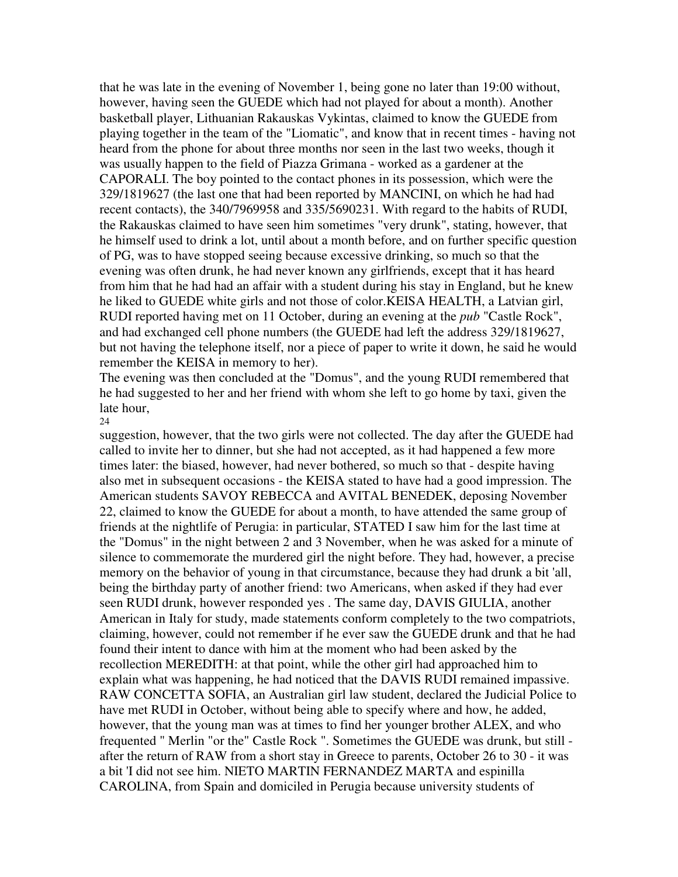that he was late in the evening of November 1, being gone no later than 19:00 without, however, having seen the GUEDE which had not played for about a month). Another basketball player, Lithuanian Rakauskas Vykintas, claimed to know the GUEDE from playing together in the team of the "Liomatic", and know that in recent times - having not heard from the phone for about three months nor seen in the last two weeks, though it was usually happen to the field of Piazza Grimana - worked as a gardener at the CAPORALI. The boy pointed to the contact phones in its possession, which were the 329/1819627 (the last one that had been reported by MANCINI, on which he had had recent contacts), the 340/7969958 and 335/5690231. With regard to the habits of RUDI, the Rakauskas claimed to have seen him sometimes "very drunk", stating, however, that he himself used to drink a lot, until about a month before, and on further specific question of PG, was to have stopped seeing because excessive drinking, so much so that the evening was often drunk, he had never known any girlfriends, except that it has heard from him that he had had an affair with a student during his stay in England, but he knew he liked to GUEDE white girls and not those of color.KEISA HEALTH, a Latvian girl, RUDI reported having met on 11 October, during an evening at the *pub* "Castle Rock", and had exchanged cell phone numbers (the GUEDE had left the address 329/1819627, but not having the telephone itself, nor a piece of paper to write it down, he said he would remember the KEISA in memory to her).

The evening was then concluded at the "Domus", and the young RUDI remembered that he had suggested to her and her friend with whom she left to go home by taxi, given the late hour, suggestion, however, that the two girls were not collected. The day after the GUEDE had called to invite her to dinner, but she had not accepted, as it had happened a few more times later: the biased, however, had never bothered, so much so that - despite having also met in subsequent occasions - the KEISA stated to have had a good impression. The American students SAVOY REBECCA and AVITAL BENEDEK, deposing November 22, claimed to know the GUEDE for about a month, to have attended the same group of friends at the nightlife of Perugia: in particular, STATED I saw him for the last time at the "Domus" in the night between 2 and 3 November, when he was asked for a minute of silence to commemorate the murdered girl the night before. They had, however, a precise memory on the behavior of young in that circumstance, because they had drunk a bit 'all, being the birthday party of another friend: two Americans, when asked if they had ever seen RUDI drunk, however responded yes . The same day, DAVIS GIULIA, another American in Italy for study, made statements conform completely to the two compatriots, claiming, however, could not remember if he ever saw the GUEDE drunk and that he had found their intent to dance with him at the moment who had been asked by the recollection MEREDITH: at that point, while the other girl had approached him to explain what was happening, he had noticed that the DAVIS RUDI remained impassive. RAW CONCETTA SOFIA, an Australian girl law student, declared the Judicial Police to have met RUDI in October, without being able to specify where and how, he added, however, that the young man was at times to find her younger brother ALEX, and who frequented " Merlin "or the" Castle Rock ". Sometimes the GUEDE was drunk, but still - after the return of RAW from a short stay in Greece to parents, October 26 to 30 - it was a bit 'I did not see him. NIETO MARTIN FERNANDEZ MARTA and espinilla CAROLINA, from Spain and domiciled in Perugia because university students of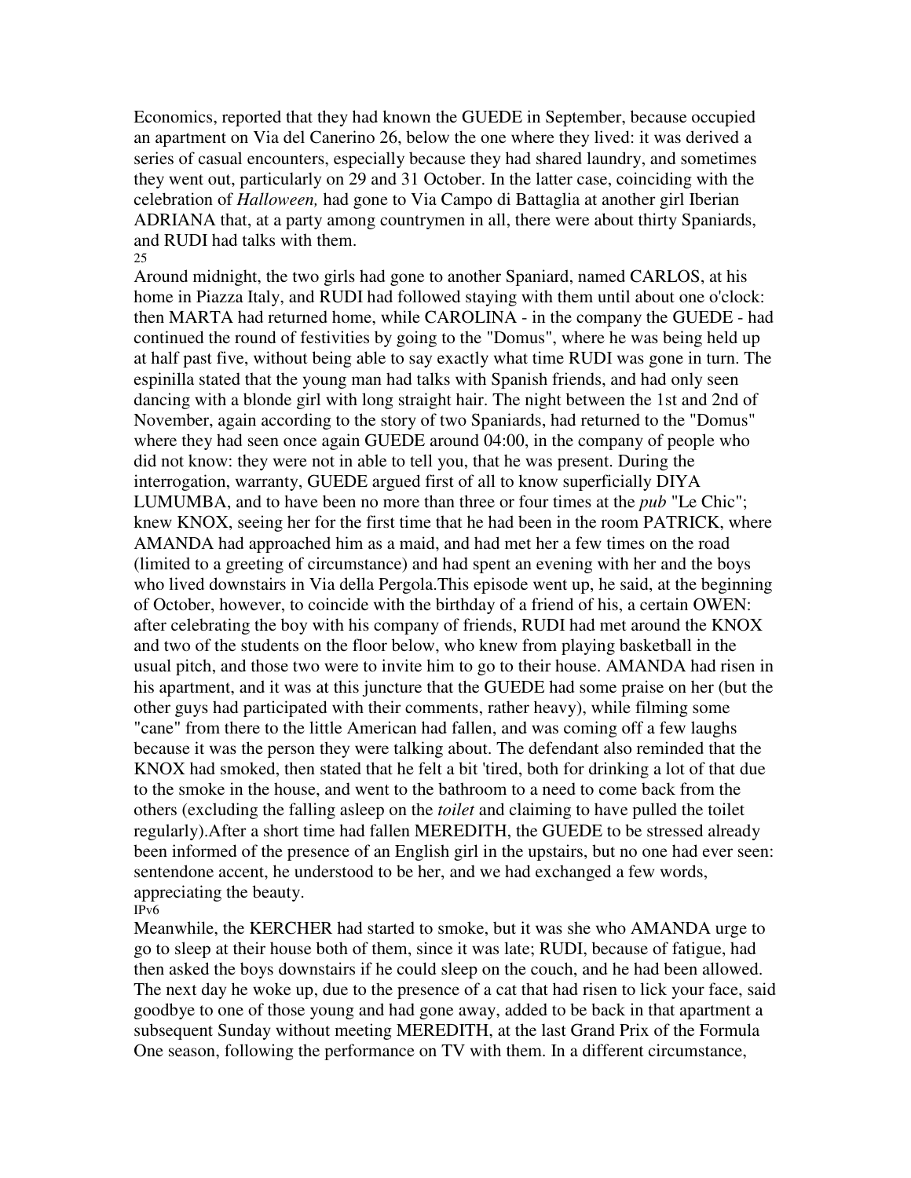Economics, reported that they had known the GUEDE in September, because occupied an apartment on Via del Canerino 26, below the one where they lived: it was derived a series of casual encounters, especially because they had shared laundry, and sometimes they went out, particularly on 29 and 31 October. In the latter case, coinciding with the celebration of *Halloween,* had gone to Via Campo di Battaglia at another girl Iberian ADRIANA that, at a party among countrymen in all, there were about thirty Spaniards, and RUDI had talks with them.

Around midnight, the two girls had gone to another Spaniard, named CARLOS, at his home in Piazza Italy, and RUDI had followed staying with them until about one o'clock: then MARTA had returned home, while CAROLINA - in the company the GUEDE - had continued the round of festivities by going to the "Domus", where he was being held up at half past five, without being able to say exactly what time RUDI was gone in turn. The espinilla stated that the young man had talks with Spanish friends, and had only seen dancing with a blonde girl with long straight hair. The night between the 1st and 2nd of November, again according to the story of two Spaniards, had returned to the "Domus" where they had seen once again GUEDE around 04:00, in the company of people who did not know: they were not in able to tell you, that he was present. During the interrogation, warranty, GUEDE argued first of all to know superficially DIYA LUMUMBA, and to have been no more than three or four times at the *pub* "Le Chic"; knew KNOX, seeing her for the first time that he had been in the room PATRICK, where AMANDA had approached him as a maid, and had met her a few times on the road (limited to a greeting of circumstance) and had spent an evening with her and the boys who lived downstairs in Via della Pergola.This episode went up, he said, at the beginning of October, however, to coincide with the birthday of a friend of his, a certain OWEN: after celebrating the boy with his company of friends, RUDI had met around the KNOX and two of the students on the floor below, who knew from playing basketball in the usual pitch, and those two were to invite him to go to their house. AMANDA had risen in his apartment, and it was at this juncture that the GUEDE had some praise on her (but the other guys had participated with their comments, rather heavy), while filming some "cane" from there to the little American had fallen, and was coming off a few laughs because it was the person they were talking about. The defendant also reminded that the KNOX had smoked, then stated that he felt a bit 'tired, both for drinking a lot of that due to the smoke in the house, and went to the bathroom to a need to come back from the others (excluding the falling asleep on the *toilet* and claiming to have pulled the toilet regularly).After a short time had fallen MEREDITH, the GUEDE to be stressed already been informed of the presence of an English girl in the upstairs, but no one had ever seen: sentendone accent, he understood to be her, and we had exchanged a few words, appreciating the beauty.

Meanwhile, the KERCHER had started to smoke, but it was she who AMANDA urge to go to sleep at their house both of them, since it was late; RUDI, because of fatigue, had then asked the boys downstairs if he could sleep on the couch, and he had been allowed. The next day he woke up, due to the presence of a cat that had risen to lick your face, said goodbye to one of those young and had gone away, added to be back in that apartment a subsequent Sunday without meeting MEREDITH, at the last Grand Prix of the Formula One season, following the performance on TV with them. In a different circumstance,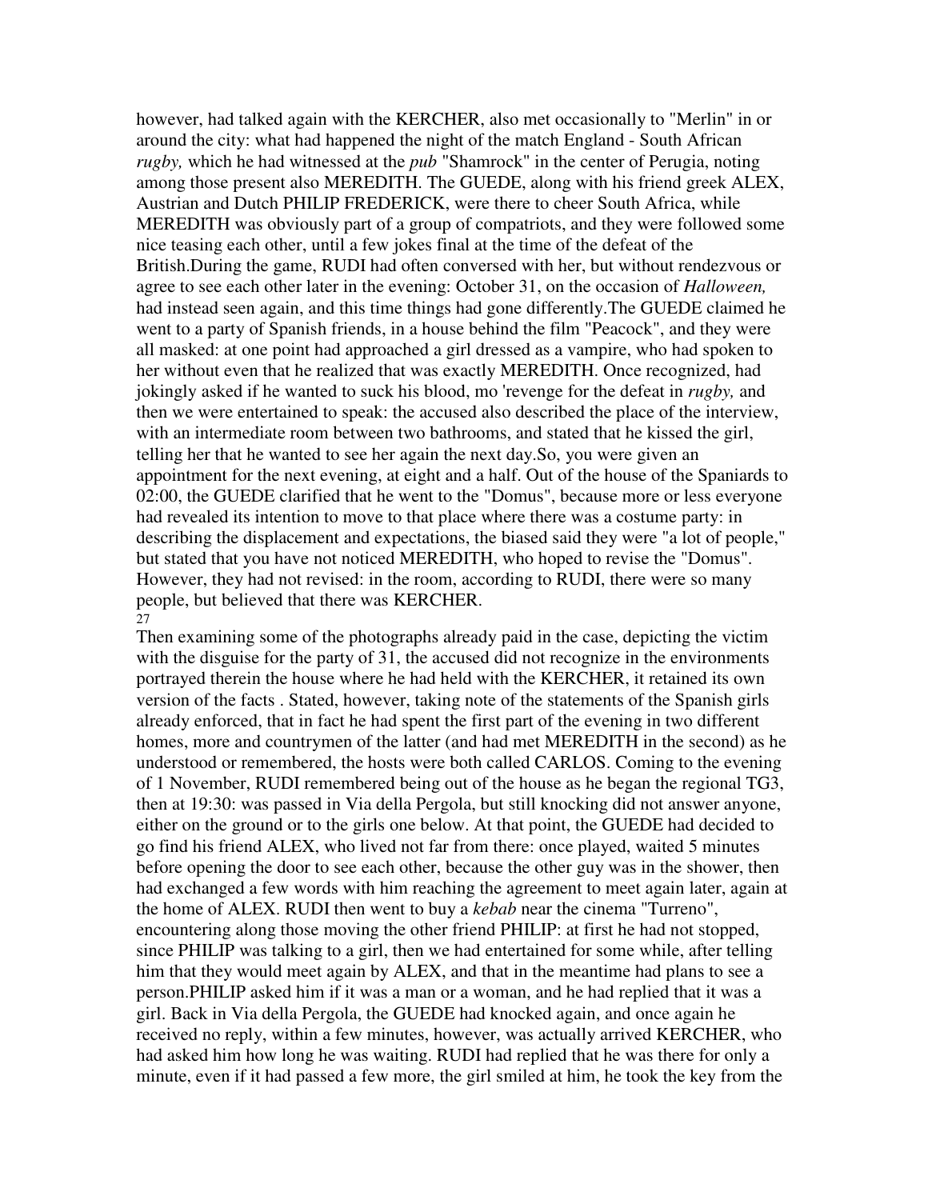however, had talked again with the KERCHER, also met occasionally to "Merlin" in or around the city: what had happened the night of the match England - South African *rugby,* which he had witnessed at the *pub* "Shamrock" in the center of Perugia, noting among those present also MEREDITH. The GUEDE, along with his friend greek ALEX, Austrian and Dutch PHILIP FREDERICK, were there to cheer South Africa, while MEREDITH was obviously part of a group of compatriots, and they were followed some nice teasing each other, until a few jokes final at the time of the defeat of the British.During the game, RUDI had often conversed with her, but without rendezvous or agree to see each other later in the evening: October 31, on the occasion of *Halloween,* had instead seen again, and this time things had gone differently.The GUEDE claimed he went to a party of Spanish friends, in a house behind the film "Peacock", and they were all masked: at one point had approached a girl dressed as a vampire, who had spoken to her without even that he realized that was exactly MEREDITH. Once recognized, had jokingly asked if he wanted to suck his blood, mo 'revenge for the defeat in *rugby,* and then we were entertained to speak: the accused also described the place of the interview, with an intermediate room between two bathrooms, and stated that he kissed the girl, telling her that he wanted to see her again the next day.So, you were given an appointment for the next evening, at eight and a half. Out of the house of the Spaniards to 02:00, the GUEDE clarified that he went to the "Domus", because more or less everyone had revealed its intention to move to that place where there was a costume party: in describing the displacement and expectations, the biased said they were "a lot of people," but stated that you have not noticed MEREDITH, who hoped to revise the "Domus". However, they had not revised: in the room, according to RUDI, there were so many people, but believed that there was KERCHER.

Then examining some of the photographs already paid in the case, depicting the victim with the disguise for the party of 31, the accused did not recognize in the environments portrayed therein the house where he had held with the KERCHER, it retained its own version of the facts . Stated, however, taking note of the statements of the Spanish girls already enforced, that in fact he had spent the first part of the evening in two different homes, more and countrymen of the latter (and had met MEREDITH in the second) as he understood or remembered, the hosts were both called CARLOS. Coming to the evening of 1 November, RUDI remembered being out of the house as he began the regional TG3, then at 19:30: was passed in Via della Pergola, but still knocking did not answer anyone, either on the ground or to the girls one below. At that point, the GUEDE had decided to go find his friend ALEX, who lived not far from there: once played, waited 5 minutes before opening the door to see each other, because the other guy was in the shower, then had exchanged a few words with him reaching the agreement to meet again later, again at the home of ALEX. RUDI then went to buy a *kebab* near the cinema "Turreno", encountering along those moving the other friend PHILIP: at first he had not stopped, since PHILIP was talking to a girl, then we had entertained for some while, after telling him that they would meet again by ALEX, and that in the meantime had plans to see a person.PHILIP asked him if it was a man or a woman, and he had replied that it was a girl. Back in Via della Pergola, the GUEDE had knocked again, and once again he received no reply, within a few minutes, however, was actually arrived KERCHER, who had asked him how long he was waiting. RUDI had replied that he was there for only a minute, even if it had passed a few more, the girl smiled at him, he took the key from the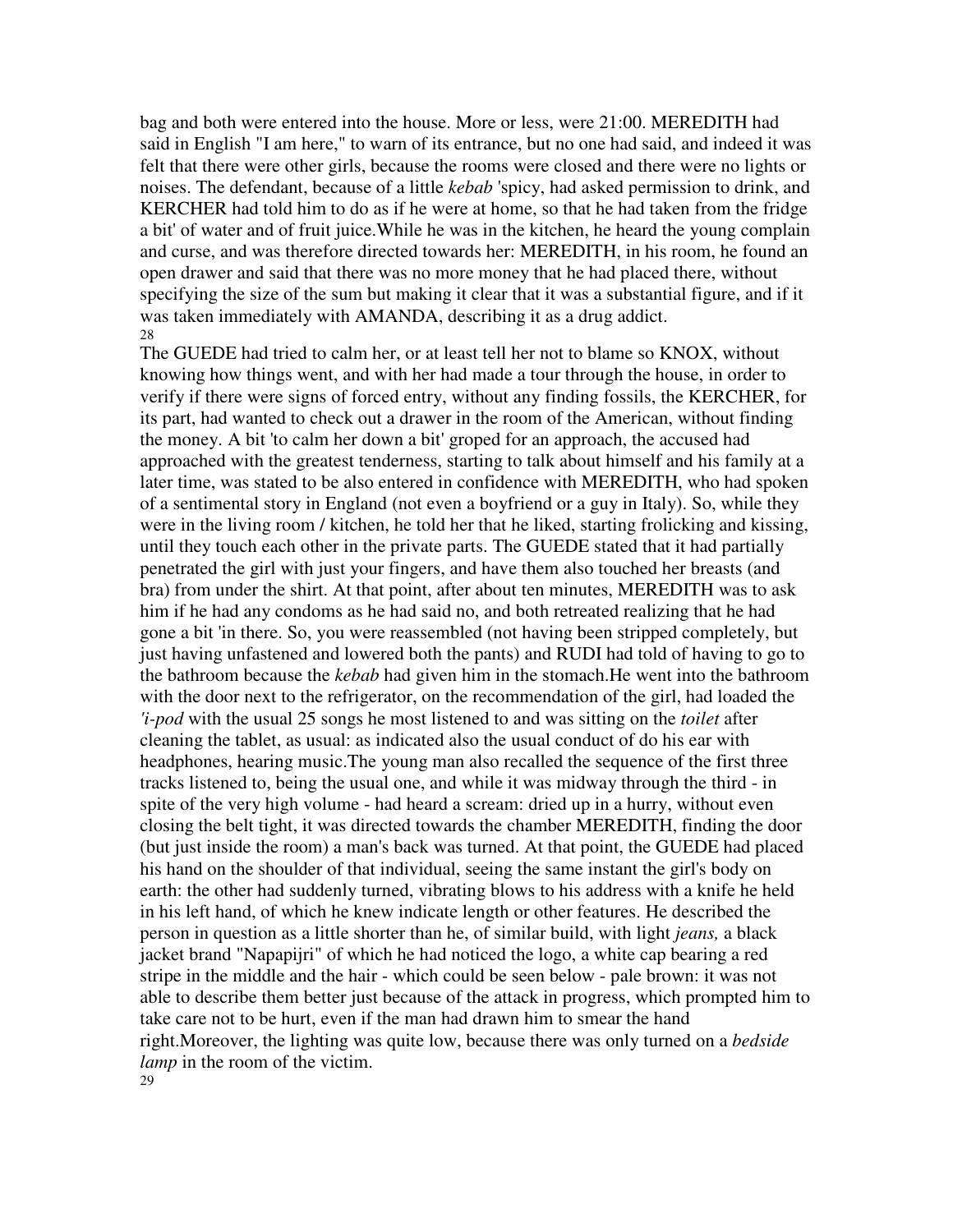bag and both were entered into the house. More or less, were 21:00. MEREDITH had said in English "I am here," to warn of its entrance, but no one had said, and indeed it was felt that there were other girls, because the rooms were closed and there were no lights or noises. The defendant, because of a little *kebab* 'spicy, had asked permission to drink, and KERCHER had told him to do as if he were at home, so that he had taken from the fridge a bit' of water and of fruit juice.While he was in the kitchen, he heard the young complain and curse, and was therefore directed towards her: MEREDITH, in his room, he found an open drawer and said that there was no more money that he had placed there, without specifying the size of the sum but making it clear that it was a substantial figure, and if it was taken immediately with AMANDA, describing it as a drug addict.

The GUEDE had tried to calm her, or at least tell her not to blame so KNOX, without knowing how things went, and with her had made a tour through the house, in order to verify if there were signs of forced entry, without any finding fossils, the KERCHER, for its part, had wanted to check out a drawer in the room of the American, without finding the money. A bit 'to calm her down a bit' groped for an approach, the accused had approached with the greatest tenderness, starting to talk about himself and his family at a later time, was stated to be also entered in confidence with MEREDITH, who had spoken of a sentimental story in England (not even a boyfriend or a guy in Italy). So, while they were in the living room / kitchen, he told her that he liked, starting frolicking and kissing, until they touch each other in the private parts. The GUEDE stated that it had partially penetrated the girl with just your fingers, and have them also touched her breasts (and bra) from under the shirt. At that point, after about ten minutes, MEREDITH was to ask him if he had any condoms as he had said no, and both retreated realizing that he had gone a bit 'in there. So, you were reassembled (not having been stripped completely, but just having unfastened and lowered both the pants) and RUDI had told of having to go to the bathroom because the *kebab* had given him in the stomach.He went into the bathroom with the door next to the refrigerator, on the recommendation of the girl, had loaded the *'i-pod* with the usual 25 songs he most listened to and was sitting on the *toilet* after cleaning the tablet, as usual: as indicated also the usual conduct of do his ear with headphones, hearing music.The young man also recalled the sequence of the first three tracks listened to, being the usual one, and while it was midway through the third - in spite of the very high volume - had heard a scream: dried up in a hurry, without even closing the belt tight, it was directed towards the chamber MEREDITH, finding the door (but just inside the room) a man's back was turned. At that point, the GUEDE had placed his hand on the shoulder of that individual, seeing the same instant the girl's body on earth: the other had suddenly turned, vibrating blows to his address with a knife he held in his left hand, of which he knew indicate length or other features. He described the person in question as a little shorter than he, of similar build, with light *jeans,* a black jacket brand "Napapijri" of which he had noticed the logo, a white cap bearing a red stripe in the middle and the hair - which could be seen below - pale brown: it was not able to describe them better just because of the attack in progress, which prompted him to take care not to be hurt, even if the man had drawn him to smear the hand right.Moreover, the lighting was quite low, because there was only turned on a *bedside lamp* in the room of the victim.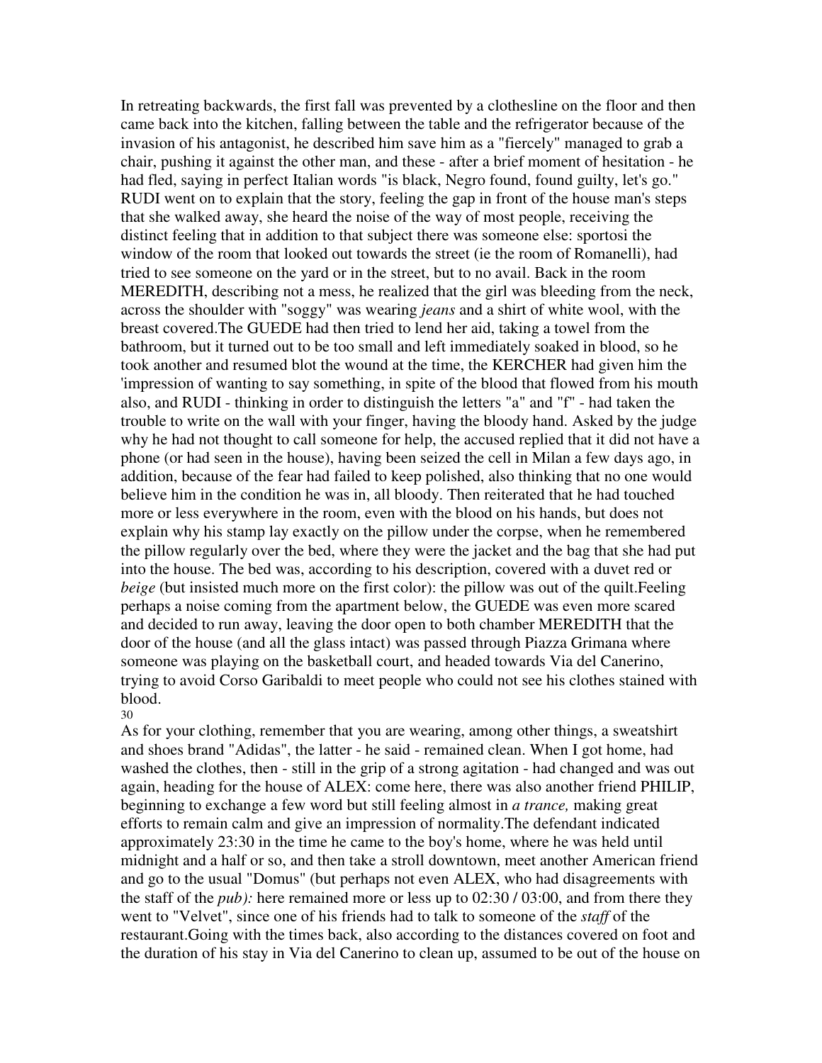In retreating backwards, the first fall was prevented by a clothesline on the floor and then came back into the kitchen, falling between the table and the refrigerator because of the invasion of his antagonist, he described him save him as a "fiercely" managed to grab a chair, pushing it against the other man, and these - after a brief moment of hesitation - he had fled, saying in perfect Italian words "is black, Negro found, found guilty, let's go." RUDI went on to explain that the story, feeling the gap in front of the house man's steps that she walked away, she heard the noise of the way of most people, receiving the distinct feeling that in addition to that subject there was someone else: sportosi the window of the room that looked out towards the street (ie the room of Romanelli), had tried to see someone on the yard or in the street, but to no avail. Back in the room MEREDITH, describing not a mess, he realized that the girl was bleeding from the neck, across the shoulder with "soggy" was wearing *jeans* and a shirt of white wool, with the breast covered.The GUEDE had then tried to lend her aid, taking a towel from the bathroom, but it turned out to be too small and left immediately soaked in blood, so he took another and resumed blot the wound at the time, the KERCHER had given him the 'impression of wanting to say something, in spite of the blood that flowed from his mouth also, and RUDI - thinking in order to distinguish the letters "a" and "f" - had taken the trouble to write on the wall with your finger, having the bloody hand. Asked by the judge why he had not thought to call someone for help, the accused replied that it did not have a phone (or had seen in the house), having been seized the cell in Milan a few days ago, in addition, because of the fear had failed to keep polished, also thinking that no one would believe him in the condition he was in, all bloody. Then reiterated that he had touched more or less everywhere in the room, even with the blood on his hands, but does not explain why his stamp lay exactly on the pillow under the corpse, when he remembered the pillow regularly over the bed, where they were the jacket and the bag that she had put into the house. The bed was, according to his description, covered with a duvet red or *beige* (but insisted much more on the first color): the pillow was out of the quilt.Feeling perhaps a noise coming from the apartment below, the GUEDE was even more scared and decided to run away, leaving the door open to both chamber MEREDITH that the door of the house (and all the glass intact) was passed through Piazza Grimana where someone was playing on the basketball court, and headed towards Via del Canerino, trying to avoid Corso Garibaldi to meet people who could not see his clothes stained with blood.

30

As for your clothing, remember that you are wearing, among other things, a sweatshirt and shoes brand "Adidas", the latter - he said - remained clean. When I got home, had washed the clothes, then - still in the grip of a strong agitation - had changed and was out again, heading for the house of ALEX: come here, there was also another friend PHILIP, beginning to exchange a few word but still feeling almost in *a trance,* making great efforts to remain calm and give an impression of normality.The defendant indicated approximately 23:30 in the time he came to the boy's home, where he was held until midnight and a half or so, and then take a stroll downtown, meet another American friend and go to the usual "Domus" (but perhaps not even ALEX, who had disagreements with the staff of the *pub):* here remained more or less up to 02:30 / 03:00, and from there they went to "Velvet", since one of his friends had to talk to someone of the *staff* of the restaurant.Going with the times back, also according to the distances covered on foot and the duration of his stay in Via del Canerino to clean up, assumed to be out of the house on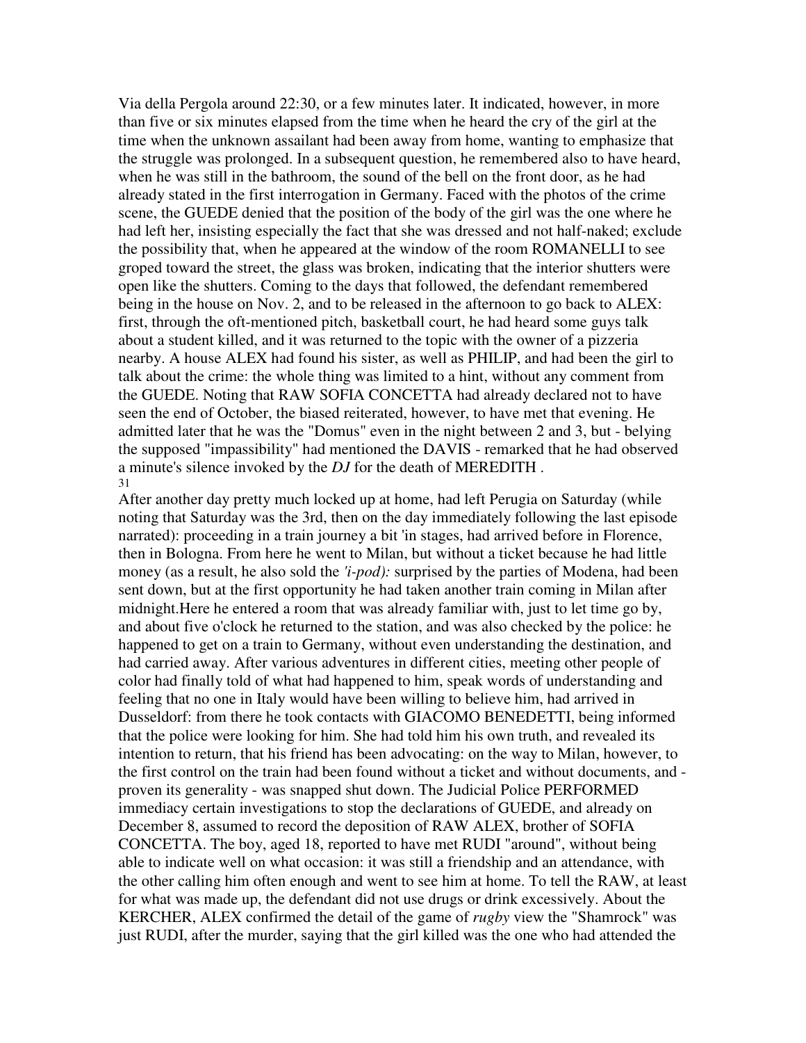Via della Pergola around 22:30, or a few minutes later. It indicated, however, in more than five or six minutes elapsed from the time when he heard the cry of the girl at the time when the unknown assailant had been away from home, wanting to emphasize that the struggle was prolonged. In a subsequent question, he remembered also to have heard, when he was still in the bathroom, the sound of the bell on the front door, as he had already stated in the first interrogation in Germany. Faced with the photos of the crime scene, the GUEDE denied that the position of the body of the girl was the one where he had left her, insisting especially the fact that she was dressed and not half-naked; exclude the possibility that, when he appeared at the window of the room ROMANELLI to see groped toward the street, the glass was broken, indicating that the interior shutters were open like the shutters. Coming to the days that followed, the defendant remembered being in the house on Nov. 2, and to be released in the afternoon to go back to ALEX: first, through the oft-mentioned pitch, basketball court, he had heard some guys talk about a student killed, and it was returned to the topic with the owner of a pizzeria nearby. A house ALEX had found his sister, as well as PHILIP, and had been the girl to talk about the crime: the whole thing was limited to a hint, without any comment from the GUEDE. Noting that RAW SOFIA CONCETTA had already declared not to have seen the end of October, the biased reiterated, however, to have met that evening. He admitted later that he was the "Domus" even in the night between 2 and 3, but - belying the supposed "impassibility" had mentioned the DAVIS - remarked that he had observed a minute's silence invoked by the *DJ* for the death of MEREDITH .

31

After another day pretty much locked up at home, had left Perugia on Saturday (while noting that Saturday was the 3rd, then on the day immediately following the last episode narrated): proceeding in a train journey a bit 'in stages, had arrived before in Florence, then in Bologna. From here he went to Milan, but without a ticket because he had little money (as a result, he also sold the *'i-pod):* surprised by the parties of Modena, had been sent down, but at the first opportunity he had taken another train coming in Milan after midnight.Here he entered a room that was already familiar with, just to let time go by, and about five o'clock he returned to the station, and was also checked by the police: he happened to get on a train to Germany, without even understanding the destination, and had carried away. After various adventures in different cities, meeting other people of color had finally told of what had happened to him, speak words of understanding and feeling that no one in Italy would have been willing to believe him, had arrived in Dusseldorf: from there he took contacts with GIACOMO BENEDETTI, being informed that the police were looking for him. She had told him his own truth, and revealed its intention to return, that his friend has been advocating: on the way to Milan, however, to the first control on the train had been found without a ticket and without documents, and - proven its generality - was snapped shut down. The Judicial Police PERFORMED immediacy certain investigations to stop the declarations of GUEDE, and already on December 8, assumed to record the deposition of RAW ALEX, brother of SOFIA CONCETTA. The boy, aged 18, reported to have met RUDI "around", without being able to indicate well on what occasion: it was still a friendship and an attendance, with the other calling him often enough and went to see him at home. To tell the RAW, at least for what was made up, the defendant did not use drugs or drink excessively. About the KERCHER, ALEX confirmed the detail of the game of *rugby* view the "Shamrock" was just RUDI, after the murder, saying that the girl killed was the one who had attended the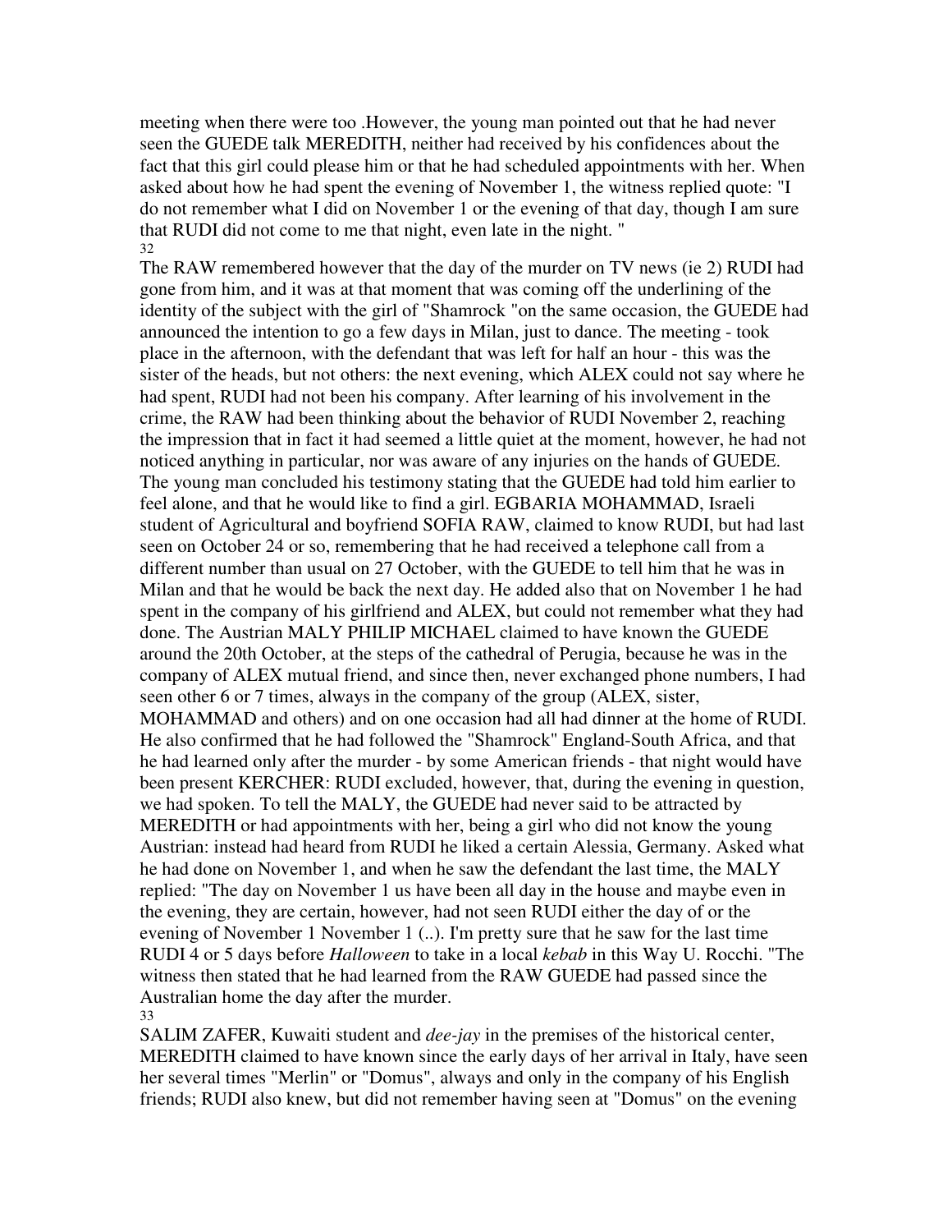meeting when there were too .However, the young man pointed out that he had never seen the GUEDE talk MEREDITH, neither had received by his confidences about the fact that this girl could please him or that he had scheduled appointments with her. When asked about how he had spent the evening of November 1, the witness replied quote: "I do not remember what I did on November 1 or the evening of that day, though I am sure that RUDI did not come to me that night, even late in the night. "

32

The RAW remembered however that the day of the murder on TV news (ie 2) RUDI had gone from him, and it was at that moment that was coming off the underlining of the identity of the subject with the girl of "Shamrock "on the same occasion, the GUEDE had announced the intention to go a few days in Milan, just to dance. The meeting - took place in the afternoon, with the defendant that was left for half an hour - this was the sister of the heads, but not others: the next evening, which ALEX could not say where he had spent, RUDI had not been his company. After learning of his involvement in the crime, the RAW had been thinking about the behavior of RUDI November 2, reaching the impression that in fact it had seemed a little quiet at the moment, however, he had not noticed anything in particular, nor was aware of any injuries on the hands of GUEDE. The young man concluded his testimony stating that the GUEDE had told him earlier to feel alone, and that he would like to find a girl. EGBARIA MOHAMMAD, Israeli student of Agricultural and boyfriend SOFIA RAW, claimed to know RUDI, but had last seen on October 24 or so, remembering that he had received a telephone call from a different number than usual on 27 October, with the GUEDE to tell him that he was in Milan and that he would be back the next day. He added also that on November 1 he had spent in the company of his girlfriend and ALEX, but could not remember what they had done. The Austrian MALY PHILIP MICHAEL claimed to have known the GUEDE around the 20th October, at the steps of the cathedral of Perugia, because he was in the company of ALEX mutual friend, and since then, never exchanged phone numbers, I had seen other 6 or 7 times, always in the company of the group (ALEX, sister, MOHAMMAD and others) and on one occasion had all had dinner at the home of RUDI. He also confirmed that he had followed the "Shamrock" England-South Africa, and that he had learned only after the murder - by some American friends - that night would have been present KERCHER: RUDI excluded, however, that, during the evening in question, we had spoken. To tell the MALY, the GUEDE had never said to be attracted by MEREDITH or had appointments with her, being a girl who did not know the young Austrian: instead had heard from RUDI he liked a certain Alessia, Germany. Asked what he had done on November 1, and when he saw the defendant the last time, the MALY replied: "The day on November 1 us have been all day in the house and maybe even in the evening, they are certain, however, had not seen RUDI either the day of or the evening of November 1 November 1 (..). I'm pretty sure that he saw for the last time RUDI 4 or 5 days before *Halloween* to take in a local *kebab* in this Way U. Rocchi. "The witness then stated that he had learned from the RAW GUEDE had passed since the Australian home the day after the murder.

33

SALIM ZAFER, Kuwaiti student and *dee-jay* in the premises of the historical center, MEREDITH claimed to have known since the early days of her arrival in Italy, have seen her several times "Merlin" or "Domus", always and only in the company of his English friends; RUDI also knew, but did not remember having seen at "Domus" on the evening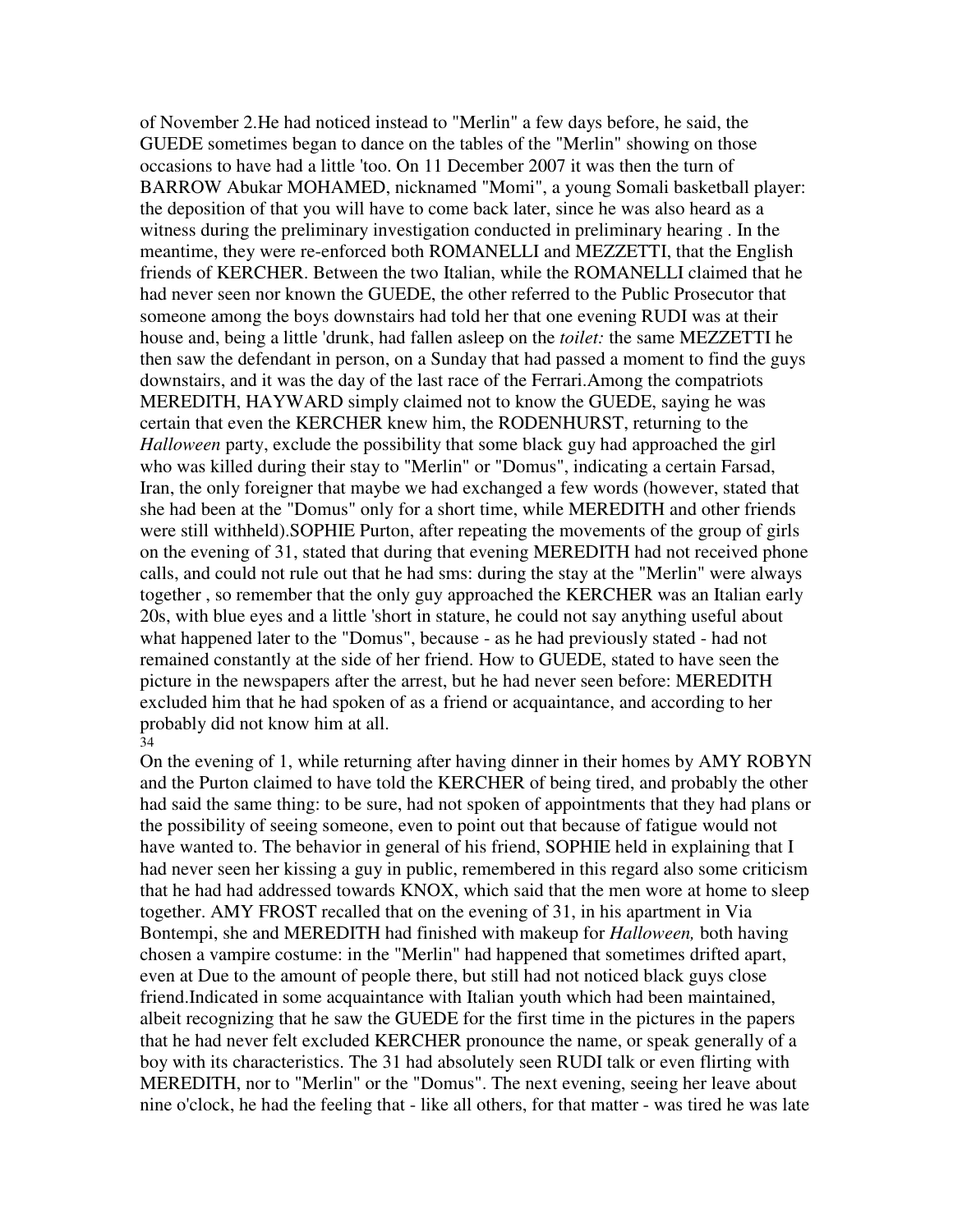of November 2.He had noticed instead to "Merlin" a few days before, he said, the GUEDE sometimes began to dance on the tables of the "Merlin" showing on those occasions to have had a little 'too. On 11 December 2007 it was then the turn of BARROW Abukar MOHAMED, nicknamed "Momi", a young Somali basketball player: the deposition of that you will have to come back later, since he was also heard as a witness during the preliminary investigation conducted in preliminary hearing . In the meantime, they were re-enforced both ROMANELLI and MEZZETTI, that the English friends of KERCHER. Between the two Italian, while the ROMANELLI claimed that he had never seen nor known the GUEDE, the other referred to the Public Prosecutor that someone among the boys downstairs had told her that one evening RUDI was at their house and, being a little 'drunk, had fallen asleep on the *toilet:* the same MEZZETTI he then saw the defendant in person, on a Sunday that had passed a moment to find the guys downstairs, and it was the day of the last race of the Ferrari.Among the compatriots MEREDITH, HAYWARD simply claimed not to know the GUEDE, saying he was certain that even the KERCHER knew him, the RODENHURST, returning to the *Halloween* party, exclude the possibility that some black guy had approached the girl who was killed during their stay to "Merlin" or "Domus", indicating a certain Farsad, Iran, the only foreigner that maybe we had exchanged a few words (however, stated that she had been at the "Domus" only for a short time, while MEREDITH and other friends were still withheld).SOPHIE Purton, after repeating the movements of the group of girls on the evening of 31, stated that during that evening MEREDITH had not received phone calls, and could not rule out that he had sms: during the stay at the "Merlin" were always together , so remember that the only guy approached the KERCHER was an Italian early 20s, with blue eyes and a little 'short in stature, he could not say anything useful about what happened later to the "Domus", because - as he had previously stated - had not remained constantly at the side of her friend. How to GUEDE, stated to have seen the picture in the newspapers after the arrest, but he had never seen before: MEREDITH excluded him that he had spoken of as a friend or acquaintance, and according to her probably did not know him at all.

On the evening of 1, while returning after having dinner in their homes by AMY ROBYN and the Purton claimed to have told the KERCHER of being tired, and probably the other had said the same thing: to be sure, had not spoken of appointments that they had plans or the possibility of seeing someone, even to point out that because of fatigue would not have wanted to. The behavior in general of his friend, SOPHIE held in explaining that I had never seen her kissing a guy in public, remembered in this regard also some criticism that he had had addressed towards KNOX, which said that the men wore at home to sleep together. AMY FROST recalled that on the evening of 31, in his apartment in Via Bontempi, she and MEREDITH had finished with makeup for *Halloween,* both having chosen a vampire costume: in the "Merlin" had happened that sometimes drifted apart, even at Due to the amount of people there, but still had not noticed black guys close friend.Indicated in some acquaintance with Italian youth which had been maintained, albeit recognizing that he saw the GUEDE for the first time in the pictures in the papers that he had never felt excluded KERCHER pronounce the name, or speak generally of a boy with its characteristics. The 31 had absolutely seen RUDI talk or even flirting with MEREDITH, nor to "Merlin" or the "Domus". The next evening, seeing her leave about nine o'clock, he had the feeling that - like all others, for that matter - was tired he was late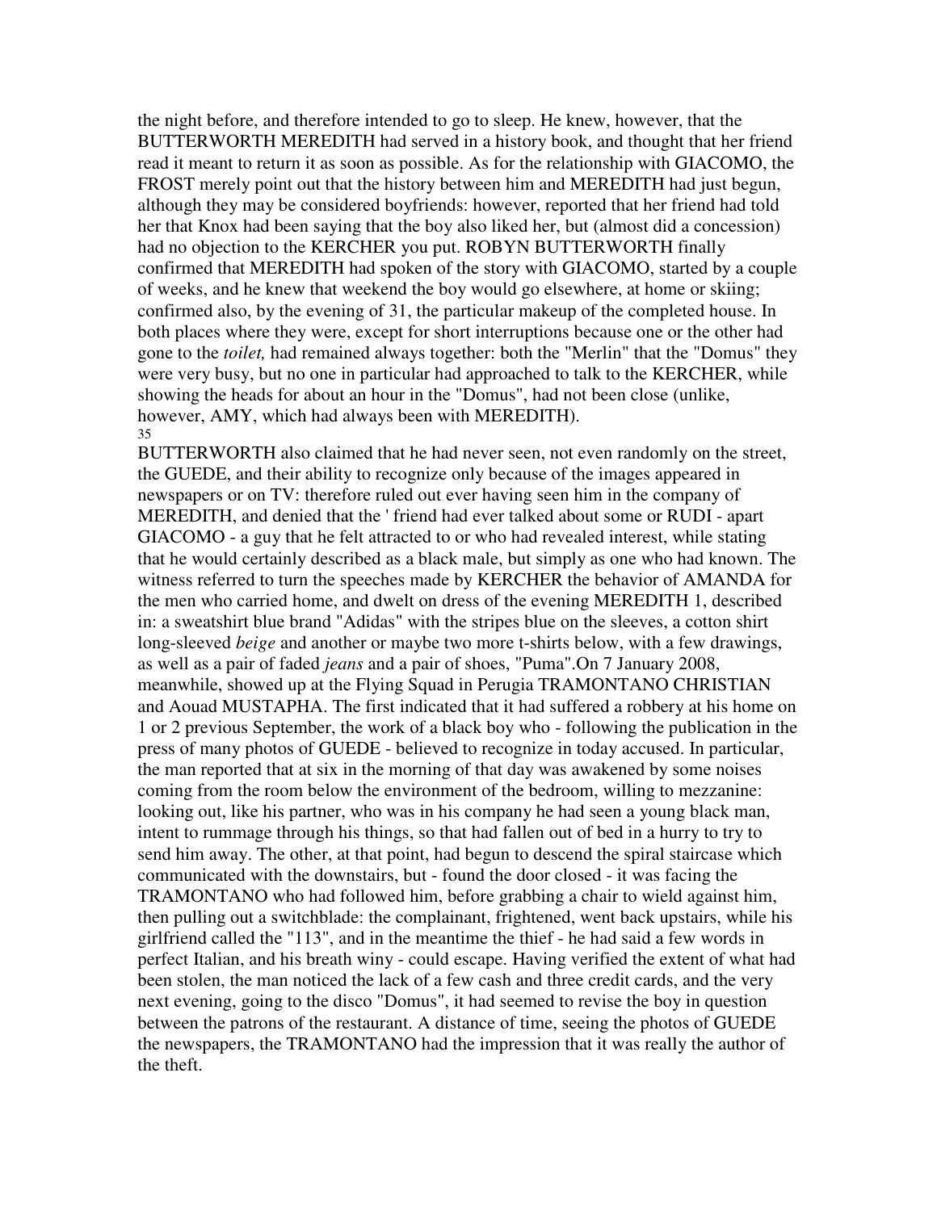the night before, and therefore intended to go to sleep. He knew, however, that the BUTTERWORTH MEREDITH had served in a history book, and thought that her friend read it meant to return it as soon as possible. As for the relationship with GIACOMO, the FROST merely point out that the history between him and MEREDITH had just begun, although they may be considered boyfriends: however, reported that her friend had told her that Knox had been saying that the boy also liked her, but (almost did a concession) had no objection to the KERCHER you put. ROBYN BUTTERWORTH finally confirmed that MEREDITH had spoken of the story with GIACOMO, started by a couple of weeks, and he knew that weekend the boy would go elsewhere, at home or skiing; confirmed also, by the evening of 31, the particular makeup of the completed house. In both places where they were, except for short interruptions because one or the other had gone to the *toilet,* had remained always together: both the "Merlin" that the "Domus" they were very busy, but no one in particular had approached to talk to the KERCHER, while showing the heads for about an hour in the "Domus", had not been close (unlike, however, AMY, which had always been with MEREDITH).

BUTTERWORTH also claimed that he had never seen, not even randomly on the street, the GUEDE, and their ability to recognize only because of the images appeared in newspapers or on TV: therefore ruled out ever having seen him in the company of MEREDITH, and denied that the ' friend had ever talked about some or RUDI - apart GIACOMO - a guy that he felt attracted to or who had revealed interest, while stating that he would certainly described as a black male, but simply as one who had known. The witness referred to turn the speeches made by KERCHER the behavior of AMANDA for the men who carried home, and dwelt on dress of the evening MEREDITH 1, described in: a sweatshirt blue brand "Adidas" with the stripes blue on the sleeves, a cotton shirt long-sleeved *beige* and another or maybe two more t-shirts below, with a few drawings, as well as a pair of faded *jeans* and a pair of shoes, "Puma".On 7 January 2008, meanwhile, showed up at the Flying Squad in Perugia TRAMONTANO CHRISTIAN and Aouad MUSTAPHA. The first indicated that it had suffered a robbery at his home on 1 or 2 previous September, the work of a black boy who - following the publication in the press of many photos of GUEDE - believed to recognize in today accused. In particular, the man reported that at six in the morning of that day was awakened by some noises coming from the room below the environment of the bedroom, willing to mezzanine: looking out, like his partner, who was in his company he had seen a young black man, intent to rummage through his things, so that had fallen out of bed in a hurry to try to send him away. The other, at that point, had begun to descend the spiral staircase which communicated with the downstairs, but - found the door closed - it was facing the TRAMONTANO who had followed him, before grabbing a chair to wield against him, then pulling out a switchblade: the complainant, frightened, went back upstairs, while his girlfriend called the "113", and in the meantime the thief - he had said a few words in perfect Italian, and his breath winy - could escape. Having verified the extent of what had been stolen, the man noticed the lack of a few cash and three credit cards, and the very next evening, going to the disco "Domus", it had seemed to revise the boy in question between the patrons of the restaurant. A distance of time, seeing the photos of GUEDE the newspapers, the TRAMONTANO had the impression that it was really the author of the theft.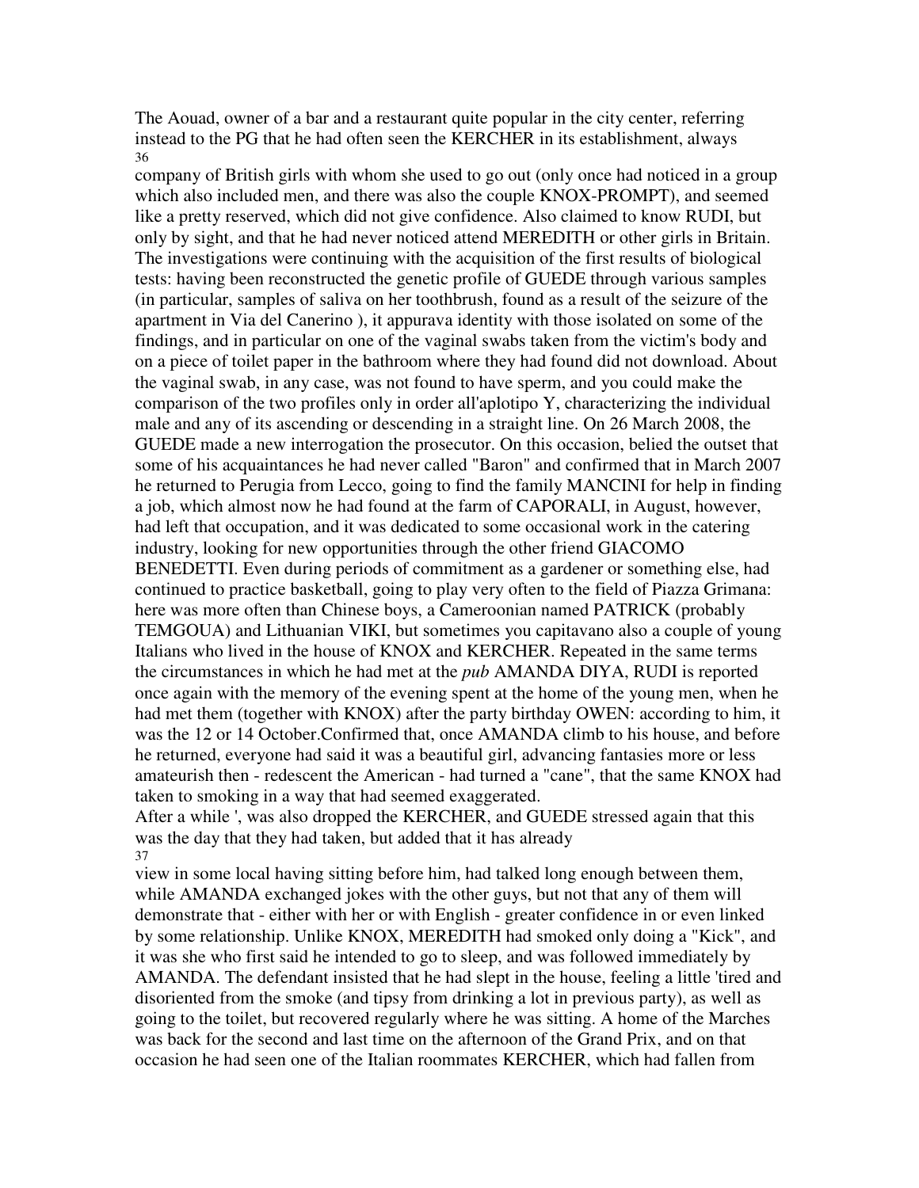The Aouad, owner of a bar and a restaurant quite popular in the city center, referring instead to the PG that he had often seen the KERCHER in its establishment, always company of British girls with whom she used to go out (only once had noticed in a group which also included men, and there was also the couple KNOX-PROMPT), and seemed like a pretty reserved, which did not give confidence. Also claimed to know RUDI, but only by sight, and that he had never noticed attend MEREDITH or other girls in Britain. The investigations were continuing with the acquisition of the first results of biological tests: having been reconstructed the genetic profile of GUEDE through various samples (in particular, samples of saliva on her toothbrush, found as a result of the seizure of the apartment in Via del Canerino ), it appurava identity with those isolated on some of the findings, and in particular on one of the vaginal swabs taken from the victim's body and on a piece of toilet paper in the bathroom where they had found did not download. About the vaginal swab, in any case, was not found to have sperm, and you could make the comparison of the two profiles only in order all'aplotipo Y, characterizing the individual male and any of its ascending or descending in a straight line. On 26 March 2008, the GUEDE made a new interrogation the prosecutor. On this occasion, belied the outset that some of his acquaintances he had never called "Baron" and confirmed that in March 2007 he returned to Perugia from Lecco, going to find the family MANCINI for help in finding a job, which almost now he had found at the farm of CAPORALI, in August, however, had left that occupation, and it was dedicated to some occasional work in the catering industry, looking for new opportunities through the other friend GIACOMO BENEDETTI. Even during periods of commitment as a gardener or something else, had continued to practice basketball, going to play very often to the field of Piazza Grimana: here was more often than Chinese boys, a Cameroonian named PATRICK (probably TEMGOUA) and Lithuanian VIKI, but sometimes you capitavano also a couple of young Italians who lived in the house of KNOX and KERCHER. Repeated in the same terms the circumstances in which he had met at the *pub* AMANDA DIYA, RUDI is reported once again with the memory of the evening spent at the home of the young men, when he had met them (together with KNOX) after the party birthday OWEN: according to him, it was the 12 or 14 October.Confirmed that, once AMANDA climb to his house, and before he returned, everyone had said it was a beautiful girl, advancing fantasies more or less amateurish then - redescent the American - had turned a "cane", that the same KNOX had taken to smoking in a way that had seemed exaggerated.

After a while ', was also dropped the KERCHER, and GUEDE stressed again that this was the day that they had taken, but added that it has already view in some local having sitting before him, had talked long enough between them, while AMANDA exchanged jokes with the other guys, but not that any of them will demonstrate that - either with her or with English - greater confidence in or even linked by some relationship. Unlike KNOX, MEREDITH had smoked only doing a "Kick", and it was she who first said he intended to go to sleep, and was followed immediately by AMANDA. The defendant insisted that he had slept in the house, feeling a little 'tired and disoriented from the smoke (and tipsy from drinking a lot in previous party), as well as going to the toilet, but recovered regularly where he was sitting. A home of the Marches was back for the second and last time on the afternoon of the Grand Prix, and on that occasion he had seen one of the Italian roommates KERCHER, which had fallen from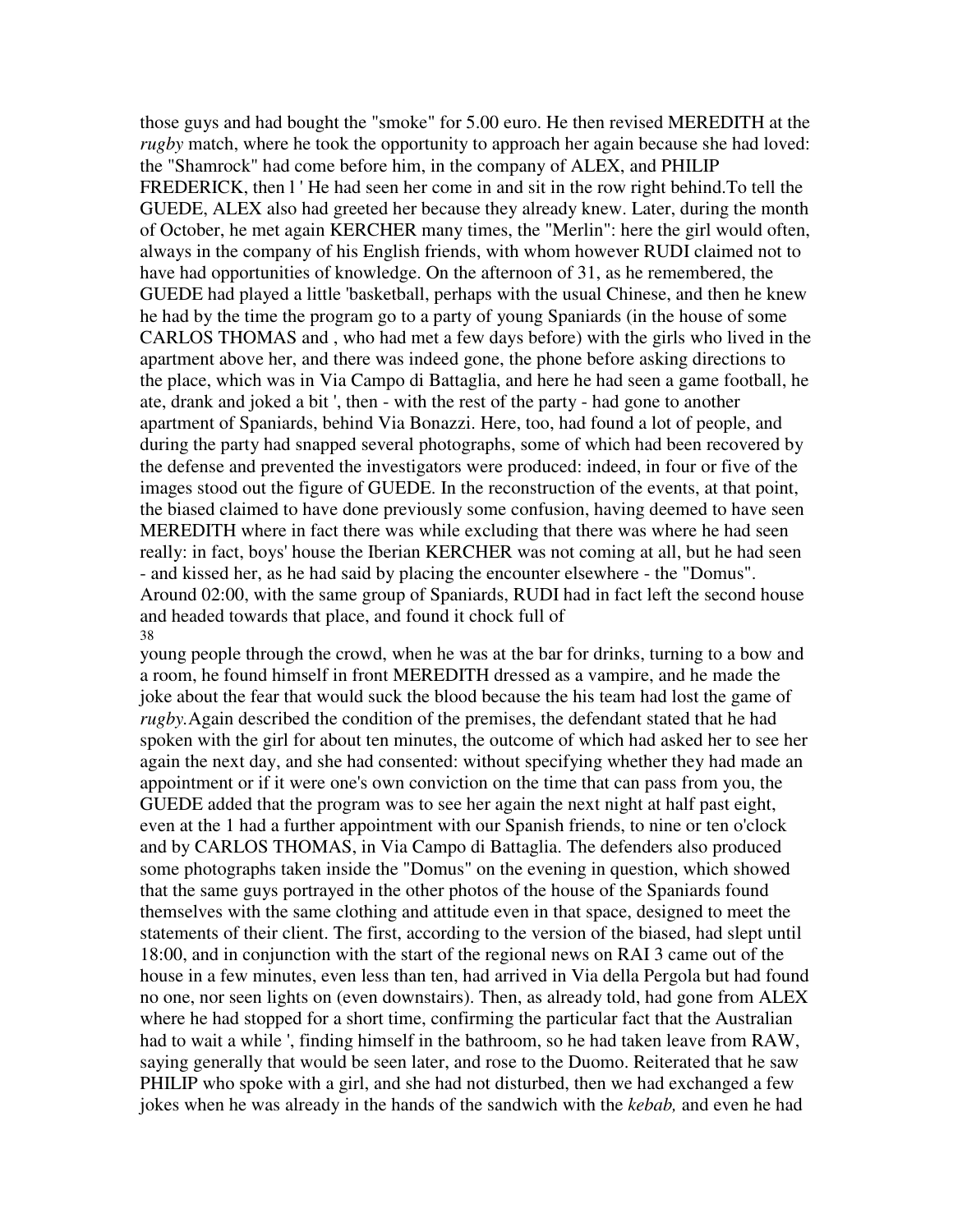those guys and had bought the "smoke" for 5.00 euro. He then revised MEREDITH at the *rugby* match, where he took the opportunity to approach her again because she had loved: the "Shamrock" had come before him, in the company of ALEX, and PHILIP FREDERICK, then l ' He had seen her come in and sit in the row right behind.To tell the GUEDE, ALEX also had greeted her because they already knew. Later, during the month of October, he met again KERCHER many times, the "Merlin": here the girl would often, always in the company of his English friends, with whom however RUDI claimed not to have had opportunities of knowledge. On the afternoon of 31, as he remembered, the GUEDE had played a little 'basketball, perhaps with the usual Chinese, and then he knew he had by the time the program go to a party of young Spaniards (in the house of some CARLOS THOMAS and , who had met a few days before) with the girls who lived in the apartment above her, and there was indeed gone, the phone before asking directions to the place, which was in Via Campo di Battaglia, and here he had seen a game football, he ate, drank and joked a bit ', then - with the rest of the party - had gone to another apartment of Spaniards, behind Via Bonazzi. Here, too, had found a lot of people, and during the party had snapped several photographs, some of which had been recovered by the defense and prevented the investigators were produced: indeed, in four or five of the images stood out the figure of GUEDE. In the reconstruction of the events, at that point, the biased claimed to have done previously some confusion, having deemed to have seen MEREDITH where in fact there was while excluding that there was where he had seen really: in fact, boys' house the Iberian KERCHER was not coming at all, but he had seen - and kissed her, as he had said by placing the encounter elsewhere - the "Domus". Around 02:00, with the same group of Spaniards, RUDI had in fact left the second house and headed towards that place, and found it chock full of young people through the crowd, when he was at the bar for drinks, turning to a bow and a room, he found himself in front MEREDITH dressed as a vampire, and he made the joke about the fear that would suck the blood because the his team had lost the game of *rugby.*Again described the condition of the premises, the defendant stated that he had spoken with the girl for about ten minutes, the outcome of which had asked her to see her again the next day, and she had consented: without specifying whether they had made an appointment or if it were one's own conviction on the time that can pass from you, the GUEDE added that the program was to see her again the next night at half past eight, even at the 1 had a further appointment with our Spanish friends, to nine or ten o'clock and by CARLOS THOMAS, in Via Campo di Battaglia. The defenders also produced some photographs taken inside the "Domus" on the evening in question, which showed that the same guys portrayed in the other photos of the house of the Spaniards found themselves with the same clothing and attitude even in that space, designed to meet the statements of their client. The first, according to the version of the biased, had slept until 18:00, and in conjunction with the start of the regional news on RAI 3 came out of the house in a few minutes, even less than ten, had arrived in Via della Pergola but had found no one, nor seen lights on (even downstairs). Then, as already told, had gone from ALEX where he had stopped for a short time, confirming the particular fact that the Australian had to wait a while ', finding himself in the bathroom, so he had taken leave from RAW, saying generally that would be seen later, and rose to the Duomo. Reiterated that he saw PHILIP who spoke with a girl, and she had not disturbed, then we had exchanged a few jokes when he was already in the hands of the sandwich with the *kebab,* and even he had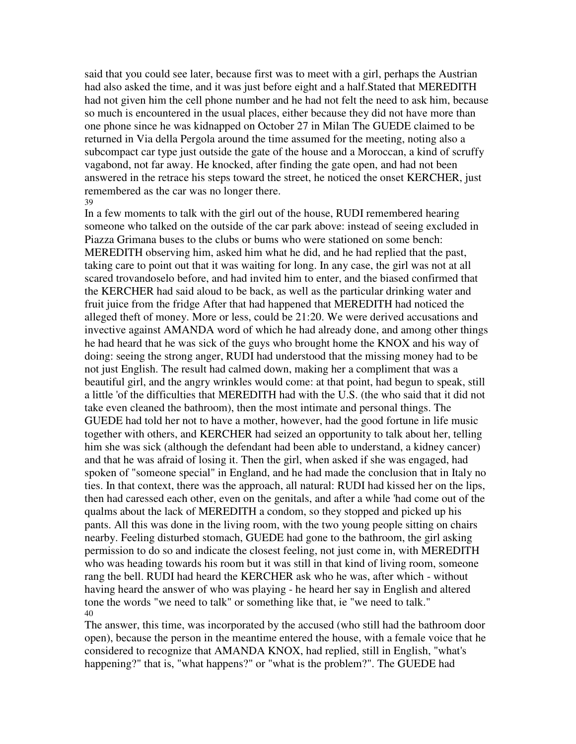said that you could see later, because first was to meet with a girl, perhaps the Austrian had also asked the time, and it was just before eight and a half.Stated that MEREDITH had not given him the cell phone number and he had not felt the need to ask him, because so much is encountered in the usual places, either because they did not have more than one phone since he was kidnapped on October 27 in Milan The GUEDE claimed to be returned in Via della Pergola around the time assumed for the meeting, noting also a subcompact car type just outside the gate of the house and a Moroccan, a kind of scruffy vagabond, not far away. He knocked, after finding the gate open, and had not been answered in the retrace his steps toward the street, he noticed the onset KERCHER, just remembered as the car was no longer there.

In a few moments to talk with the girl out of the house, RUDI remembered hearing someone who talked on the outside of the car park above: instead of seeing excluded in Piazza Grimana buses to the clubs or bums who were stationed on some bench: MEREDITH observing him, asked him what he did, and he had replied that the past, taking care to point out that it was waiting for long. In any case, the girl was not at all scared trovandoselo before, and had invited him to enter, and the biased confirmed that the KERCHER had said aloud to be back, as well as the particular drinking water and fruit juice from the fridge After that had happened that MEREDITH had noticed the alleged theft of money. More or less, could be 21:20. We were derived accusations and invective against AMANDA word of which he had already done, and among other things he had heard that he was sick of the guys who brought home the KNOX and his way of doing: seeing the strong anger, RUDI had understood that the missing money had to be not just English. The result had calmed down, making her a compliment that was a beautiful girl, and the angry wrinkles would come: at that point, had begun to speak, still a little 'of the difficulties that MEREDITH had with the U.S. (the who said that it did not take even cleaned the bathroom), then the most intimate and personal things. The GUEDE had told her not to have a mother, however, had the good fortune in life music together with others, and KERCHER had seized an opportunity to talk about her, telling him she was sick (although the defendant had been able to understand, a kidney cancer) and that he was afraid of losing it. Then the girl, when asked if she was engaged, had spoken of "someone special" in England, and he had made the conclusion that in Italy no ties. In that context, there was the approach, all natural: RUDI had kissed her on the lips, then had caressed each other, even on the genitals, and after a while 'had come out of the qualms about the lack of MEREDITH a condom, so they stopped and picked up his pants. All this was done in the living room, with the two young people sitting on chairs nearby. Feeling disturbed stomach, GUEDE had gone to the bathroom, the girl asking permission to do so and indicate the closest feeling, not just come in, with MEREDITH who was heading towards his room but it was still in that kind of living room, someone rang the bell. RUDI had heard the KERCHER ask who he was, after which - without having heard the answer of who was playing - he heard her say in English and altered tone the words "we need to talk" or something like that, ie "we need to talk."

The answer, this time, was incorporated by the accused (who still had the bathroom door open), because the person in the meantime entered the house, with a female voice that he considered to recognize that AMANDA KNOX, had replied, still in English, "what's happening?" that is, "what happens?" or "what is the problem?". The GUEDE had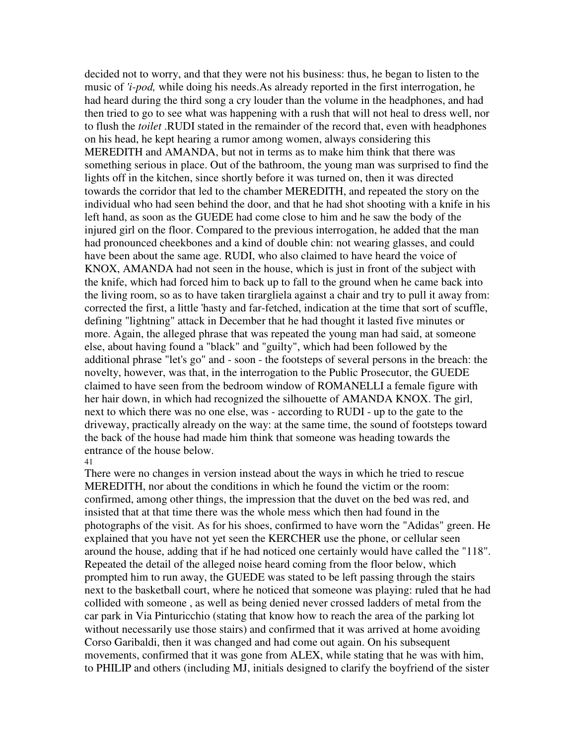decided not to worry, and that they were not his business: thus, he began to listen to the music of *'i-pod,* while doing his needs.As already reported in the first interrogation, he had heard during the third song a cry louder than the volume in the headphones, and had then tried to go to see what was happening with a rush that will not heal to dress well, nor to flush the *toilet* .RUDI stated in the remainder of the record that, even with headphones on his head, he kept hearing a rumor among women, always considering this MEREDITH and AMANDA, but not in terms as to make him think that there was something serious in place. Out of the bathroom, the young man was surprised to find the lights off in the kitchen, since shortly before it was turned on, then it was directed towards the corridor that led to the chamber MEREDITH, and repeated the story on the individual who had seen behind the door, and that he had shot shooting with a knife in his left hand, as soon as the GUEDE had come close to him and he saw the body of the injured girl on the floor. Compared to the previous interrogation, he added that the man had pronounced cheekbones and a kind of double chin: not wearing glasses, and could have been about the same age. RUDI, who also claimed to have heard the voice of KNOX, AMANDA had not seen in the house, which is just in front of the subject with the knife, which had forced him to back up to fall to the ground when he came back into the living room, so as to have taken tirargliela against a chair and try to pull it away from: corrected the first, a little 'hasty and far-fetched, indication at the time that sort of scuffle, defining "lightning" attack in December that he had thought it lasted five minutes or more. Again, the alleged phrase that was repeated the young man had said, at someone else, about having found a "black" and "guilty", which had been followed by the additional phrase "let's go" and - soon - the footsteps of several persons in the breach: the novelty, however, was that, in the interrogation to the Public Prosecutor, the GUEDE claimed to have seen from the bedroom window of ROMANELLI a female figure with her hair down, in which had recognized the silhouette of AMANDA KNOX. The girl, next to which there was no one else, was - according to RUDI - up to the gate to the driveway, practically already on the way: at the same time, the sound of footsteps toward the back of the house had made him think that someone was heading towards the entrance of the house below.

41

There were no changes in version instead about the ways in which he tried to rescue MEREDITH, nor about the conditions in which he found the victim or the room: confirmed, among other things, the impression that the duvet on the bed was red, and insisted that at that time there was the whole mess which then had found in the photographs of the visit. As for his shoes, confirmed to have worn the "Adidas" green. He explained that you have not yet seen the KERCHER use the phone, or cellular seen around the house, adding that if he had noticed one certainly would have called the "118". Repeated the detail of the alleged noise heard coming from the floor below, which prompted him to run away, the GUEDE was stated to be left passing through the stairs next to the basketball court, where he noticed that someone was playing: ruled that he had collided with someone , as well as being denied never crossed ladders of metal from the car park in Via Pinturicchio (stating that know how to reach the area of the parking lot without necessarily use those stairs) and confirmed that it was arrived at home avoiding Corso Garibaldi, then it was changed and had come out again. On his subsequent movements, confirmed that it was gone from ALEX, while stating that he was with him, to PHILIP and others (including MJ, initials designed to clarify the boyfriend of the sister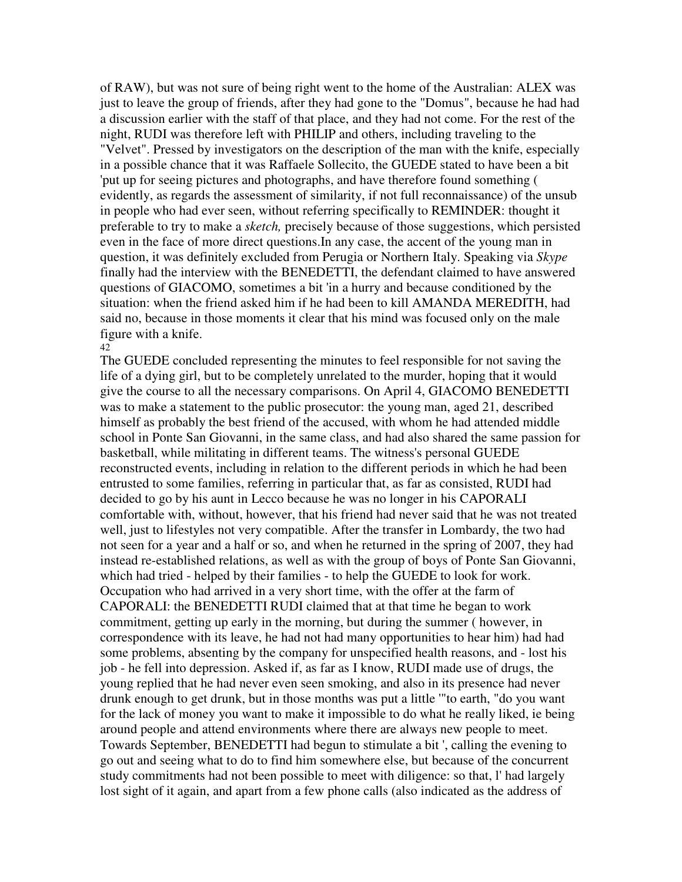of RAW), but was not sure of being right went to the home of the Australian: ALEX was just to leave the group of friends, after they had gone to the "Domus", because he had had a discussion earlier with the staff of that place, and they had not come. For the rest of the night, RUDI was therefore left with PHILIP and others, including traveling to the "Velvet". Pressed by investigators on the description of the man with the knife, especially in a possible chance that it was Raffaele Sollecito, the GUEDE stated to have been a bit 'put up for seeing pictures and photographs, and have therefore found something ( evidently, as regards the assessment of similarity, if not full reconnaissance) of the unsub in people who had ever seen, without referring specifically to REMINDER: thought it preferable to try to make a *sketch,* precisely because of those suggestions, which persisted even in the face of more direct questions.In any case, the accent of the young man in question, it was definitely excluded from Perugia or Northern Italy. Speaking via *Skype* finally had the interview with the BENEDETTI, the defendant claimed to have answered questions of GIACOMO, sometimes a bit 'in a hurry and because conditioned by the situation: when the friend asked him if he had been to kill AMANDA MEREDITH, had said no, because in those moments it clear that his mind was focused only on the male figure with a knife.

42

The GUEDE concluded representing the minutes to feel responsible for not saving the life of a dying girl, but to be completely unrelated to the murder, hoping that it would give the course to all the necessary comparisons. On April 4, GIACOMO BENEDETTI was to make a statement to the public prosecutor: the young man, aged 21, described himself as probably the best friend of the accused, with whom he had attended middle school in Ponte San Giovanni, in the same class, and had also shared the same passion for basketball, while militating in different teams. The witness's personal GUEDE reconstructed events, including in relation to the different periods in which he had been entrusted to some families, referring in particular that, as far as consisted, RUDI had decided to go by his aunt in Lecco because he was no longer in his CAPORALI comfortable with, without, however, that his friend had never said that he was not treated well, just to lifestyles not very compatible. After the transfer in Lombardy, the two had not seen for a year and a half or so, and when he returned in the spring of 2007, they had instead re-established relations, as well as with the group of boys of Ponte San Giovanni, which had tried - helped by their families - to help the GUEDE to look for work. Occupation who had arrived in a very short time, with the offer at the farm of CAPORALI: the BENEDETTI RUDI claimed that at that time he began to work commitment, getting up early in the morning, but during the summer ( however, in correspondence with its leave, he had not had many opportunities to hear him) had had some problems, absenting by the company for unspecified health reasons, and - lost his job - he fell into depression. Asked if, as far as I know, RUDI made use of drugs, the young replied that he had never even seen smoking, and also in its presence had never drunk enough to get drunk, but in those months was put a little '"to earth, "do you want for the lack of money you want to make it impossible to do what he really liked, ie being around people and attend environments where there are always new people to meet. Towards September, BENEDETTI had begun to stimulate a bit ', calling the evening to go out and seeing what to do to find him somewhere else, but because of the concurrent study commitments had not been possible to meet with diligence: so that, l' had largely lost sight of it again, and apart from a few phone calls (also indicated as the address of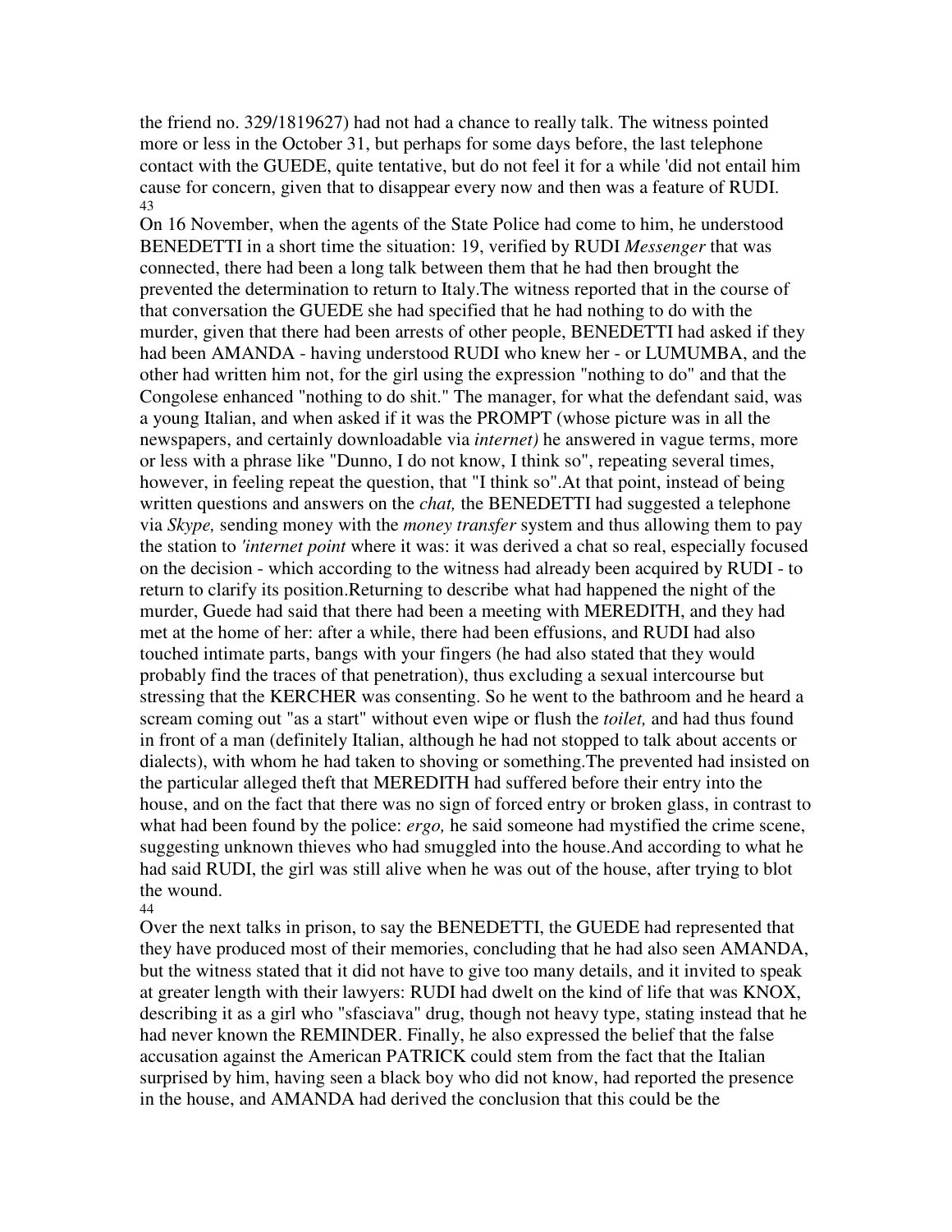the friend no. 329/1819627) had not had a chance to really talk. The witness pointed more or less in the October 31, but perhaps for some days before, the last telephone contact with the GUEDE, quite tentative, but do not feel it for a while 'did not entail him cause for concern, given that to disappear every now and then was a feature of RUDI.

43

On 16 November, when the agents of the State Police had come to him, he understood BENEDETTI in a short time the situation: 19, verified by RUDI *Messenger* that was connected, there had been a long talk between them that he had then brought the prevented the determination to return to Italy.The witness reported that in the course of that conversation the GUEDE she had specified that he had nothing to do with the murder, given that there had been arrests of other people, BENEDETTI had asked if they had been AMANDA - having understood RUDI who knew her - or LUMUMBA, and the other had written him not, for the girl using the expression "nothing to do" and that the Congolese enhanced "nothing to do shit." The manager, for what the defendant said, was a young Italian, and when asked if it was the PROMPT (whose picture was in all the newspapers, and certainly downloadable via *internet)* he answered in vague terms, more or less with a phrase like "Dunno, I do not know, I think so", repeating several times, however, in feeling repeat the question, that "I think so".At that point, instead of being written questions and answers on the *chat,* the BENEDETTI had suggested a telephone via *Skype,* sending money with the *money transfer* system and thus allowing them to pay the station to *'internet point* where it was: it was derived a chat so real, especially focused on the decision - which according to the witness had already been acquired by RUDI - to return to clarify its position.Returning to describe what had happened the night of the murder, Guede had said that there had been a meeting with MEREDITH, and they had met at the home of her: after a while, there had been effusions, and RUDI had also touched intimate parts, bangs with your fingers (he had also stated that they would probably find the traces of that penetration), thus excluding a sexual intercourse but stressing that the KERCHER was consenting. So he went to the bathroom and he heard a scream coming out "as a start" without even wipe or flush the *toilet,* and had thus found in front of a man (definitely Italian, although he had not stopped to talk about accents or dialects), with whom he had taken to shoving or something.The prevented had insisted on the particular alleged theft that MEREDITH had suffered before their entry into the house, and on the fact that there was no sign of forced entry or broken glass, in contrast to what had been found by the police: *ergo,* he said someone had mystified the crime scene, suggesting unknown thieves who had smuggled into the house.And according to what he had said RUDI, the girl was still alive when he was out of the house, after trying to blot the wound.

44

Over the next talks in prison, to say the BENEDETTI, the GUEDE had represented that they have produced most of their memories, concluding that he had also seen AMANDA, but the witness stated that it did not have to give too many details, and it invited to speak at greater length with their lawyers: RUDI had dwelt on the kind of life that was KNOX, describing it as a girl who "sfasciava" drug, though not heavy type, stating instead that he had never known the REMINDER. Finally, he also expressed the belief that the false accusation against the American PATRICK could stem from the fact that the Italian surprised by him, having seen a black boy who did not know, had reported the presence in the house, and AMANDA had derived the conclusion that this could be the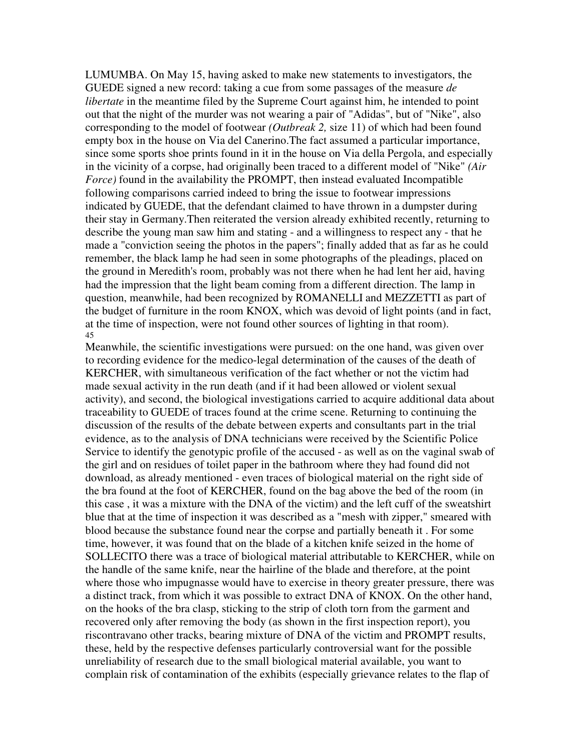LUMUMBA. On May 15, having asked to make new statements to investigators, the GUEDE signed a new record: taking a cue from some passages of the measure *de libertate* in the meantime filed by the Supreme Court against him, he intended to point out that the night of the murder was not wearing a pair of "Adidas", but of "Nike", also corresponding to the model of footwear *(Outbreak 2,* size 11) of which had been found empty box in the house on Via del Canerino.The fact assumed a particular importance, since some sports shoe prints found in it in the house on Via della Pergola, and especially in the vicinity of a corpse, had originally been traced to a different model of "Nike" *(Air Force)* found in the availability the PROMPT, then instead evaluated Incompatible following comparisons carried indeed to bring the issue to footwear impressions indicated by GUEDE, that the defendant claimed to have thrown in a dumpster during their stay in Germany.Then reiterated the version already exhibited recently, returning to describe the young man saw him and stating - and a willingness to respect any - that he made a "conviction seeing the photos in the papers"; finally added that as far as he could remember, the black lamp he had seen in some photographs of the pleadings, placed on the ground in Meredith's room, probably was not there when he had lent her aid, having had the impression that the light beam coming from a different direction. The lamp in question, meanwhile, had been recognized by ROMANELLI and MEZZETTI as part of the budget of furniture in the room KNOX, which was devoid of light points (and in fact, at the time of inspection, were not found other sources of lighting in that room).

45

Meanwhile, the scientific investigations were pursued: on the one hand, was given over to recording evidence for the medico-legal determination of the causes of the death of KERCHER, with simultaneous verification of the fact whether or not the victim had made sexual activity in the run death (and if it had been allowed or violent sexual activity), and second, the biological investigations carried to acquire additional data about traceability to GUEDE of traces found at the crime scene. Returning to continuing the discussion of the results of the debate between experts and consultants part in the trial evidence, as to the analysis of DNA technicians were received by the Scientific Police Service to identify the genotypic profile of the accused - as well as on the vaginal swab of the girl and on residues of toilet paper in the bathroom where they had found did not download, as already mentioned - even traces of biological material on the right side of the bra found at the foot of KERCHER, found on the bag above the bed of the room (in this case , it was a mixture with the DNA of the victim) and the left cuff of the sweatshirt blue that at the time of inspection it was described as a "mesh with zipper," smeared with blood because the substance found near the corpse and partially beneath it . For some time, however, it was found that on the blade of a kitchen knife seized in the home of SOLLECITO there was a trace of biological material attributable to KERCHER, while on the handle of the same knife, near the hairline of the blade and therefore, at the point where those who impugnasse would have to exercise in theory greater pressure, there was a distinct track, from which it was possible to extract DNA of KNOX. On the other hand, on the hooks of the bra clasp, sticking to the strip of cloth torn from the garment and recovered only after removing the body (as shown in the first inspection report), you riscontravano other tracks, bearing mixture of DNA of the victim and PROMPT results, these, held by the respective defenses particularly controversial want for the possible unreliability of research due to the small biological material available, you want to complain risk of contamination of the exhibits (especially grievance relates to the flap of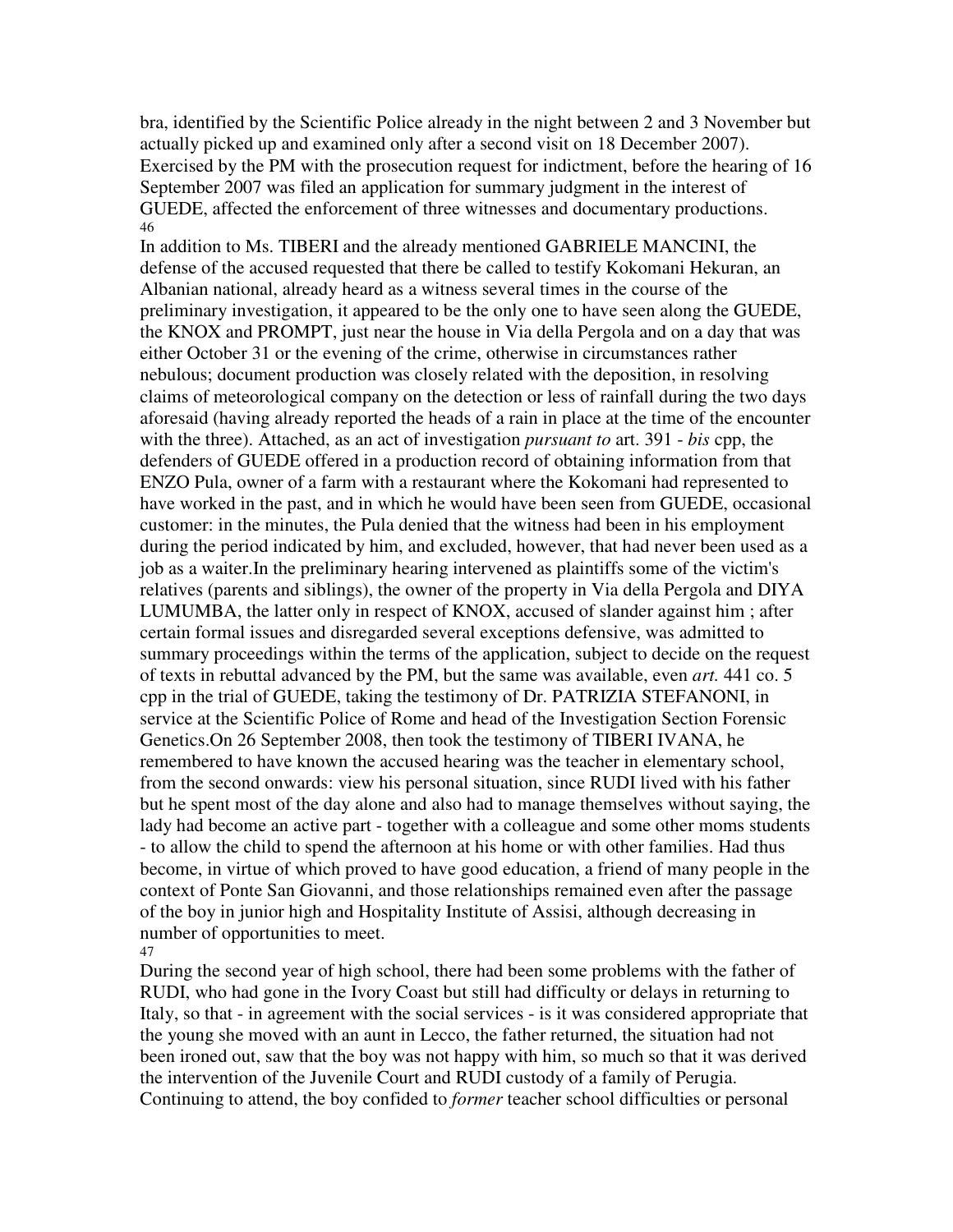bra, identified by the Scientific Police already in the night between 2 and 3 November but actually picked up and examined only after a second visit on 18 December 2007). Exercised by the PM with the prosecution request for indictment, before the hearing of 16 September 2007 was filed an application for summary judgment in the interest of GUEDE, affected the enforcement of three witnesses and documentary productions.

In addition to Ms. TIBERI and the already mentioned GABRIELE MANCINI, the defense of the accused requested that there be called to testify Kokomani Hekuran, an Albanian national, already heard as a witness several times in the course of the preliminary investigation, it appeared to be the only one to have seen along the GUEDE, the KNOX and PROMPT, just near the house in Via della Pergola and on a day that was either October 31 or the evening of the crime, otherwise in circumstances rather nebulous; document production was closely related with the deposition, in resolving claims of meteorological company on the detection or less of rainfall during the two days aforesaid (having already reported the heads of a rain in place at the time of the encounter with the three). Attached, as an act of investigation *pursuant to* art. 391 - *bis* cpp, the defenders of GUEDE offered in a production record of obtaining information from that ENZO Pula, owner of a farm with a restaurant where the Kokomani had represented to have worked in the past, and in which he would have been seen from GUEDE, occasional customer: in the minutes, the Pula denied that the witness had been in his employment during the period indicated by him, and excluded, however, that had never been used as a job as a waiter.In the preliminary hearing intervened as plaintiffs some of the victim's relatives (parents and siblings), the owner of the property in Via della Pergola and DIYA LUMUMBA, the latter only in respect of KNOX, accused of slander against him ; after certain formal issues and disregarded several exceptions defensive, was admitted to summary proceedings within the terms of the application, subject to decide on the request of texts in rebuttal advanced by the PM, but the same was available, even *art.* 441 co. 5 cpp in the trial of GUEDE, taking the testimony of Dr. PATRIZIA STEFANONI, in service at the Scientific Police of Rome and head of the Investigation Section Forensic Genetics.On 26 September 2008, then took the testimony of TIBERI IVANA, he remembered to have known the accused hearing was the teacher in elementary school, from the second onwards: view his personal situation, since RUDI lived with his father but he spent most of the day alone and also had to manage themselves without saying, the lady had become an active part - together with a colleague and some other moms students - to allow the child to spend the afternoon at his home or with other families. Had thus become, in virtue of which proved to have good education, a friend of many people in the context of Ponte San Giovanni, and those relationships remained even after the passage of the boy in junior high and Hospitality Institute of Assisi, although decreasing in number of opportunities to meet.

During the second year of high school, there had been some problems with the father of RUDI, who had gone in the Ivory Coast but still had difficulty or delays in returning to Italy, so that - in agreement with the social services - is it was considered appropriate that the young she moved with an aunt in Lecco, the father returned, the situation had not been ironed out, saw that the boy was not happy with him, so much so that it was derived the intervention of the Juvenile Court and RUDI custody of a family of Perugia. Continuing to attend, the boy confided to *former* teacher school difficulties or personal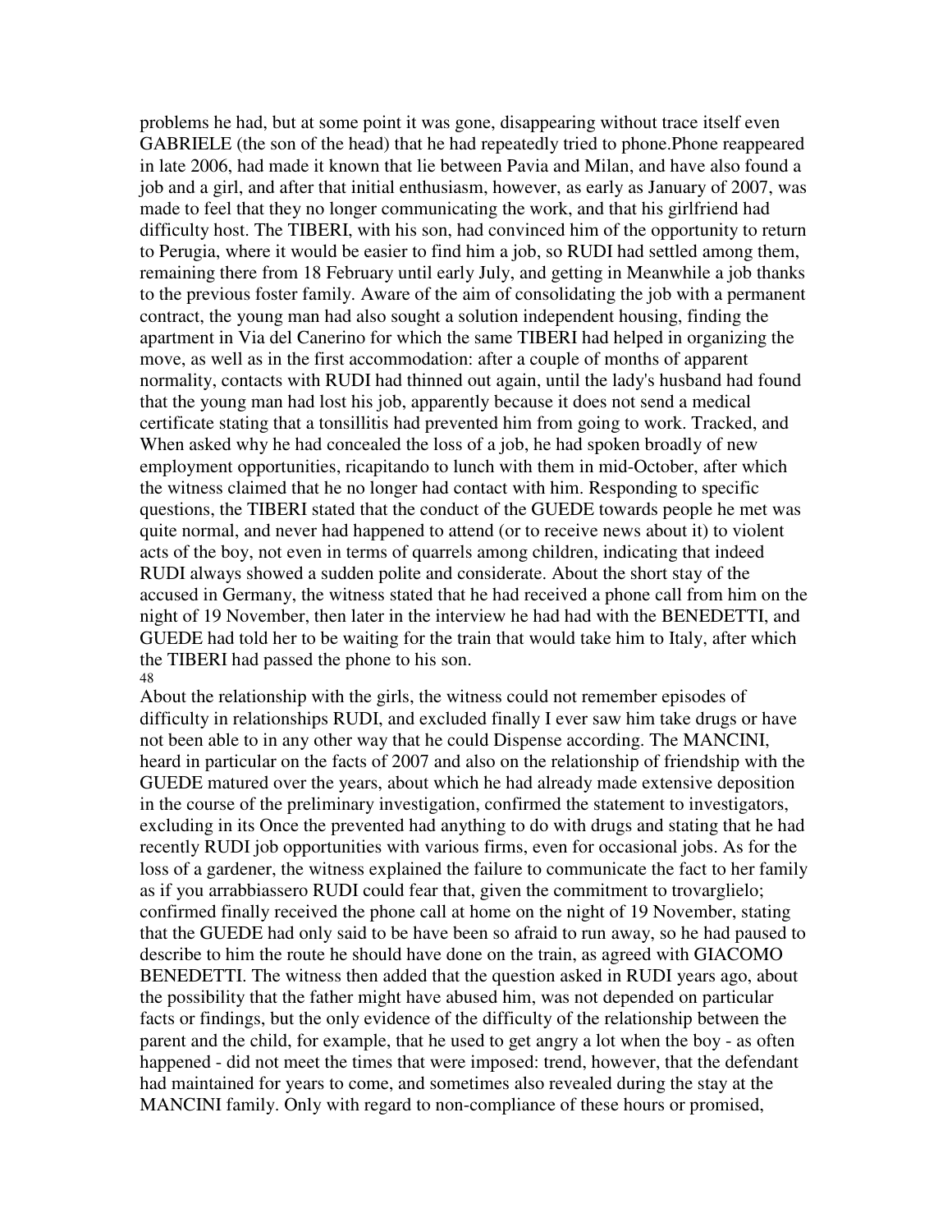problems he had, but at some point it was gone, disappearing without trace itself even GABRIELE (the son of the head) that he had repeatedly tried to phone.Phone reappeared in late 2006, had made it known that lie between Pavia and Milan, and have also found a job and a girl, and after that initial enthusiasm, however, as early as January of 2007, was made to feel that they no longer communicating the work, and that his girlfriend had difficulty host. The TIBERI, with his son, had convinced him of the opportunity to return to Perugia, where it would be easier to find him a job, so RUDI had settled among them, remaining there from 18 February until early July, and getting in Meanwhile a job thanks to the previous foster family. Aware of the aim of consolidating the job with a permanent contract, the young man had also sought a solution independent housing, finding the apartment in Via del Canerino for which the same TIBERI had helped in organizing the move, as well as in the first accommodation: after a couple of months of apparent normality, contacts with RUDI had thinned out again, until the lady's husband had found that the young man had lost his job, apparently because it does not send a medical certificate stating that a tonsillitis had prevented him from going to work. Tracked, and When asked why he had concealed the loss of a job, he had spoken broadly of new employment opportunities, ricapitando to lunch with them in mid-October, after which the witness claimed that he no longer had contact with him. Responding to specific questions, the TIBERI stated that the conduct of the GUEDE towards people he met was quite normal, and never had happened to attend (or to receive news about it) to violent acts of the boy, not even in terms of quarrels among children, indicating that indeed RUDI always showed a sudden polite and considerate. About the short stay of the accused in Germany, the witness stated that he had received a phone call from him on the night of 19 November, then later in the interview he had had with the BENEDETTI, and GUEDE had told her to be waiting for the train that would take him to Italy, after which the TIBERI had passed the phone to his son.

About the relationship with the girls, the witness could not remember episodes of difficulty in relationships RUDI, and excluded finally I ever saw him take drugs or have not been able to in any other way that he could Dispense according. The MANCINI, heard in particular on the facts of 2007 and also on the relationship of friendship with the GUEDE matured over the years, about which he had already made extensive deposition in the course of the preliminary investigation, confirmed the statement to investigators, excluding in its Once the prevented had anything to do with drugs and stating that he had recently RUDI job opportunities with various firms, even for occasional jobs. As for the loss of a gardener, the witness explained the failure to communicate the fact to her family as if you arrabbiassero RUDI could fear that, given the commitment to trovarglielo; confirmed finally received the phone call at home on the night of 19 November, stating that the GUEDE had only said to be have been so afraid to run away, so he had paused to describe to him the route he should have done on the train, as agreed with GIACOMO BENEDETTI. The witness then added that the question asked in RUDI years ago, about the possibility that the father might have abused him, was not depended on particular facts or findings, but the only evidence of the difficulty of the relationship between the parent and the child, for example, that he used to get angry a lot when the boy - as often happened - did not meet the times that were imposed: trend, however, that the defendant had maintained for years to come, and sometimes also revealed during the stay at the MANCINI family. Only with regard to non-compliance of these hours or promised,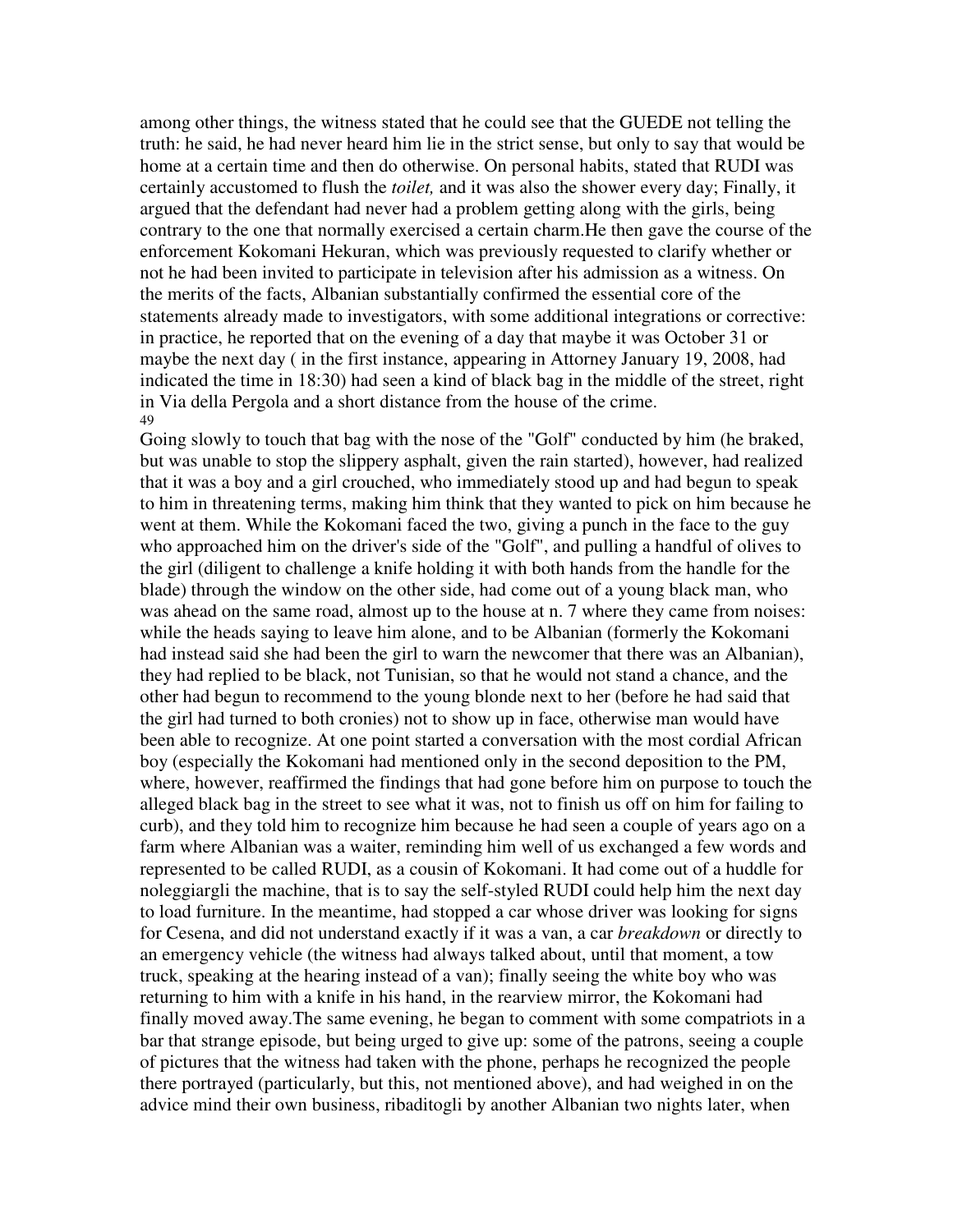among other things, the witness stated that he could see that the GUEDE not telling the truth: he said, he had never heard him lie in the strict sense, but only to say that would be home at a certain time and then do otherwise. On personal habits, stated that RUDI was certainly accustomed to flush the *toilet,* and it was also the shower every day; Finally, it argued that the defendant had never had a problem getting along with the girls, being contrary to the one that normally exercised a certain charm.He then gave the course of the enforcement Kokomani Hekuran, which was previously requested to clarify whether or not he had been invited to participate in television after his admission as a witness. On the merits of the facts, Albanian substantially confirmed the essential core of the statements already made to investigators, with some additional integrations or corrective: in practice, he reported that on the evening of a day that maybe it was October 31 or maybe the next day ( in the first instance, appearing in Attorney January 19, 2008, had indicated the time in 18:30) had seen a kind of black bag in the middle of the street, right in Via della Pergola and a short distance from the house of the crime.

Going slowly to touch that bag with the nose of the "Golf" conducted by him (he braked, but was unable to stop the slippery asphalt, given the rain started), however, had realized that it was a boy and a girl crouched, who immediately stood up and had begun to speak to him in threatening terms, making him think that they wanted to pick on him because he went at them. While the Kokomani faced the two, giving a punch in the face to the guy who approached him on the driver's side of the "Golf", and pulling a handful of olives to the girl (diligent to challenge a knife holding it with both hands from the handle for the blade) through the window on the other side, had come out of a young black man, who was ahead on the same road, almost up to the house at n. 7 where they came from noises: while the heads saying to leave him alone, and to be Albanian (formerly the Kokomani had instead said she had been the girl to warn the newcomer that there was an Albanian), they had replied to be black, not Tunisian, so that he would not stand a chance, and the other had begun to recommend to the young blonde next to her (before he had said that the girl had turned to both cronies) not to show up in face, otherwise man would have been able to recognize. At one point started a conversation with the most cordial African boy (especially the Kokomani had mentioned only in the second deposition to the PM, where, however, reaffirmed the findings that had gone before him on purpose to touch the alleged black bag in the street to see what it was, not to finish us off on him for failing to curb), and they told him to recognize him because he had seen a couple of years ago on a farm where Albanian was a waiter, reminding him well of us exchanged a few words and represented to be called RUDI, as a cousin of Kokomani. It had come out of a huddle for noleggiargli the machine, that is to say the self-styled RUDI could help him the next day to load furniture. In the meantime, had stopped a car whose driver was looking for signs for Cesena, and did not understand exactly if it was a van, a car *breakdown* or directly to an emergency vehicle (the witness had always talked about, until that moment, a tow truck, speaking at the hearing instead of a van); finally seeing the white boy who was returning to him with a knife in his hand, in the rearview mirror, the Kokomani had finally moved away.The same evening, he began to comment with some compatriots in a bar that strange episode, but being urged to give up: some of the patrons, seeing a couple of pictures that the witness had taken with the phone, perhaps he recognized the people there portrayed (particularly, but this, not mentioned above), and had weighed in on the advice mind their own business, ribaditogli by another Albanian two nights later, when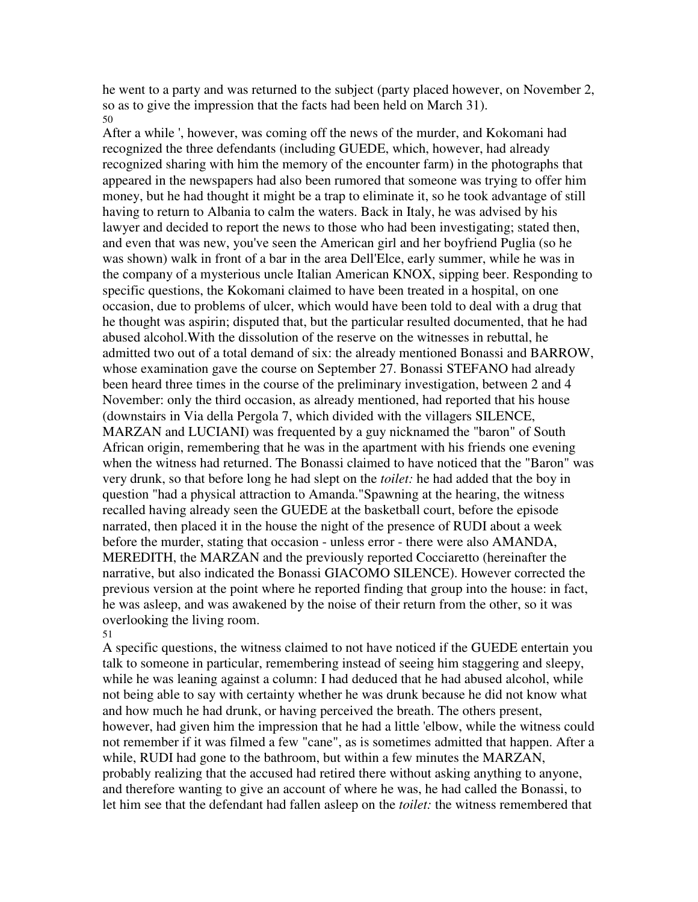he went to a party and was returned to the subject (party placed however, on November 2, so as to give the impression that the facts had been held on March 31).

50

After a while ', however, was coming off the news of the murder, and Kokomani had recognized the three defendants (including GUEDE, which, however, had already recognized sharing with him the memory of the encounter farm) in the photographs that appeared in the newspapers had also been rumored that someone was trying to offer him money, but he had thought it might be a trap to eliminate it, so he took advantage of still having to return to Albania to calm the waters. Back in Italy, he was advised by his lawyer and decided to report the news to those who had been investigating; stated then, and even that was new, you've seen the American girl and her boyfriend Puglia (so he was shown) walk in front of a bar in the area Dell'Elce, early summer, while he was in the company of a mysterious uncle Italian American KNOX, sipping beer. Responding to specific questions, the Kokomani claimed to have been treated in a hospital, on one occasion, due to problems of ulcer, which would have been told to deal with a drug that he thought was aspirin; disputed that, but the particular resulted documented, that he had abused alcohol.With the dissolution of the reserve on the witnesses in rebuttal, he admitted two out of a total demand of six: the already mentioned Bonassi and BARROW, whose examination gave the course on September 27. Bonassi STEFANO had already been heard three times in the course of the preliminary investigation, between 2 and 4 November: only the third occasion, as already mentioned, had reported that his house (downstairs in Via della Pergola 7, which divided with the villagers SILENCE, MARZAN and LUCIANI) was frequented by a guy nicknamed the "baron" of South African origin, remembering that he was in the apartment with his friends one evening when the witness had returned. The Bonassi claimed to have noticed that the "Baron" was very drunk, so that before long he had slept on the *toilet:* he had added that the boy in question "had a physical attraction to Amanda."Spawning at the hearing, the witness recalled having already seen the GUEDE at the basketball court, before the episode narrated, then placed it in the house the night of the presence of RUDI about a week before the murder, stating that occasion - unless error - there were also AMANDA, MEREDITH, the MARZAN and the previously reported Cocciaretto (hereinafter the narrative, but also indicated the Bonassi GIACOMO SILENCE). However corrected the previous version at the point where he reported finding that group into the house: in fact, he was asleep, and was awakened by the noise of their return from the other, so it was overlooking the living room.

51

A specific questions, the witness claimed to not have noticed if the GUEDE entertain you talk to someone in particular, remembering instead of seeing him staggering and sleepy, while he was leaning against a column: I had deduced that he had abused alcohol, while not being able to say with certainty whether he was drunk because he did not know what and how much he had drunk, or having perceived the breath. The others present, however, had given him the impression that he had a little 'elbow, while the witness could not remember if it was filmed a few "cane", as is sometimes admitted that happen. After a while, RUDI had gone to the bathroom, but within a few minutes the MARZAN, probably realizing that the accused had retired there without asking anything to anyone, and therefore wanting to give an account of where he was, he had called the Bonassi, to let him see that the defendant had fallen asleep on the *toilet:* the witness remembered that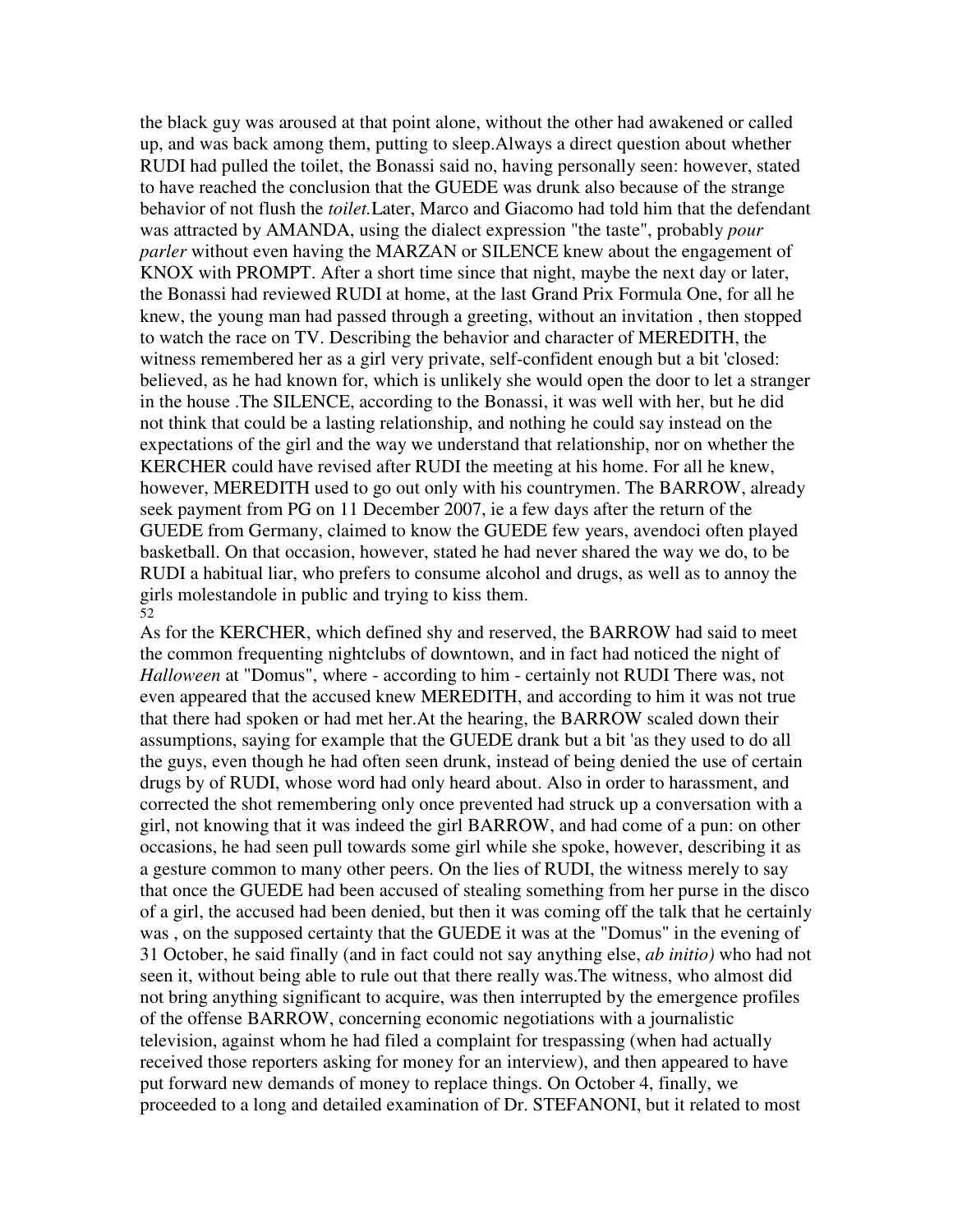the black guy was aroused at that point alone, without the other had awakened or called up, and was back among them, putting to sleep.Always a direct question about whether RUDI had pulled the toilet, the Bonassi said no, having personally seen: however, stated to have reached the conclusion that the GUEDE was drunk also because of the strange behavior of not flush the *toilet.*Later, Marco and Giacomo had told him that the defendant was attracted by AMANDA, using the dialect expression "the taste", probably *pour parler* without even having the MARZAN or SILENCE knew about the engagement of KNOX with PROMPT. After a short time since that night, maybe the next day or later, the Bonassi had reviewed RUDI at home, at the last Grand Prix Formula One, for all he knew, the young man had passed through a greeting, without an invitation , then stopped to watch the race on TV. Describing the behavior and character of MEREDITH, the witness remembered her as a girl very private, self-confident enough but a bit 'closed: believed, as he had known for, which is unlikely she would open the door to let a stranger in the house .The SILENCE, according to the Bonassi, it was well with her, but he did not think that could be a lasting relationship, and nothing he could say instead on the expectations of the girl and the way we understand that relationship, nor on whether the KERCHER could have revised after RUDI the meeting at his home. For all he knew, however, MEREDITH used to go out only with his countrymen. The BARROW, already seek payment from PG on 11 December 2007, ie a few days after the return of the GUEDE from Germany, claimed to know the GUEDE few years, avendoci often played basketball. On that occasion, however, stated he had never shared the way we do, to be RUDI a habitual liar, who prefers to consume alcohol and drugs, as well as to annoy the girls molestandole in public and trying to kiss them.

As for the KERCHER, which defined shy and reserved, the BARROW had said to meet the common frequenting nightclubs of downtown, and in fact had noticed the night of *Halloween* at "Domus", where - according to him - certainly not RUDI There was, not even appeared that the accused knew MEREDITH, and according to him it was not true that there had spoken or had met her.At the hearing, the BARROW scaled down their assumptions, saying for example that the GUEDE drank but a bit 'as they used to do all the guys, even though he had often seen drunk, instead of being denied the use of certain drugs by of RUDI, whose word had only heard about. Also in order to harassment, and corrected the shot remembering only once prevented had struck up a conversation with a girl, not knowing that it was indeed the girl BARROW, and had come of a pun: on other occasions, he had seen pull towards some girl while she spoke, however, describing it as a gesture common to many other peers. On the lies of RUDI, the witness merely to say that once the GUEDE had been accused of stealing something from her purse in the disco of a girl, the accused had been denied, but then it was coming off the talk that he certainly was , on the supposed certainty that the GUEDE it was at the "Domus" in the evening of 31 October, he said finally (and in fact could not say anything else, *ab initio)* who had not seen it, without being able to rule out that there really was.The witness, who almost did not bring anything significant to acquire, was then interrupted by the emergence profiles of the offense BARROW, concerning economic negotiations with a journalistic television, against whom he had filed a complaint for trespassing (when had actually received those reporters asking for money for an interview), and then appeared to have put forward new demands of money to replace things. On October 4, finally, we proceeded to a long and detailed examination of Dr. STEFANONI, but it related to most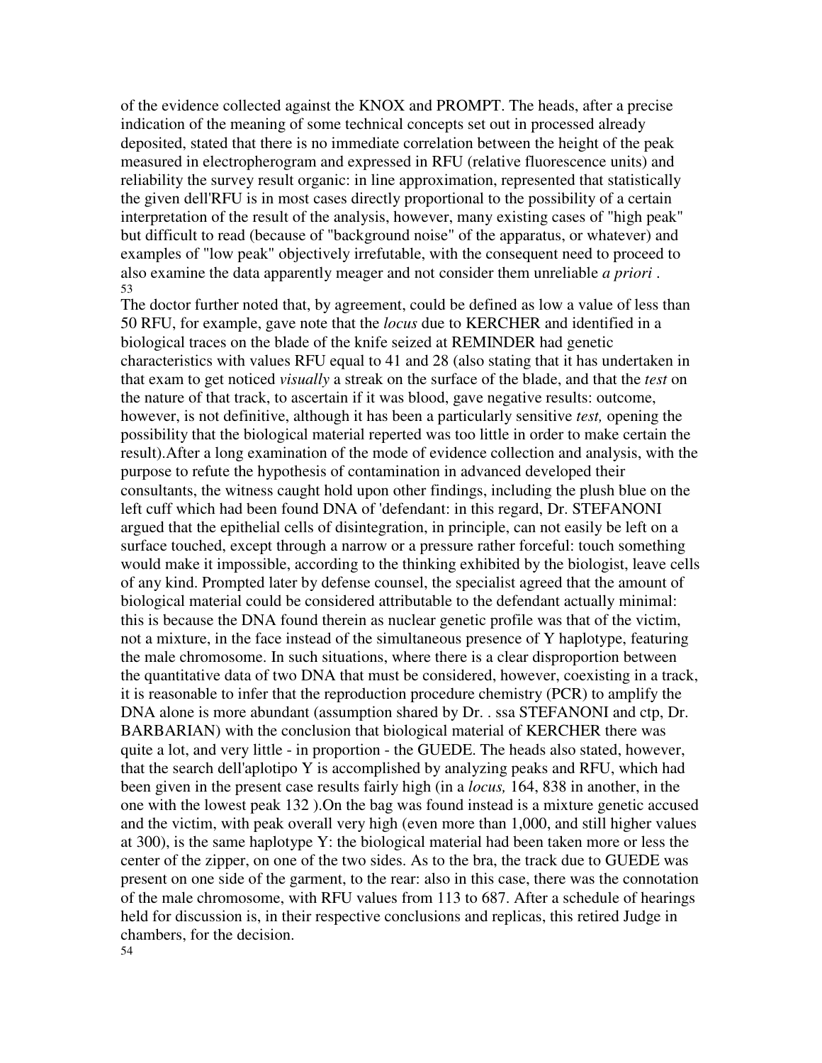of the evidence collected against the KNOX and PROMPT. The heads, after a precise indication of the meaning of some technical concepts set out in processed already deposited, stated that there is no immediate correlation between the height of the peak measured in electropherogram and expressed in RFU (relative fluorescence units) and reliability the survey result organic: in line approximation, represented that statistically the given dell'RFU is in most cases directly proportional to the possibility of a certain interpretation of the result of the analysis, however, many existing cases of "high peak" but difficult to read (because of "background noise" of the apparatus, or whatever) and examples of "low peak" objectively irrefutable, with the consequent need to proceed to also examine the data apparently meager and not consider them unreliable *a priori* .

The doctor further noted that, by agreement, could be defined as low a value of less than 50 RFU, for example, gave note that the *locus* due to KERCHER and identified in a biological traces on the blade of the knife seized at REMINDER had genetic characteristics with values RFU equal to 41 and 28 (also stating that it has undertaken in that exam to get noticed *visually* a streak on the surface of the blade, and that the *test* on the nature of that track, to ascertain if it was blood, gave negative results: outcome, however, is not definitive, although it has been a particularly sensitive *test,* opening the possibility that the biological material reperted was too little in order to make certain the result).After a long examination of the mode of evidence collection and analysis, with the purpose to refute the hypothesis of contamination in advanced developed their consultants, the witness caught hold upon other findings, including the plush blue on the left cuff which had been found DNA of 'defendant: in this regard, Dr. STEFANONI argued that the epithelial cells of disintegration, in principle, can not easily be left on a surface touched, except through a narrow or a pressure rather forceful: touch something would make it impossible, according to the thinking exhibited by the biologist, leave cells of any kind. Prompted later by defense counsel, the specialist agreed that the amount of biological material could be considered attributable to the defendant actually minimal: this is because the DNA found therein as nuclear genetic profile was that of the victim, not a mixture, in the face instead of the simultaneous presence of Y haplotype, featuring the male chromosome. In such situations, where there is a clear disproportion between the quantitative data of two DNA that must be considered, however, coexisting in a track, it is reasonable to infer that the reproduction procedure chemistry (PCR) to amplify the DNA alone is more abundant (assumption shared by Dr. . ssa STEFANONI and ctp, Dr. BARBARIAN) with the conclusion that biological material of KERCHER there was quite a lot, and very little - in proportion - the GUEDE. The heads also stated, however, that the search dell'aplotipo Y is accomplished by analyzing peaks and RFU, which had been given in the present case results fairly high (in a *locus,* 164, 838 in another, in the one with the lowest peak 132 ).On the bag was found instead is a mixture genetic accused and the victim, with peak overall very high (even more than 1,000, and still higher values at 300), is the same haplotype Y: the biological material had been taken more or less the center of the zipper, on one of the two sides. As to the bra, the track due to GUEDE was present on one side of the garment, to the rear: also in this case, there was the connotation of the male chromosome, with RFU values from 113 to 687. After a schedule of hearings held for discussion is, in their respective conclusions and replicas, this retired Judge in chambers, for the decision.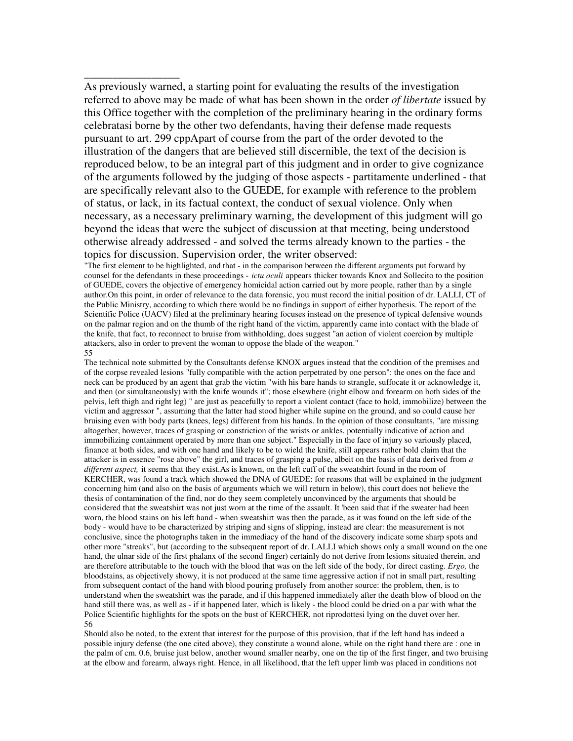_________________

As previously warned, a starting point for evaluating the results of the investigation referred to above may be made of what has been shown in the order *of libertate* issued by this Office together with the completion of the preliminary hearing in the ordinary forms celebratasi borne by the other two defendants, having their defense made requests pursuant to art. 299 cppApart of course from the part of the order devoted to the illustration of the dangers that are believed still discernible, the text of the decision is reproduced below, to be an integral part of this judgment and in order to give cognizance of the arguments followed by the judging of those aspects - partitamente underlined - that are specifically relevant also to the GUEDE, for example with reference to the problem of status, or lack, in its factual context, the conduct of sexual violence. Only when necessary, as a necessary preliminary warning, the development of this judgment will go beyond the ideas that were the subject of discussion at that meeting, being understood otherwise already addressed - and solved the terms already known to the parties - the topics for discussion. Supervision order, the writer observed:

"The first element to be highlighted, and that - in the comparison between the different arguments put forward by counsel for the defendants in these proceedings - *ictu oculi* appears thicker towards Knox and Sollecito to the position of GUEDE, covers the objective of emergency homicidal action carried out by more people, rather than by a single author.On this point, in order of relevance to the data forensic, you must record the initial position of dr. LALLI, CT of the Public Ministry, according to which there would be no findings in support of either hypothesis. The report of the Scientific Police (UACV) filed at the preliminary hearing focuses instead on the presence of typical defensive wounds on the palmar region and on the thumb of the right hand of the victim, apparently came into contact with the blade of the knife, that fact, to reconnect to bruise from withholding, does suggest "an action of violent coercion by multiple attackers, also in order to prevent the woman to oppose the blade of the weapon."

The technical note submitted by the Consultants defense KNOX argues instead that the condition of the premises and of the corpse revealed lesions "fully compatible with the action perpetrated by one person": the ones on the face and neck can be produced by an agent that grab the victim "with his bare hands to strangle, suffocate it or acknowledge it, and then (or simultaneously) with the knife wounds it"; those elsewhere (right elbow and forearm on both sides of the pelvis, left thigh and right leg) " are just as peacefully to report a violent contact (face to hold, immobilize) between the victim and aggressor ", assuming that the latter had stood higher while supine on the ground, and so could cause her bruising even with body parts (knees, legs) different from his hands. In the opinion of those consultants, "are missing altogether, however, traces of grasping or constriction of the wrists or ankles, potentially indicative of action and immobilizing containment operated by more than one subject." Especially in the face of injury so variously placed, finance at both sides, and with one hand and likely to be to wield the knife, still appears rather bold claim that the attacker is in essence "rose above" the girl, and traces of grasping a pulse, albeit on the basis of data derived from *a different aspect,* it seems that they exist.As is known, on the left cuff of the sweatshirt found in the room of KERCHER, was found a track which showed the DNA of GUEDE: for reasons that will be explained in the judgment concerning him (and also on the basis of arguments which we will return in below), this court does not believe the thesis of contamination of the find, nor do they seem completely unconvinced by the arguments that should be considered that the sweatshirt was not just worn at the time of the assault. It 'been said that if the sweater had been worn, the blood stains on his left hand - when sweatshirt was then the parade, as it was found on the left side of the body - would have to be characterized by striping and signs of slipping, instead are clear: the measurement is not conclusive, since the photographs taken in the immediacy of the hand of the discovery indicate some sharp spots and other more "streaks", but (according to the subsequent report of dr. LALLI which shows only a small wound on the one hand, the ulnar side of the first phalanx of the second finger) certainly do not derive from lesions situated therein, and are therefore attributable to the touch with the blood that was on the left side of the body, for direct casting. *Ergo,* the bloodstains, as objectively showy, it is not produced at the same time aggressive action if not in small part, resulting from subsequent contact of the hand with blood pouring profusely from another source: the problem, then, is to understand when the sweatshirt was the parade, and if this happened immediately after the death blow of blood on the hand still there was, as well as - if it happened later, which is likely - the blood could be dried on a par with what the Police Scientific highlights for the spots on the bust of KERCHER, not riprodottesi lying on the duvet over her.

Should also be noted, to the extent that interest for the purpose of this provision, that if the left hand has indeed a possible injury defense (the one cited above), they constitute a wound alone, while on the right hand there are : one in the palm of cm. 0.6, bruise just below, another wound smaller nearby, one on the tip of the first finger, and two bruising at the elbow and forearm, always right. Hence, in all likelihood, that the left upper limb was placed in conditions not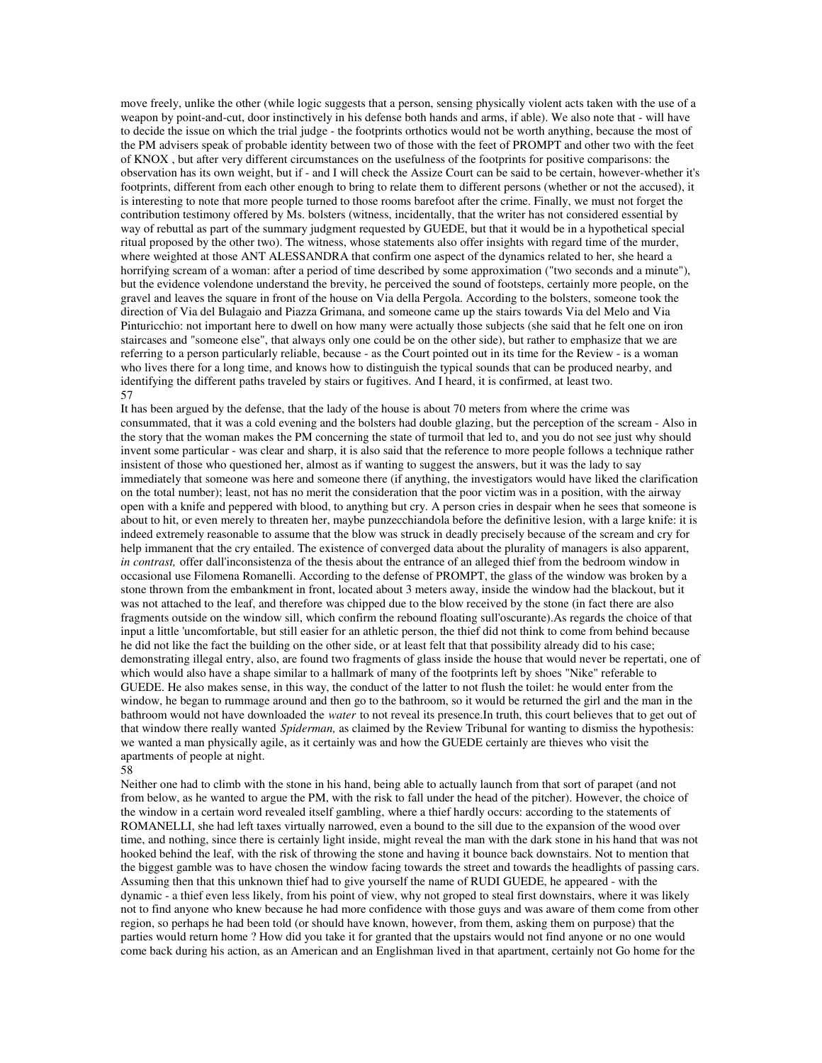move freely, unlike the other (while logic suggests that a person, sensing physically violent acts taken with the use of a weapon by point-and-cut, door instinctively in his defense both hands and arms, if able). We also note that - will have to decide the issue on which the trial judge - the footprints orthotics would not be worth anything, because the most of the PM advisers speak of probable identity between two of those with the feet of PROMPT and other two with the feet of KNOX , but after very different circumstances on the usefulness of the footprints for positive comparisons: the observation has its own weight, but if - and I will check the Assize Court can be said to be certain, however-whether it's footprints, different from each other enough to bring to relate them to different persons (whether or not the accused), it is interesting to note that more people turned to those rooms barefoot after the crime. Finally, we must not forget the contribution testimony offered by Ms. bolsters (witness, incidentally, that the writer has not considered essential by way of rebuttal as part of the summary judgment requested by GUEDE, but that it would be in a hypothetical special ritual proposed by the other two). The witness, whose statements also offer insights with regard time of the murder, where weighted at those ANT ALESSANDRA that confirm one aspect of the dynamics related to her, she heard a horrifying scream of a woman: after a period of time described by some approximation ("two seconds and a minute"), but the evidence volendone understand the brevity, he perceived the sound of footsteps, certainly more people, on the gravel and leaves the square in front of the house on Via della Pergola. According to the bolsters, someone took the direction of Via del Bulagaio and Piazza Grimana, and someone came up the stairs towards Via del Melo and Via Pinturicchio: not important here to dwell on how many were actually those subjects (she said that he felt one on iron staircases and "someone else", that always only one could be on the other side), but rather to emphasize that we are referring to a person particularly reliable, because - as the Court pointed out in its time for the Review - is a woman who lives there for a long time, and knows how to distinguish the typical sounds that can be produced nearby, and identifying the different paths traveled by stairs or fugitives. And I heard, it is confirmed, at least two.

It has been argued by the defense, that the lady of the house is about 70 meters from where the crime was consummated, that it was a cold evening and the bolsters had double glazing, but the perception of the scream - Also in the story that the woman makes the PM concerning the state of turmoil that led to, and you do not see just why should invent some particular - was clear and sharp, it is also said that the reference to more people follows a technique rather insistent of those who questioned her, almost as if wanting to suggest the answers, but it was the lady to say immediately that someone was here and someone there (if anything, the investigators would have liked the clarification on the total number); least, not has no merit the consideration that the poor victim was in a position, with the airway open with a knife and peppered with blood, to anything but cry. A person cries in despair when he sees that someone is about to hit, or even merely to threaten her, maybe punzecchiandola before the definitive lesion, with a large knife: it is indeed extremely reasonable to assume that the blow was struck in deadly precisely because of the scream and cry for help immanent that the cry entailed. The existence of converged data about the plurality of managers is also apparent, *in contrast,* offer dall'inconsistenza of the thesis about the entrance of an alleged thief from the bedroom window in occasional use Filomena Romanelli. According to the defense of PROMPT, the glass of the window was broken by a stone thrown from the embankment in front, located about 3 meters away, inside the window had the blackout, but it was not attached to the leaf, and therefore was chipped due to the blow received by the stone (in fact there are also fragments outside on the window sill, which confirm the rebound floating sull'oscurante).As regards the choice of that input a little 'uncomfortable, but still easier for an athletic person, the thief did not think to come from behind because he did not like the fact the building on the other side, or at least felt that that possibility already did to his case; demonstrating illegal entry, also, are found two fragments of glass inside the house that would never be repertati, one of which would also have a shape similar to a hallmark of many of the footprints left by shoes "Nike" referable to GUEDE. He also makes sense, in this way, the conduct of the latter to not flush the toilet: he would enter from the window, he began to rummage around and then go to the bathroom, so it would be returned the girl and the man in the bathroom would not have downloaded the *water* to not reveal its presence.In truth, this court believes that to get out of that window there really wanted *Spiderman,* as claimed by the Review Tribunal for wanting to dismiss the hypothesis: we wanted a man physically agile, as it certainly was and how the GUEDE certainly are thieves who visit the apartments of people at night.

Neither one had to climb with the stone in his hand, being able to actually launch from that sort of parapet (and not from below, as he wanted to argue the PM, with the risk to fall under the head of the pitcher). However, the choice of the window in a certain word revealed itself gambling, where a thief hardly occurs: according to the statements of ROMANELLI, she had left taxes virtually narrowed, even a bound to the sill due to the expansion of the wood over time, and nothing, since there is certainly light inside, might reveal the man with the dark stone in his hand that was not hooked behind the leaf, with the risk of throwing the stone and having it bounce back downstairs. Not to mention that the biggest gamble was to have chosen the window facing towards the street and towards the headlights of passing cars. Assuming then that this unknown thief had to give yourself the name of RUDI GUEDE, he appeared - with the dynamic - a thief even less likely, from his point of view, why not groped to steal first downstairs, where it was likely not to find anyone who knew because he had more confidence with those guys and was aware of them come from other region, so perhaps he had been told (or should have known, however, from them, asking them on purpose) that the parties would return home ? How did you take it for granted that the upstairs would not find anyone or no one would come back during his action, as an American and an Englishman lived in that apartment, certainly not Go home for the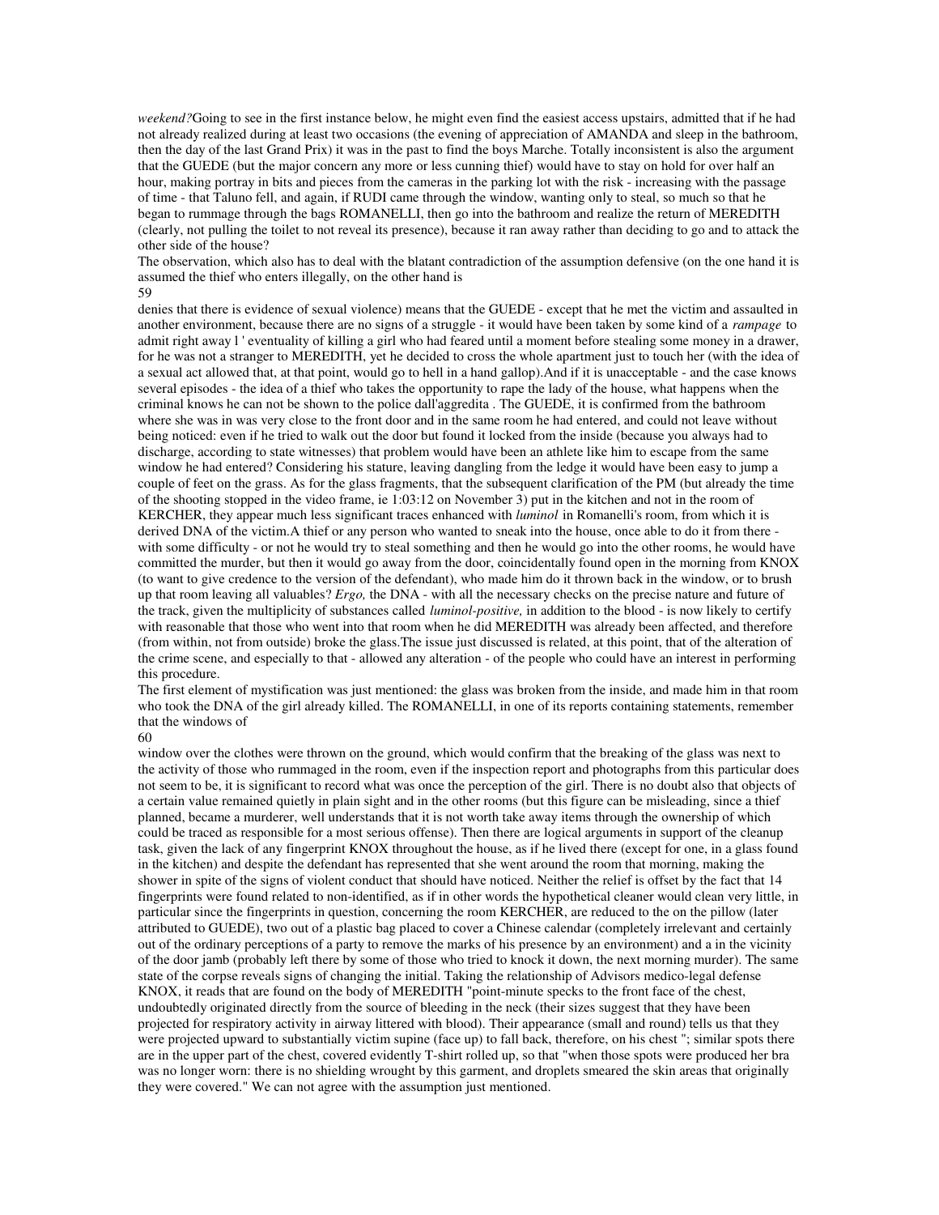*weekend?*Going to see in the first instance below, he might even find the easiest access upstairs, admitted that if he had not already realized during at least two occasions (the evening of appreciation of AMANDA and sleep in the bathroom, then the day of the last Grand Prix) it was in the past to find the boys Marche. Totally inconsistent is also the argument that the GUEDE (but the major concern any more or less cunning thief) would have to stay on hold for over half an hour, making portray in bits and pieces from the cameras in the parking lot with the risk - increasing with the passage of time - that Taluno fell, and again, if RUDI came through the window, wanting only to steal, so much so that he began to rummage through the bags ROMANELLI, then go into the bathroom and realize the return of MEREDITH (clearly, not pulling the toilet to not reveal its presence), because it ran away rather than deciding to go and to attack the other side of the house?

The observation, which also has to deal with the blatant contradiction of the assumption defensive (on the one hand it is assumed the thief who enters illegally, on the other hand is denies that there is evidence of sexual violence) means that the GUEDE - except that he met the victim and assaulted in another environment, because there are no signs of a struggle - it would have been taken by some kind of a *rampage* to admit right away l ' eventuality of killing a girl who had feared until a moment before stealing some money in a drawer, for he was not a stranger to MEREDITH, yet he decided to cross the whole apartment just to touch her (with the idea of a sexual act allowed that, at that point, would go to hell in a hand gallop).And if it is unacceptable - and the case knows several episodes - the idea of a thief who takes the opportunity to rape the lady of the house, what happens when the criminal knows he can not be shown to the police dall'aggredita . The GUEDE, it is confirmed from the bathroom where she was in was very close to the front door and in the same room he had entered, and could not leave without being noticed: even if he tried to walk out the door but found it locked from the inside (because you always had to discharge, according to state witnesses) that problem would have been an athlete like him to escape from the same window he had entered? Considering his stature, leaving dangling from the ledge it would have been easy to jump a couple of feet on the grass. As for the glass fragments, that the subsequent clarification of the PM (but already the time of the shooting stopped in the video frame, ie 1:03:12 on November 3) put in the kitchen and not in the room of KERCHER, they appear much less significant traces enhanced with *luminol* in Romanelli's room, from which it is derived DNA of the victim.A thief or any person who wanted to sneak into the house, once able to do it from there - with some difficulty - or not he would try to steal something and then he would go into the other rooms, he would have committed the murder, but then it would go away from the door, coincidentally found open in the morning from KNOX (to want to give credence to the version of the defendant), who made him do it thrown back in the window, or to brush up that room leaving all valuables? *Ergo,* the DNA - with all the necessary checks on the precise nature and future of the track, given the multiplicity of substances called *luminol-positive,* in addition to the blood - is now likely to certify with reasonable that those who went into that room when he did MEREDITH was already been affected, and therefore (from within, not from outside) broke the glass.The issue just discussed is related, at this point, that of the alteration of the crime scene, and especially to that - allowed any alteration - of the people who could have an interest in performing this procedure.

The first element of mystification was just mentioned: the glass was broken from the inside, and made him in that room who took the DNA of the girl already killed. The ROMANELLI, in one of its reports containing statements, remember that the windows of window over the clothes were thrown on the ground, which would confirm that the breaking of the glass was next to the activity of those who rummaged in the room, even if the inspection report and photographs from this particular does not seem to be, it is significant to record what was once the perception of the girl. There is no doubt also that objects of a certain value remained quietly in plain sight and in the other rooms (but this figure can be misleading, since a thief planned, became a murderer, well understands that it is not worth take away items through the ownership of which could be traced as responsible for a most serious offense). Then there are logical arguments in support of the cleanup task, given the lack of any fingerprint KNOX throughout the house, as if he lived there (except for one, in a glass found in the kitchen) and despite the defendant has represented that she went around the room that morning, making the shower in spite of the signs of violent conduct that should have noticed. Neither the relief is offset by the fact that 14 fingerprints were found related to non-identified, as if in other words the hypothetical cleaner would clean very little, in particular since the fingerprints in question, concerning the room KERCHER, are reduced to the on the pillow (later attributed to GUEDE), two out of a plastic bag placed to cover a Chinese calendar (completely irrelevant and certainly out of the ordinary perceptions of a party to remove the marks of his presence by an environment) and a in the vicinity of the door jamb (probably left there by some of those who tried to knock it down, the next morning murder). The same state of the corpse reveals signs of changing the initial. Taking the relationship of Advisors medico-legal defense KNOX, it reads that are found on the body of MEREDITH "point-minute specks to the front face of the chest, undoubtedly originated directly from the source of bleeding in the neck (their sizes suggest that they have been projected for respiratory activity in airway littered with blood). Their appearance (small and round) tells us that they were projected upward to substantially victim supine (face up) to fall back, therefore, on his chest "; similar spots there are in the upper part of the chest, covered evidently T-shirt rolled up, so that "when those spots were produced her bra was no longer worn: there is no shielding wrought by this garment, and droplets smeared the skin areas that originally they were covered." We can not agree with the assumption just mentioned.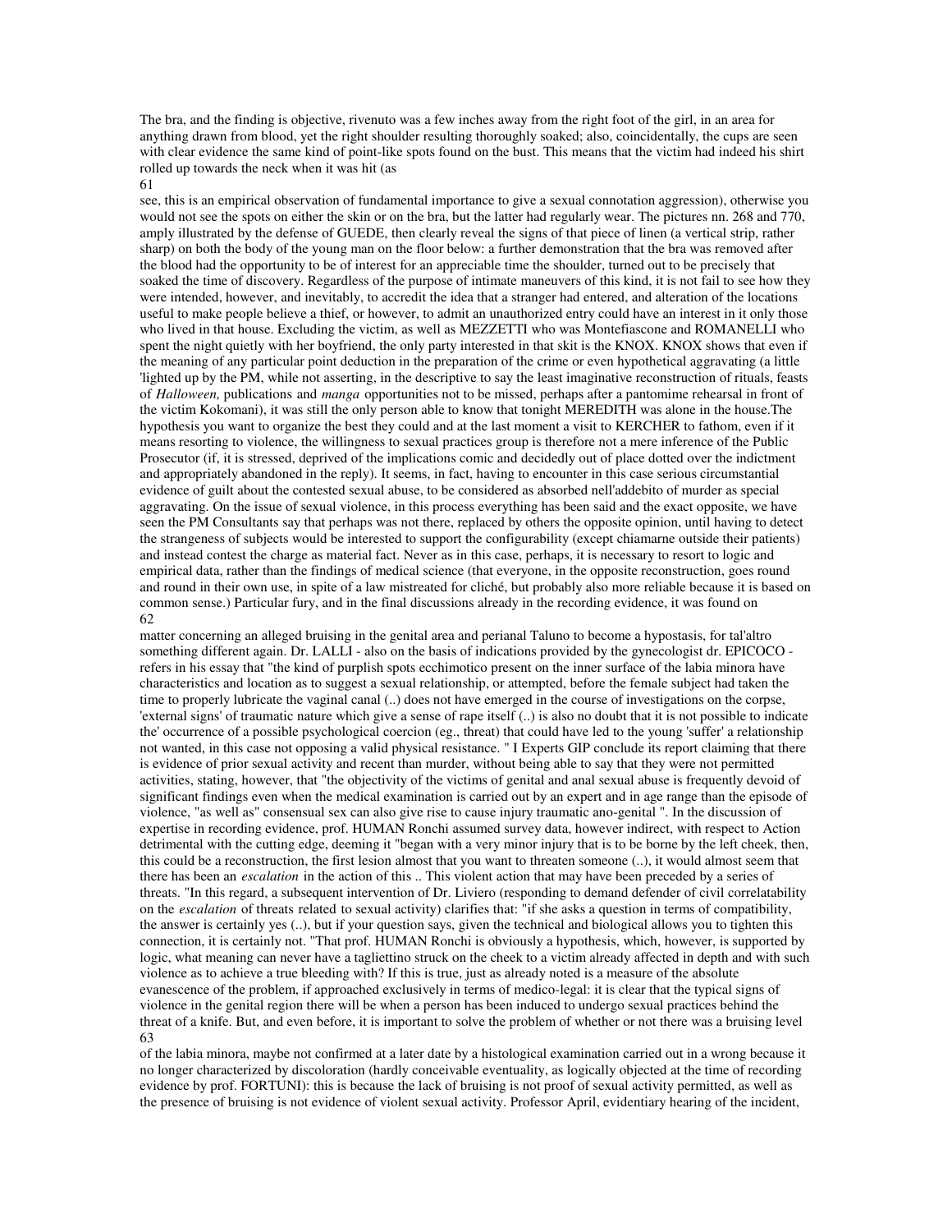The bra, and the finding is objective, rivenuto was a few inches away from the right foot of the girl, in an area for anything drawn from blood, yet the right shoulder resulting thoroughly soaked; also, coincidentally, the cups are seen with clear evidence the same kind of point-like spots found on the bust. This means that the victim had indeed his shirt rolled up towards the neck when it was hit (as see, this is an empirical observation of fundamental importance to give a sexual connotation aggression), otherwise you would not see the spots on either the skin or on the bra, but the latter had regularly wear. The pictures nn. 268 and 770, amply illustrated by the defense of GUEDE, then clearly reveal the signs of that piece of linen (a vertical strip, rather sharp) on both the body of the young man on the floor below: a further demonstration that the bra was removed after the blood had the opportunity to be of interest for an appreciable time the shoulder, turned out to be precisely that soaked the time of discovery. Regardless of the purpose of intimate maneuvers of this kind, it is not fail to see how they were intended, however, and inevitably, to accredit the idea that a stranger had entered, and alteration of the locations useful to make people believe a thief, or however, to admit an unauthorized entry could have an interest in it only those who lived in that house. Excluding the victim, as well as MEZZETTI who was Montefiascone and ROMANELLI who spent the night quietly with her boyfriend, the only party interested in that skit is the KNOX. KNOX shows that even if the meaning of any particular point deduction in the preparation of the crime or even hypothetical aggravating (a little 'lighted up by the PM, while not asserting, in the descriptive to say the least imaginative reconstruction of rituals, feasts of *Halloween,* publications and *manga* opportunities not to be missed, perhaps after a pantomime rehearsal in front of the victim Kokomani), it was still the only person able to know that tonight MEREDITH was alone in the house.The hypothesis you want to organize the best they could and at the last moment a visit to KERCHER to fathom, even if it means resorting to violence, the willingness to sexual practices group is therefore not a mere inference of the Public Prosecutor (if, it is stressed, deprived of the implications comic and decidedly out of place dotted over the indictment and appropriately abandoned in the reply). It seems, in fact, having to encounter in this case serious circumstantial evidence of guilt about the contested sexual abuse, to be considered as absorbed nell'addebito of murder as special aggravating. On the issue of sexual violence, in this process everything has been said and the exact opposite, we have seen the PM Consultants say that perhaps was not there, replaced by others the opposite opinion, until having to detect the strangeness of subjects would be interested to support the configurability (except chiamarne outside their patients) and instead contest the charge as material fact. Never as in this case, perhaps, it is necessary to resort to logic and empirical data, rather than the findings of medical science (that everyone, in the opposite reconstruction, goes round and round in their own use, in spite of a law mistreated for cliché, but probably also more reliable because it is based on common sense.) Particular fury, and in the final discussions already in the recording evidence, it was found on matter concerning an alleged bruising in the genital area and perianal Taluno to become a hypostasis, for tal'altro something different again. Dr. LALLI - also on the basis of indications provided by the gynecologist dr. EPICOCO - refers in his essay that "the kind of purplish spots ecchimotico present on the inner surface of the labia minora have characteristics and location as to suggest a sexual relationship, or attempted, before the female subject had taken the time to properly lubricate the vaginal canal (..) does not have emerged in the course of investigations on the corpse, 'external signs' of traumatic nature which give a sense of rape itself (..) is also no doubt that it is not possible to indicate the' occurrence of a possible psychological coercion (eg., threat) that could have led to the young 'suffer' a relationship not wanted, in this case not opposing a valid physical resistance. " I Experts GIP conclude its report claiming that there is evidence of prior sexual activity and recent than murder, without being able to say that they were not permitted activities, stating, however, that "the objectivity of the victims of genital and anal sexual abuse is frequently devoid of significant findings even when the medical examination is carried out by an expert and in age range than the episode of violence, "as well as" consensual sex can also give rise to cause injury traumatic ano-genital ". In the discussion of expertise in recording evidence, prof. HUMAN Ronchi assumed survey data, however indirect, with respect to Action detrimental with the cutting edge, deeming it "began with a very minor injury that is to be borne by the left cheek, then, this could be a reconstruction, the first lesion almost that you want to threaten someone (..), it would almost seem that there has been an *escalation* in the action of this .. This violent action that may have been preceded by a series of threats. "In this regard, a subsequent intervention of Dr. Liviero (responding to demand defender of civil correlatability on the *escalation* of threats related to sexual activity) clarifies that: "if she asks a question in terms of compatibility, the answer is certainly yes (..), but if your question says, given the technical and biological allows you to tighten this connection, it is certainly not. "That prof. HUMAN Ronchi is obviously a hypothesis, which, however, is supported by logic, what meaning can never have a tagliettino struck on the cheek to a victim already affected in depth and with such violence as to achieve a true bleeding with? If this is true, just as already noted is a measure of the absolute evanescence of the problem, if approached exclusively in terms of medico-legal: it is clear that the typical signs of violence in the genital region there will be when a person has been induced to undergo sexual practices behind the threat of a knife. But, and even before, it is important to solve the problem of whether or not there was a bruising level of the labia minora, maybe not confirmed at a later date by a histological examination carried out in a wrong because it no longer characterized by discoloration (hardly conceivable eventuality, as logically objected at the time of recording evidence by prof. FORTUNI): this is because the lack of bruising is not proof of sexual activity permitted, as well as the presence of bruising is not evidence of violent sexual activity. Professor April, evidentiary hearing of the incident,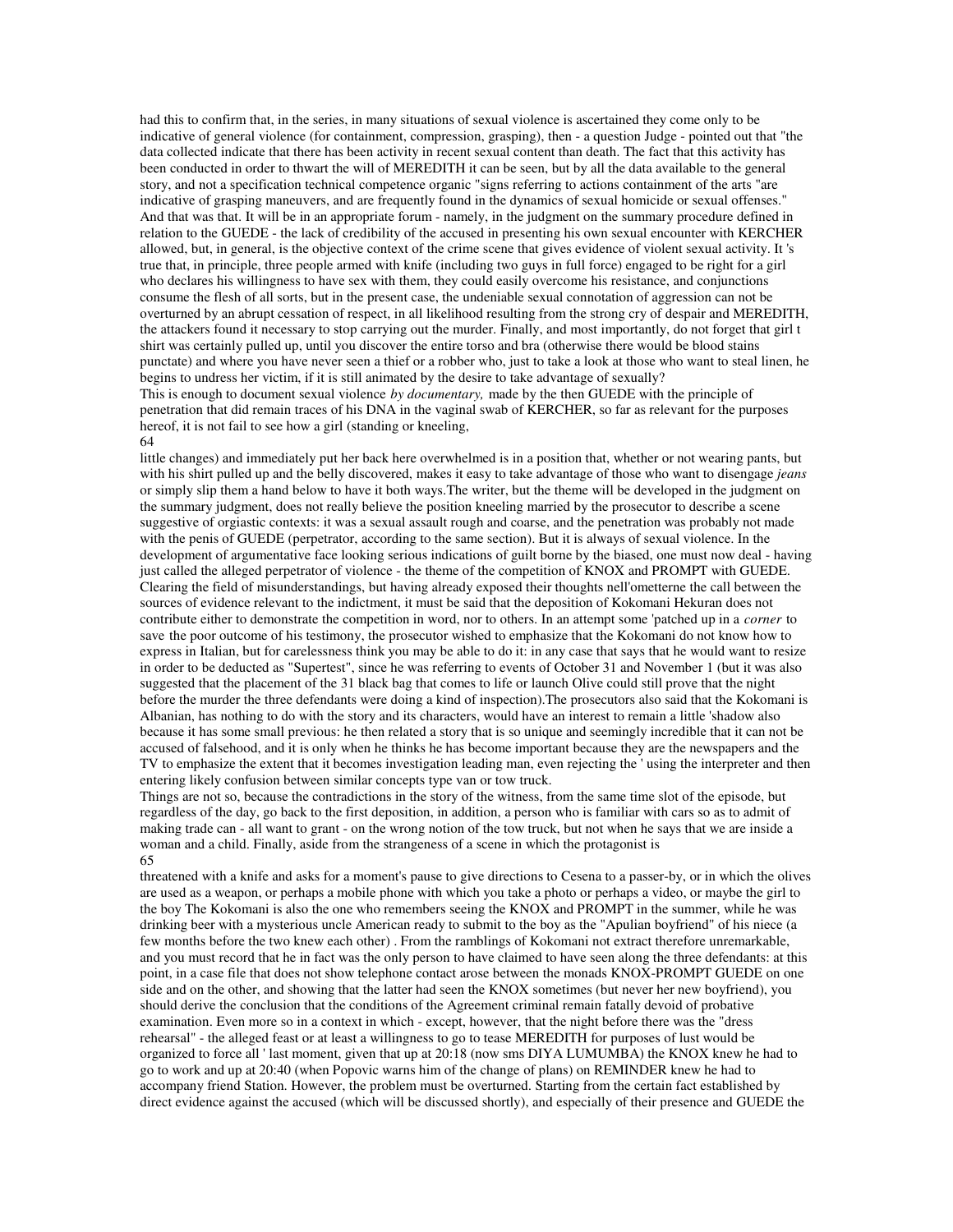had this to confirm that, in the series, in many situations of sexual violence is ascertained they come only to be indicative of general violence (for containment, compression, grasping), then - a question Judge - pointed out that "the data collected indicate that there has been activity in recent sexual content than death. The fact that this activity has been conducted in order to thwart the will of MEREDITH it can be seen, but by all the data available to the general story, and not a specification technical competence organic "signs referring to actions containment of the arts "are indicative of grasping maneuvers, and are frequently found in the dynamics of sexual homicide or sexual offenses." And that was that. It will be in an appropriate forum - namely, in the judgment on the summary procedure defined in relation to the GUEDE - the lack of credibility of the accused in presenting his own sexual encounter with KERCHER allowed, but, in general, is the objective context of the crime scene that gives evidence of violent sexual activity. It 's true that, in principle, three people armed with knife (including two guys in full force) engaged to be right for a girl who declares his willingness to have sex with them, they could easily overcome his resistance, and conjunctions consume the flesh of all sorts, but in the present case, the undeniable sexual connotation of aggression can not be overturned by an abrupt cessation of respect, in all likelihood resulting from the strong cry of despair and MEREDITH, the attackers found it necessary to stop carrying out the murder. Finally, and most importantly, do not forget that girl t shirt was certainly pulled up, until you discover the entire torso and bra (otherwise there would be blood stains punctate) and where you have never seen a thief or a robber who, just to take a look at those who want to steal linen, he begins to undress her victim, if it is still animated by the desire to take advantage of sexually?

This is enough to document sexual violence *by documentary,* made by the then GUEDE with the principle of penetration that did remain traces of his DNA in the vaginal swab of KERCHER, so far as relevant for the purposes hereof, it is not fail to see how a girl (standing or kneeling, little changes) and immediately put her back here overwhelmed is in a position that, whether or not wearing pants, but with his shirt pulled up and the belly discovered, makes it easy to take advantage of those who want to disengage *jeans* or simply slip them a hand below to have it both ways.The writer, but the theme will be developed in the judgment on the summary judgment, does not really believe the position kneeling married by the prosecutor to describe a scene suggestive of orgiastic contexts: it was a sexual assault rough and coarse, and the penetration was probably not made with the penis of GUEDE (perpetrator, according to the same section). But it is always of sexual violence. In the development of argumentative face looking serious indications of guilt borne by the biased, one must now deal - having just called the alleged perpetrator of violence - the theme of the competition of KNOX and PROMPT with GUEDE. Clearing the field of misunderstandings, but having already exposed their thoughts nell'ometterne the call between the sources of evidence relevant to the indictment, it must be said that the deposition of Kokomani Hekuran does not contribute either to demonstrate the competition in word, nor to others. In an attempt some 'patched up in a *corner* to save the poor outcome of his testimony, the prosecutor wished to emphasize that the Kokomani do not know how to express in Italian, but for carelessness think you may be able to do it: in any case that says that he would want to resize in order to be deducted as "Supertest", since he was referring to events of October 31 and November 1 (but it was also suggested that the placement of the 31 black bag that comes to life or launch Olive could still prove that the night before the murder the three defendants were doing a kind of inspection).The prosecutors also said that the Kokomani is Albanian, has nothing to do with the story and its characters, would have an interest to remain a little 'shadow also because it has some small previous: he then related a story that is so unique and seemingly incredible that it can not be accused of falsehood, and it is only when he thinks he has become important because they are the newspapers and the TV to emphasize the extent that it becomes investigation leading man, even rejecting the ' using the interpreter and then entering likely confusion between similar concepts type van or tow truck.

Things are not so, because the contradictions in the story of the witness, from the same time slot of the episode, but regardless of the day, go back to the first deposition, in addition, a person who is familiar with cars so as to admit of making trade can - all want to grant - on the wrong notion of the tow truck, but not when he says that we are inside a woman and a child. Finally, aside from the strangeness of a scene in which the protagonist is threatened with a knife and asks for a moment's pause to give directions to Cesena to a passer-by, or in which the olives are used as a weapon, or perhaps a mobile phone with which you take a photo or perhaps a video, or maybe the girl to the boy The Kokomani is also the one who remembers seeing the KNOX and PROMPT in the summer, while he was drinking beer with a mysterious uncle American ready to submit to the boy as the "Apulian boyfriend" of his niece (a few months before the two knew each other) . From the ramblings of Kokomani not extract therefore unremarkable, and you must record that he in fact was the only person to have claimed to have seen along the three defendants: at this point, in a case file that does not show telephone contact arose between the monads KNOX-PROMPT GUEDE on one side and on the other, and showing that the latter had seen the KNOX sometimes (but never her new boyfriend), you should derive the conclusion that the conditions of the Agreement criminal remain fatally devoid of probative examination. Even more so in a context in which - except, however, that the night before there was the "dress rehearsal" - the alleged feast or at least a willingness to go to tease MEREDITH for purposes of lust would be organized to force all ' last moment, given that up at 20:18 (now sms DIYA LUMUMBA) the KNOX knew he had to go to work and up at 20:40 (when Popovic warns him of the change of plans) on REMINDER knew he had to accompany friend Station. However, the problem must be overturned. Starting from the certain fact established by direct evidence against the accused (which will be discussed shortly), and especially of their presence and GUEDE the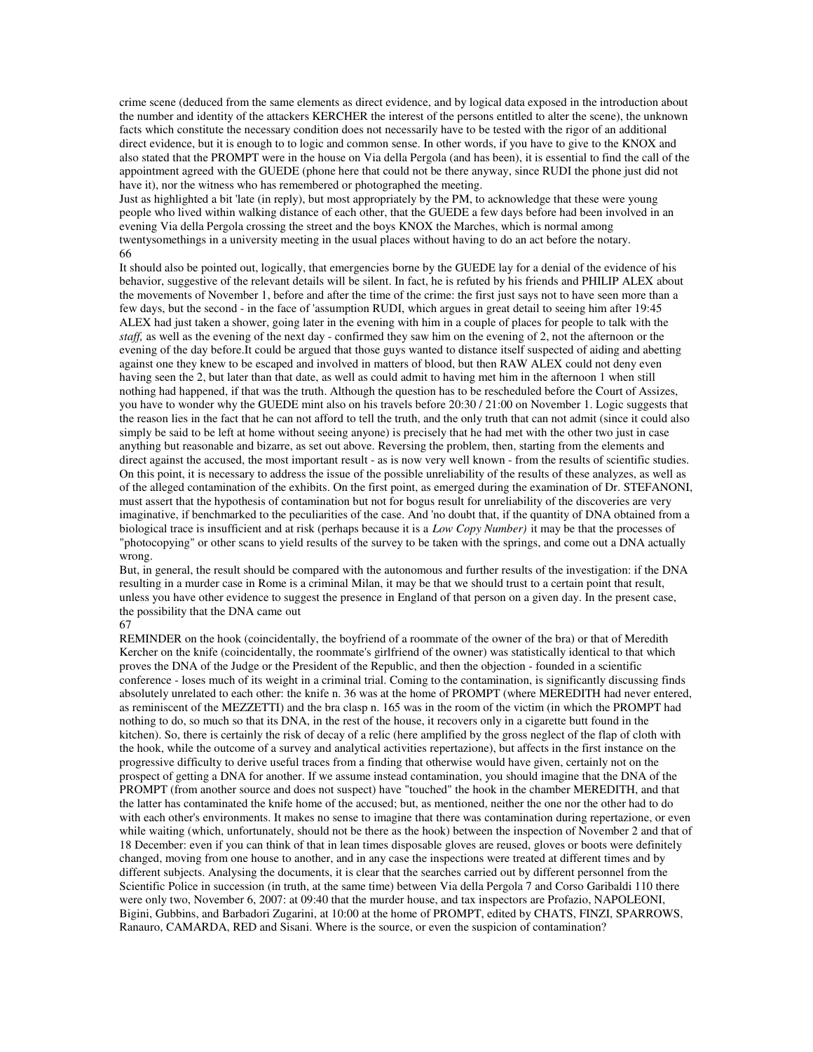crime scene (deduced from the same elements as direct evidence, and by logical data exposed in the introduction about the number and identity of the attackers KERCHER the interest of the persons entitled to alter the scene), the unknown facts which constitute the necessary condition does not necessarily have to be tested with the rigor of an additional direct evidence, but it is enough to to logic and common sense. In other words, if you have to give to the KNOX and also stated that the PROMPT were in the house on Via della Pergola (and has been), it is essential to find the call of the appointment agreed with the GUEDE (phone here that could not be there anyway, since RUDI the phone just did not have it), nor the witness who has remembered or photographed the meeting.

Just as highlighted a bit 'late (in reply), but most appropriately by the PM, to acknowledge that these were young people who lived within walking distance of each other, that the GUEDE a few days before had been involved in an evening Via della Pergola crossing the street and the boys KNOX the Marches, which is normal among twentysomethings in a university meeting in the usual places without having to do an act before the notary.

It should also be pointed out, logically, that emergencies borne by the GUEDE lay for a denial of the evidence of his behavior, suggestive of the evidence of his behavior, suggestive of the relevant details will be silent. In fact, he is refuted by his friends and PHILIP ALEX about the movements of November 1, before and after the time of the crime: the first just says not to have seen more than a few days, but the second - in the face of 'assumption RUDI, which argues in great detail to seeing him after 19:45 ALEX had just taken a shower, going later in the evening with him in a couple of places for people to talk with the *staff,* as well as the evening of the next day - confirmed they saw him on the evening of 2, not the afternoon or the evening of the day before.It could be argued that those guys wanted to distance itself suspected of aiding and abetting against one they knew to be escaped and involved in matters of blood, but then RAW ALEX could not deny even having seen the 2, but later than that date, as well as could admit to having met him in the afternoon 1 when still nothing had happened, if that was the truth. Although the question has to be rescheduled before the Court of Assizes, you have to wonder why the GUEDE mint also on his travels before 20:30 / 21:00 on November 1. Logic suggests that the reason lies in the fact that he can not afford to tell the truth, and the only truth that can not admit (since it could also simply be said to be left at home without seeing anyone) is precisely that he had met with the other two just in case anything but reasonable and bizarre, as set out above. Reversing the problem, then, starting from the elements and direct against the accused, the most important result - as is now very well known - from the results of scientific studies. On this point, it is necessary to address the issue of the possible unreliability of the results of these analyzes, as well as of the alleged contamination of the exhibits. On the first point, as emerged during the examination of Dr. STEFANONI, must assert that the hypothesis of contamination but not for bogus result for unreliability of the discoveries are very imaginative, if benchmarked to the peculiarities of the case. And 'no doubt that, if the quantity of DNA obtained from a biological trace is insufficient and at risk (perhaps because it is a *Low Copy Number)* it may be that the processes of "photocopying" or other scans to yield results of the survey to be taken with the springs, and come out a DNA actually wrong.

But, in general, the result should be compared with the autonomous and further results of the investigation: if the DNA resulting in a murder case in Rome is a criminal Milan, it may be that we should trust to a certain point that result, unless you have other evidence to suggest the presence in England of that person on a given day. In the present case, the possibility that the DNA came out

REMINDER on the hook (coincidentally, the boyfriend of a roommate of the owner of the bra) or that of Meredith Kercher on the knife (coincidentally, the roommate's girlfriend of the owner) was statistically identical to that which proves the DNA of the Judge or the President of the Republic, and then the objection - founded in a scientific conference - loses much of its weight in a criminal trial. Coming to the contamination, is significantly discussing finds absolutely unrelated to each other: the knife n. 36 was at the home of PROMPT (where MEREDITH had never entered, as reminiscent of the MEZZETTI) and the bra clasp n. 165 was in the room of the victim (in which the PROMPT had nothing to do, so much so that its DNA, in the rest of the house, it recovers only in a cigarette butt found in the kitchen). So, there is certainly the risk of decay of a relic (here amplified by the gross neglect of the flap of cloth with the hook, while the outcome of a survey and analytical activities repertazione), but affects in the first instance on the progressive difficulty to derive useful traces from a finding that otherwise would have given, certainly not on the prospect of getting a DNA for another. If we assume instead contamination, you should imagine that the DNA of the PROMPT (from another source and does not suspect) have "touched" the hook in the chamber MEREDITH, and that the latter has contaminated the knife home of the accused; but, as mentioned, neither the one nor the other had to do with each other's environments. It makes no sense to imagine that there was contamination during repertazione, or even while waiting (which, unfortunately, should not be there as the hook) between the inspection of November 2 and that of 18 December: even if you can think of that in lean times disposable gloves are reused, gloves or boots were definitely changed, moving from one house to another, and in any case the inspections were treated at different times and by different subjects. Analysing the documents, it is clear that the searches carried out by different personnel from the Scientific Police in succession (in truth, at the same time) between Via della Pergola 7 and Corso Garibaldi 110 there were only two, November 6, 2007: at 09:40 that the murder house, and tax inspectors are Profazio, NAPOLEONI, Bigini, Gubbins, and Barbadori Zugarini, at 10:00 at the home of PROMPT, edited by CHATS, FINZI, SPARROWS, Ranauro, CAMARDA, RED and Sisani. Where is the source, or even the suspicion of contamination?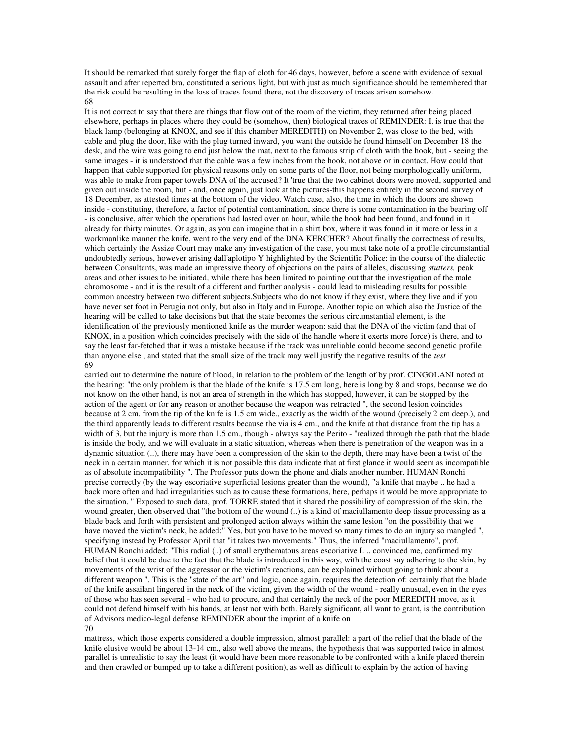It should be remarked that surely forget the flap of cloth for 46 days, however, before a scene with evidence of sexual assault and after reperted bra, constituted a serious light, but with just as much significance should be remembered that the risk could be resulting in the loss of traces found there, not the discovery of traces arisen somehow.

It is not correct to say that there are things that flow out of the room of the victim, they returned after being placed elsewhere, perhaps in places where they could be (somehow, then) biological traces of REMINDER: It is true that the black lamp (belonging at KNOX, and see if this chamber MEREDITH) on November 2, was close to the bed, with cable and plug the door, like with the plug turned inward, you want the outside he found himself on December 18 the desk, and the wire was going to end just below the mat, next to the famous strip of cloth with the hook, but - seeing the same images - it is understood that the cable was a few inches from the hook, not above or in contact. How could that happen that cable supported for physical reasons only on some parts of the floor, not being morphologically uniform, was able to make from paper towels DNA of the accused? It 'true that the two cabinet doors were moved, supported and given out inside the room, but - and, once again, just look at the pictures-this happens entirely in the second survey of 18 December, as attested times at the bottom of the video. Watch case, also, the time in which the doors are shown inside - constituting, therefore, a factor of potential contamination, since there is some contamination in the bearing off - is conclusive, after which the operations had lasted over an hour, while the hook had been found, and found in it already for thirty minutes. Or again, as you can imagine that in a shirt box, where it was found in it more or less in a workmanlike manner the knife, went to the very end of the DNA KERCHER? About finally the correctness of results, which certainly the Assize Court may make any investigation of the case, you must take note of a profile circumstantial undoubtedly serious, however arising dall'aplotipo Y highlighted by the Scientific Police: in the course of the dialectic between Consultants, was made an impressive theory of objections on the pairs of alleles, discussing *stutters,* peak areas and other issues to be initiated, while there has been limited to pointing out that the investigation of the male chromosome - and it is the result of a different and further analysis - could lead to misleading results for possible common ancestry between two different subjects.Subjects who do not know if they exist, where they live and if you have never set foot in Perugia not only, but also in Italy and in Europe. Another topic on which also the Justice of the hearing will be called to take decisions but that the state becomes the serious circumstantial element, is the identification of the previously mentioned knife as the murder weapon: said that the DNA of the victim (and that of KNOX, in a position which coincides precisely with the side of the handle where it exerts more force) is there, and to say the least far-fetched that it was a mistake because if the track was unreliable could become second genetic profile than anyone else , and stated that the small size of the track may well justify the negative results of the *test* carried out to determine the nature of blood, in relation to the problem of the length of by prof. CINGOLANI noted at the hearing: "the only problem is that the blade of the knife is 17.5 cm long, here is long by 8 and stops, because we do not know on the other hand, is not an area of strength in the which has stopped, however, it can be stopped by the action of the agent or for any reason or another because the weapon was retracted ", the second lesion coincides because at 2 cm. from the tip of the knife is 1.5 cm wide., exactly as the width of the wound (precisely 2 cm deep.), and the third apparently leads to different results because the via is 4 cm., and the knife at that distance from the tip has a width of 3, but the injury is more than 1.5 cm., though - always say the Perito - "realized through the path that the blade is inside the body, and we will evaluate in a static situation, whereas when there is penetration of the weapon was in a dynamic situation (..), there may have been a compression of the skin to the depth, there may have been a twist of the neck in a certain manner, for which it is not possible this data indicate that at first glance it would seem as incompatible as of absolute incompatibility ". The Professor puts down the phone and dials another number. HUMAN Ronchi precise correctly (by the way escoriative superficial lesions greater than the wound), "a knife that maybe .. he had a back more often and had irregularities such as to cause these formations, here, perhaps it would be more appropriate to the situation. " Exposed to such data, prof. TORRE stated that it shared the possibility of compression of the skin, the wound greater, then observed that "the bottom of the wound (..) is a kind of maciullamento deep tissue processing as a blade back and forth with persistent and prolonged action always within the same lesion "on the possibility that we have moved the victim's neck, he added:" Yes, but you have to be moved so many times to do an injury so mangled ", specifying instead by Professor April that "it takes two movements." Thus, the inferred "maciullamento", prof. HUMAN Ronchi added: "This radial (..) of small erythematous areas escoriative I. .. convinced me, confirmed my belief that it could be due to the fact that the blade is introduced in this way, with the coast say adhering to the skin, by movements of the wrist of the aggressor or the victim's reactions, can be explained without going to think about a different weapon ". This is the "state of the art" and logic, once again, requires the detection of: certainly that the blade of the knife assailant lingered in the neck of the victim, given the width of the wound - really unusual, even in the eyes of those who has seen several - who had to procure, and that certainly the neck of the poor MEREDITH move, as it could not defend himself with his hands, at least not with both. Barely significant, all want to grant, is the contribution of Advisors medico-legal defense REMINDER about the imprint of a knife on mattress, which those experts considered a double impression, almost parallel: a part of the relief that the blade of the knife elusive would be about 13-14 cm., also well above the means, the hypothesis that was supported twice in almost parallel is unrealistic to say the least (it would have been more reasonable to be confronted with a knife placed therein and then crawled or bumped up to take a different position), as well as difficult to explain by the action of having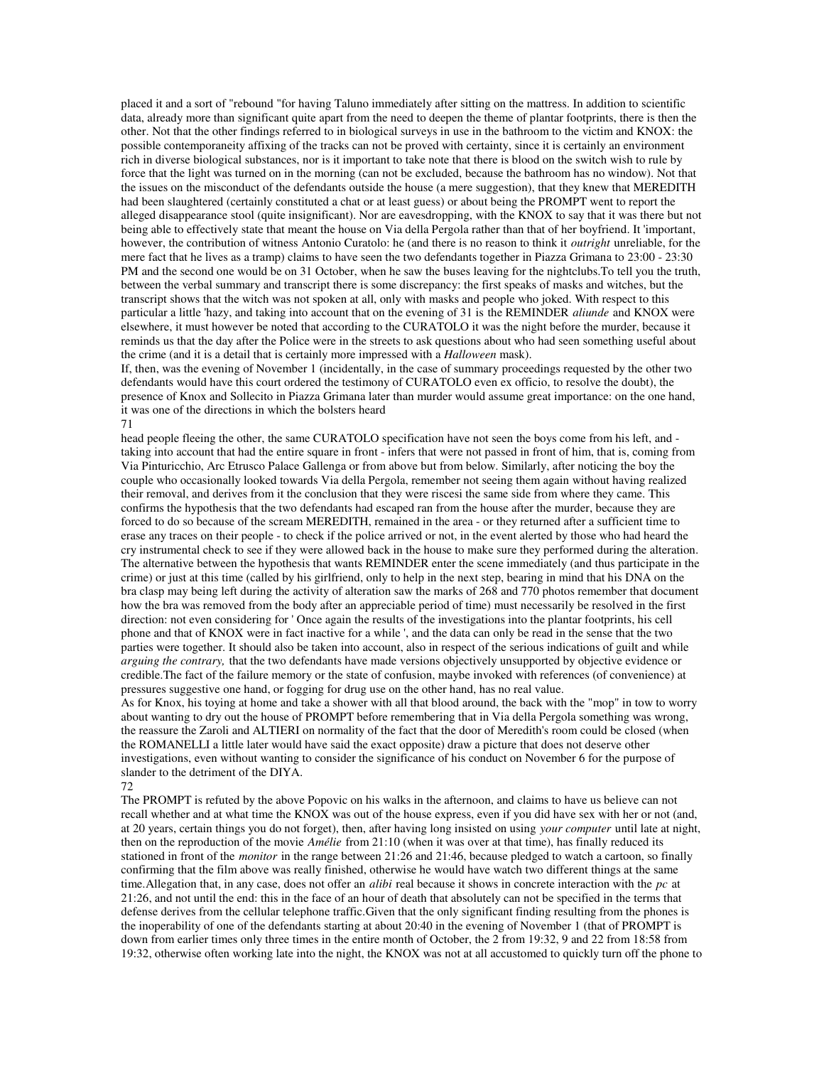placed it and a sort of "rebound "for having Taluno immediately after sitting on the mattress. In addition to scientific data, already more than significant quite apart from the need to deepen the theme of plantar footprints, there is then the other. Not that the other findings referred to in biological surveys in use in the bathroom to the victim and KNOX: the possible contemporaneity affixing of the tracks can not be proved with certainty, since it is certainly an environment rich in diverse biological substances, nor is it important to take note that there is blood on the switch wish to rule by force that the light was turned on in the morning (can not be excluded, because the bathroom has no window). Not that the issues on the misconduct of the defendants outside the house (a mere suggestion), that they knew that MEREDITH had been slaughtered (certainly constituted a chat or at least guess) or about being the PROMPT went to report the alleged disappearance stool (quite insignificant). Nor are eavesdropping, with the KNOX to say that it was there but not being able to effectively state that meant the house on Via della Pergola rather than that of her boyfriend. It 'important, however, the contribution of witness Antonio Curatolo: he (and there is no reason to think it *outright* unreliable, for the mere fact that he lives as a tramp) claims to have seen the two defendants together in Piazza Grimana to 23:00 - 23:30 PM and the second one would be on 31 October, when he saw the buses leaving for the nightclubs.To tell you the truth, between the verbal summary and transcript there is some discrepancy: the first speaks of masks and witches, but the transcript shows that the witch was not spoken at all, only with masks and people who joked. With respect to this particular a little 'hazy, and taking into account that on the evening of 31 is the REMINDER *aliunde* and KNOX were elsewhere, it must however be noted that according to the CURATOLO it was the night before the murder, because it reminds us that the day after the Police were in the streets to ask questions about who had seen something useful about the crime (and it is a detail that is certainly more impressed with a *Halloween* mask).

If, then, was the evening of November 1 (incidentally, in the case of summary proceedings requested by the other two defendants would have this court ordered the testimony of CURATOLO even ex officio, to resolve the doubt), the presence of Knox and Sollecito in Piazza Grimana later than murder would assume great importance: on the one hand, it was one of the directions in which the bolsters heard head people fleeing the other, the same CURATOLO specification have not seen the boys come from his left, and - taking into account that had the entire square in front - infers that were not passed in front of him, that is, coming from Via Pinturicchio, Arc Etrusco Palace Gallenga or from above but from below. Similarly, after noticing the boy the couple who occasionally looked towards Via della Pergola, remember not seeing them again without having realized their removal, and derives from it the conclusion that they were riscesi the same side from where they came. This confirms the hypothesis that the two defendants had escaped ran from the house after the murder, because they are forced to do so because of the scream MEREDITH, remained in the area - or they returned after a sufficient time to erase any traces on their people - to check if the police arrived or not, in the event alerted by those who had heard the cry instrumental check to see if they were allowed back in the house to make sure they performed during the alteration. The alternative between the hypothesis that wants REMINDER enter the scene immediately (and thus participate in the crime) or just at this time (called by his girlfriend, only to help in the next step, bearing in mind that his DNA on the bra clasp may being left during the activity of alteration saw the marks of 268 and 770 photos remember that document how the bra was removed from the body after an appreciable period of time) must necessarily be resolved in the first direction: not even considering for ' Once again the results of the investigations into the plantar footprints, his cell phone and that of KNOX were in fact inactive for a while ', and the data can only be read in the sense that the two parties were together. It should also be taken into account, also in respect of the serious indications of guilt and while *arguing the contrary,* that the two defendants have made versions objectively unsupported by objective evidence or credible.The fact of the failure memory or the state of confusion, maybe invoked with references (of convenience) at pressures suggestive one hand, or fogging for drug use on the other hand, has no real value.

As for Knox, his toying at home and take a shower with all that blood around, the back with the "mop" in tow to worry about wanting to dry out the house of PROMPT before remembering that in Via della Pergola something was wrong, the reassure the Zaroli and ALTIERI on normality of the fact that the door of Meredith's room could be closed (when the ROMANELLI a little later would have said the exact opposite) draw a picture that does not deserve other investigations, even without wanting to consider the significance of his conduct on November 6 for the purpose of slander to the detriment of the DIYA.

The PROMPT is refuted by the above Popovic on his walks in the afternoon, and claims to have us believe can not recall whether and at what time the KNOX was out of the house express, even if you did have sex with her or not (and, at 20 years, certain things you do not forget), then, after having long insisted on using *your computer* until late at night, then on the reproduction of the movie *Amélie* from 21:10 (when it was over at that time), has finally reduced its stationed in front of the *monitor* in the range between 21:26 and 21:46, because pledged to watch a cartoon, so finally confirming that the film above was really finished, otherwise he would have watch two different things at the same time.Allegation that, in any case, does not offer an *alibi* real because it shows in concrete interaction with the *pc* at 21:26, and not until the end: this in the face of an hour of death that absolutely can not be specified in the terms that defense derives from the cellular telephone traffic.Given that the only significant finding resulting from the phones is the inoperability of one of the defendants starting at about 20:40 in the evening of November 1 (that of PROMPT is down from earlier times only three times in the entire month of October, the 2 from 19:32, 9 and 22 from 18:58 from 19:32, otherwise often working late into the night, the KNOX was not at all accustomed to quickly turn off the phone to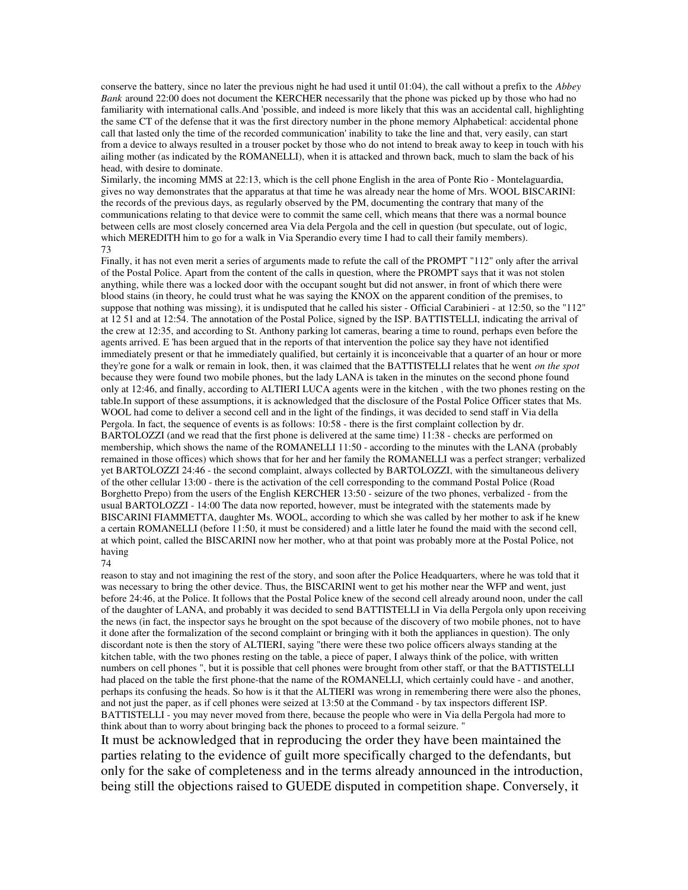conserve the battery, since no later the previous night he had used it until 01:04), the call without a prefix to the *Abbey Bank* around 22:00 does not document the KERCHER necessarily that the phone was picked up by those who had no familiarity with international calls.And 'possible, and indeed is more likely that this was an accidental call, highlighting the same CT of the defense that it was the first directory number in the phone memory Alphabetical: accidental phone call that lasted only the time of the recorded communication' inability to take the line and that, very easily, can start from a device to always resulted in a trouser pocket by those who do not intend to break away to keep in touch with his ailing mother (as indicated by the ROMANELLI), when it is attacked and thrown back, much to slam the back of his head, with desire to dominate.

Similarly, the incoming MMS at 22:13, which is the cell phone English in the area of Ponte Rio - Montelaguardia, gives no way demonstrates that the apparatus at that time he was already near the home of Mrs. WOOL BISCARINI: the records of the previous days, as regularly observed by the PM, documenting the contrary that many of the communications relating to that device were to commit the same cell, which means that there was a normal bounce between cells are most closely concerned area Via dela Pergola and the cell in question (but speculate, out of logic, which MEREDITH him to go for a walk in Via Sperandio every time I had to call their family members).

Finally, it has not even merit a series of arguments made to refute the call of the PROMPT "112" only after the arrival of the Postal Police. Apart from the content of the calls in question, where the PROMPT says that it was not stolen anything, while there was a locked door with the occupant sought but did not answer, in front of which there were blood stains (in theory, he could trust what he was saying the KNOX on the apparent condition of the premises, to suppose that nothing was missing), it is undisputed that he called his sister - Official Carabinieri - at 12:50, so the "112" at 12 51 and at 12:54. The annotation of the Postal Police, signed by the ISP. BATTISTELLI, indicating the arrival of the crew at 12:35, and according to St. Anthony parking lot cameras, bearing a time to round, perhaps even before the agents arrived. E 'has been argued that in the reports of that intervention the police say they have not identified immediately present or that he immediately qualified, but certainly it is inconceivable that a quarter of an hour or more they're gone for a walk or remain in look, then, it was claimed that the BATTISTELLI relates that he went *on the spot* because they were found two mobile phones, but the lady LANA is taken in the minutes on the second phone found only at 12:46, and finally, according to ALTIERI LUCA agents were in the kitchen , with the two phones resting on the table.In support of these assumptions, it is acknowledged that the disclosure of the Postal Police Officer states that Ms. WOOL had come to deliver a second cell and in the light of the findings, it was decided to send staff in Via della Pergola. In fact, the sequence of events is as follows: 10:58 - there is the first complaint collection by dr. BARTOLOZZI (and we read that the first phone is delivered at the same time) 11:38 - checks are performed on membership, which shows the name of the ROMANELLI 11:50 - according to the minutes with the LANA (probably remained in those offices) which shows that for her and her family the ROMANELLI was a perfect stranger; verbalized yet BARTOLOZZI 24:46 - the second complaint, always collected by BARTOLOZZI, with the simultaneous delivery of the other cellular 13:00 - there is the activation of the cell corresponding to the command Postal Police (Road Borghetto Prepo) from the users of the English KERCHER 13:50 - seizure of the two phones, verbalized - from the usual BARTOLOZZI - 14:00 The data now reported, however, must be integrated with the statements made by BISCARINI FIAMMETTA, daughter Ms. WOOL, according to which she was called by her mother to ask if he knew a certain ROMANELLI (before 11:50, it must be considered) and a little later he found the maid with the second cell, at which point, called the BISCARINI now her mother, who at that point was probably more at the Postal Police, not having reason to stay and not imagining the rest of the story, and soon after the Police Headquarters, where he was told that it was necessary to bring the other device. Thus, the BISCARINI went to get his mother near the WFP and went, just before 24:46, at the Police. It follows that the Postal Police knew of the second cell already around noon, under the call of the daughter of LANA, and probably it was decided to send BATTISTELLI in Via della Pergola only upon receiving the news (in fact, the inspector says he brought on the spot because of the discovery of two mobile phones, not to have it done after the formalization of the second complaint or bringing with it both the appliances in question). The only discordant note is then the story of ALTIERI, saying "there were these two police officers always standing at the kitchen table, with the two phones resting on the table, a piece of paper, I always think of the police, with written numbers on cell phones ", but it is possible that cell phones were brought from other staff, or that the BATTISTELLI had placed on the table the first phone-that the name of the ROMANELLI, which certainly could have - and another, perhaps its confusing the heads. So how is it that the ALTIERI was wrong in remembering there were also the phones, and not just the paper, as if cell phones were seized at 13:50 at the Command - by tax inspectors different ISP. BATTISTELLI - you may never moved from there, because the people who were in Via della Pergola had more to think about than to worry about bringing back the phones to proceed to a formal seizure. "

It must be acknowledged that in reproducing the order they have been maintained the parties relating to the evidence of guilt more specifically charged to the defendants, but only for the sake of completeness and in the terms already announced in the introduction, being still the objections raised to GUEDE disputed in competition shape. Conversely, it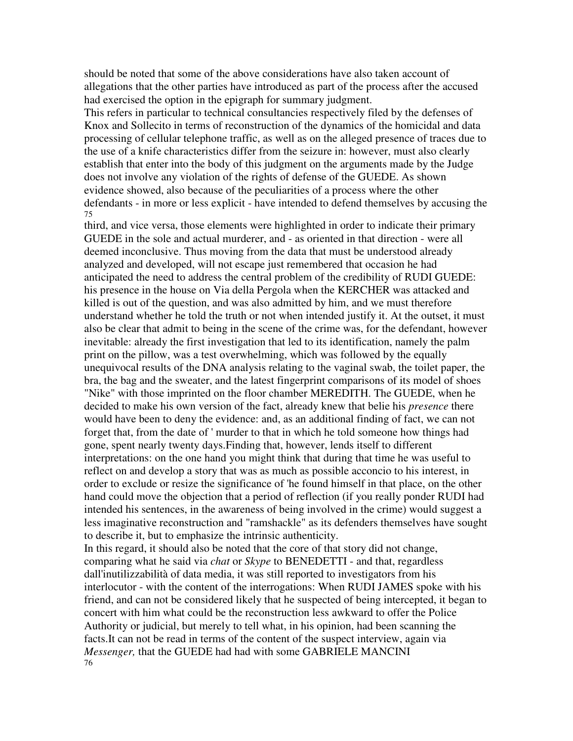should be noted that some of the above considerations have also taken account of allegations that the other parties have introduced as part of the process after the accused had exercised the option in the epigraph for summary judgment.

This refers in particular to technical consultancies respectively filed by the defenses of Knox and Sollecito in terms of reconstruction of the dynamics of the homicidal and data processing of cellular telephone traffic, as well as on the alleged presence of traces due to the use of a knife characteristics differ from the seizure in: however, must also clearly establish that enter into the body of this judgment on the arguments made by the Judge does not involve any violation of the rights of defense of the GUEDE. As shown evidence showed, also because of the peculiarities of a process where the other defendants - in more or less explicit - have intended to defend themselves by accusing the third, and vice versa, those elements were highlighted in order to indicate their primary GUEDE in the sole and actual murderer, and - as oriented in that direction - were all deemed inconclusive. Thus moving from the data that must be understood already analyzed and developed, will not escape just remembered that occasion he had anticipated the need to address the central problem of the credibility of RUDI GUEDE: his presence in the house on Via della Pergola when the KERCHER was attacked and killed is out of the question, and was also admitted by him, and we must therefore understand whether he told the truth or not when intended justify it. At the outset, it must also be clear that admit to being in the scene of the crime was, for the defendant, however inevitable: already the first investigation that led to its identification, namely the palm print on the pillow, was a test overwhelming, which was followed by the equally unequivocal results of the DNA analysis relating to the vaginal swab, the toilet paper, the bra, the bag and the sweater, and the latest fingerprint comparisons of its model of shoes "Nike" with those imprinted on the floor chamber MEREDITH. The GUEDE, when he decided to make his own version of the fact, already knew that belie his *presence* there would have been to deny the evidence: and, as an additional finding of fact, we can not forget that, from the date of ' murder to that in which he told someone how things had gone, spent nearly twenty days.Finding that, however, lends itself to different interpretations: on the one hand you might think that during that time he was useful to reflect on and develop a story that was as much as possible acconcio to his interest, in order to exclude or resize the significance of 'he found himself in that place, on the other hand could move the objection that a period of reflection (if you really ponder RUDI had intended his sentences, in the awareness of being involved in the crime) would suggest a less imaginative reconstruction and "ramshackle" as its defenders themselves have sought to describe it, but to emphasize the intrinsic authenticity.

In this regard, it should also be noted that the core of that story did not change, comparing what he said via *chat* or *Skype* to BENEDETTI - and that, regardless dall'inutilizzabilità of data media, it was still reported to investigators from his interlocutor - with the content of the interrogations: When RUDI JAMES spoke with his friend, and can not be considered likely that he suspected of being intercepted, it began to concert with him what could be the reconstruction less awkward to offer the Police Authority or judicial, but merely to tell what, in his opinion, had been scanning the facts.It can not be read in terms of the content of the suspect interview, again via *Messenger,* that the GUEDE had had with some GABRIELE MANCINI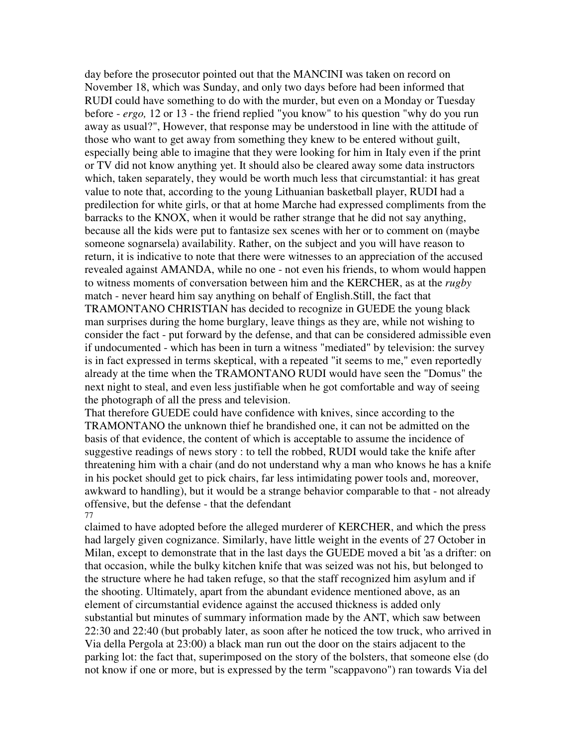day before the prosecutor pointed out that the MANCINI was taken on record on November 18, which was Sunday, and only two days before had been informed that RUDI could have something to do with the murder, but even on a Monday or Tuesday before - *ergo,* 12 or 13 - the friend replied "you know" to his question "why do you run away as usual?", However, that response may be understood in line with the attitude of those who want to get away from something they knew to be entered without guilt, especially being able to imagine that they were looking for him in Italy even if the print or TV did not know anything yet. It should also be cleared away some data instructors which, taken separately, they would be worth much less that circumstantial: it has great value to note that, according to the young Lithuanian basketball player, RUDI had a predilection for white girls, or that at home Marche had expressed compliments from the barracks to the KNOX, when it would be rather strange that he did not say anything, because all the kids were put to fantasize sex scenes with her or to comment on (maybe someone sognarsela) availability. Rather, on the subject and you will have reason to return, it is indicative to note that there were witnesses to an appreciation of the accused revealed against AMANDA, while no one - not even his friends, to whom would happen to witness moments of conversation between him and the KERCHER, as at the *rugby* match - never heard him say anything on behalf of English.Still, the fact that TRAMONTANO CHRISTIAN has decided to recognize in GUEDE the young black man surprises during the home burglary, leave things as they are, while not wishing to consider the fact - put forward by the defense, and that can be considered admissible even if undocumented - which has been in turn a witness "mediated" by television: the survey is in fact expressed in terms skeptical, with a repeated "it seems to me," even reportedly already at the time when the TRAMONTANO RUDI would have seen the "Domus" the next night to steal, and even less justifiable when he got comfortable and way of seeing the photograph of all the press and television.

That therefore GUEDE could have confidence with knives, since according to the TRAMONTANO the unknown thief he brandished one, it can not be admitted on the basis of that evidence, the content of which is acceptable to assume the incidence of suggestive readings of news story : to tell the robbed, RUDI would take the knife after threatening him with a chair (and do not understand why a man who knows he has a knife in his pocket should get to pick chairs, far less intimidating power tools and, moreover, awkward to handling), but it would be a strange behavior comparable to that - not already offensive, but the defense - that the defendant claimed to have adopted before the alleged murderer of KERCHER, and which the press had largely given cognizance. Similarly, have little weight in the events of 27 October in Milan, except to demonstrate that in the last days the GUEDE moved a bit 'as a drifter: on that occasion, while the bulky kitchen knife that was seized was not his, but belonged to the structure where he had taken refuge, so that the staff recognized him asylum and if the shooting. Ultimately, apart from the abundant evidence mentioned above, as an element of circumstantial evidence against the accused thickness is added only substantial but minutes of summary information made by the ANT, which saw between 22:30 and 22:40 (but probably later, as soon after he noticed the tow truck, who arrived in Via della Pergola at 23:00) a black man run out the door on the stairs adjacent to the parking lot: the fact that, superimposed on the story of the bolsters, that someone else (do not know if one or more, but is expressed by the term "scappavono") ran towards Via del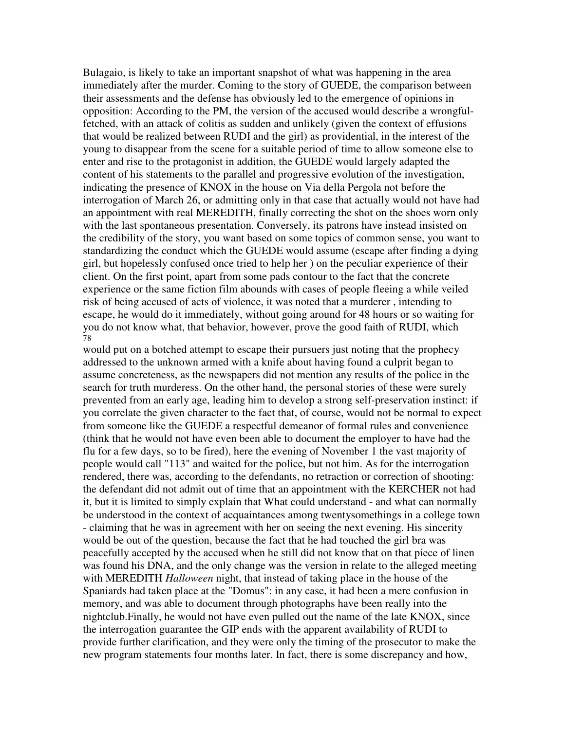Bulagaio, is likely to take an important snapshot of what was happening in the area immediately after the murder. Coming to the story of GUEDE, the comparison between their assessments and the defense has obviously led to the emergence of opinions in opposition: According to the PM, the version of the accused would describe a wrongful-fetched, with an attack of colitis as sudden and unlikely (given the context of effusions that would be realized between RUDI and the girl) as providential, in the interest of the young to disappear from the scene for a suitable period of time to allow someone else to enter and rise to the protagonist in addition, the GUEDE would largely adapted the content of his statements to the parallel and progressive evolution of the investigation, indicating the presence of KNOX in the house on Via della Pergola not before the interrogation of March 26, or admitting only in that case that actually would not have had an appointment with real MEREDITH, finally correcting the shot on the shoes worn only with the last spontaneous presentation. Conversely, its patrons have instead insisted on the credibility of the story, you want based on some topics of common sense, you want to standardizing the conduct which the GUEDE would assume (escape after finding a dying girl, but hopelessly confused once tried to help her ) on the peculiar experience of their client. On the first point, apart from some pads contour to the fact that the concrete experience or the same fiction film abounds with cases of people fleeing a while veiled risk of being accused of acts of violence, it was noted that a murderer , intending to escape, he would do it immediately, without going around for 48 hours or so waiting for you do not know what, that behavior, however, prove the good faith of RUDI, which would put on a botched attempt to escape their pursuers just noting that the prophecy addressed to the unknown armed with a knife about having found a culprit began to assume concreteness, as the newspapers did not mention any results of the police in the search for truth murderess. On the other hand, the personal stories of these were surely prevented from an early age, leading him to develop a strong self-preservation instinct: if you correlate the given character to the fact that, of course, would not be normal to expect from someone like the GUEDE a respectful demeanor of formal rules and convenience (think that he would not have even been able to document the employer to have had the flu for a few days, so to be fired), here the evening of November 1 the vast majority of people would call "113" and waited for the police, but not him. As for the interrogation rendered, there was, according to the defendants, no retraction or correction of shooting: the defendant did not admit out of time that an appointment with the KERCHER not had it, but it is limited to simply explain that What could understand - and what can normally be understood in the context of acquaintances among twentysomethings in a college town - claiming that he was in agreement with her on seeing the next evening. His sincerity would be out of the question, because the fact that he had touched the girl bra was peacefully accepted by the accused when he still did not know that on that piece of linen was found his DNA, and the only change was the version in relate to the alleged meeting with MEREDITH *Halloween* night, that instead of taking place in the house of the Spaniards had taken place at the "Domus": in any case, it had been a mere confusion in memory, and was able to document through photographs have been really into the nightclub.Finally, he would not have even pulled out the name of the late KNOX, since the interrogation guarantee the GIP ends with the apparent availability of RUDI to provide further clarification, and they were only the timing of the prosecutor to make the new program statements four months later. In fact, there is some discrepancy and how,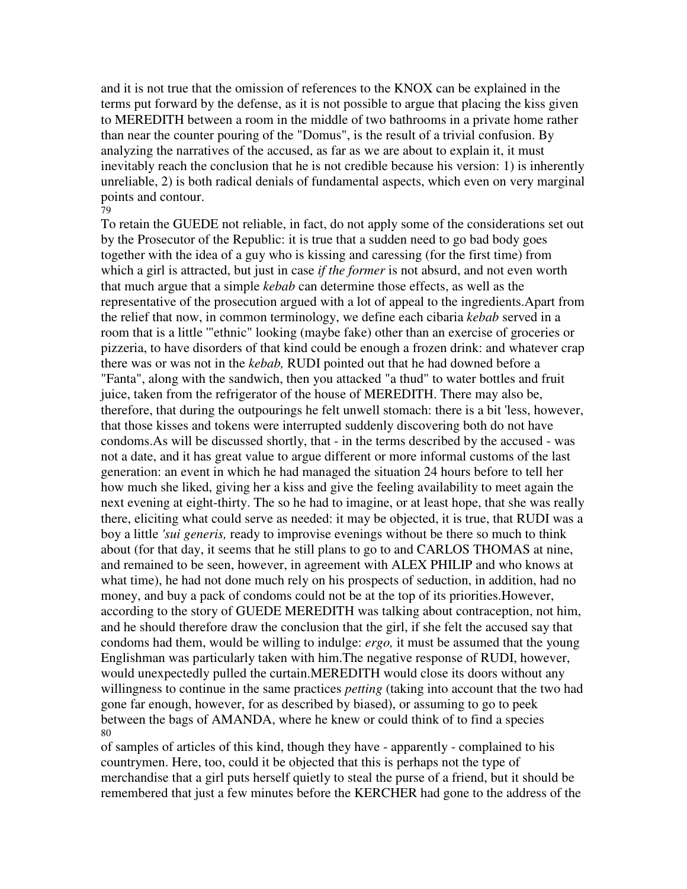and it is not true that the omission of references to the KNOX can be explained in the terms put forward by the defense, as it is not possible to argue that placing the kiss given to MEREDITH between a room in the middle of two bathrooms in a private home rather than near the counter pouring of the "Domus", is the result of a trivial confusion. By analyzing the narratives of the accused, as far as we are about to explain it, it must inevitably reach the conclusion that he is not credible because his version: 1) is inherently unreliable, 2) is both radical denials of fundamental aspects, which even on very marginal points and contour.

79

To retain the GUEDE not reliable, in fact, do not apply some of the considerations set out by the Prosecutor of the Republic: it is true that a sudden need to go bad body goes together with the idea of a guy who is kissing and caressing (for the first time) from which a girl is attracted, but just in case *if the former* is not absurd, and not even worth that much argue that a simple *kebab* can determine those effects, as well as the representative of the prosecution argued with a lot of appeal to the ingredients.Apart from the relief that now, in common terminology, we define each cibaria *kebab* served in a room that is a little '"ethnic" looking (maybe fake) other than an exercise of groceries or pizzeria, to have disorders of that kind could be enough a frozen drink: and whatever crap there was or was not in the *kebab,* RUDI pointed out that he had downed before a "Fanta", along with the sandwich, then you attacked "a thud" to water bottles and fruit juice, taken from the refrigerator of the house of MEREDITH. There may also be, therefore, that during the outpourings he felt unwell stomach: there is a bit 'less, however, that those kisses and tokens were interrupted suddenly discovering both do not have condoms.As will be discussed shortly, that - in the terms described by the accused - was not a date, and it has great value to argue different or more informal customs of the last generation: an event in which he had managed the situation 24 hours before to tell her how much she liked, giving her a kiss and give the feeling availability to meet again the next evening at eight-thirty. The so he had to imagine, or at least hope, that she was really there, eliciting what could serve as needed: it may be objected, it is true, that RUDI was a boy a little *'sui generis,* ready to improvise evenings without be there so much to think about (for that day, it seems that he still plans to go to and CARLOS THOMAS at nine, and remained to be seen, however, in agreement with ALEX PHILIP and who knows at what time), he had not done much rely on his prospects of seduction, in addition, had no money, and buy a pack of condoms could not be at the top of its priorities.However, according to the story of GUEDE MEREDITH was talking about contraception, not him, and he should therefore draw the conclusion that the girl, if she felt the accused say that condoms had them, would be willing to indulge: *ergo,* it must be assumed that the young Englishman was particularly taken with him.The negative response of RUDI, however, would unexpectedly pulled the curtain.MEREDITH would close its doors without any willingness to continue in the same practices *petting* (taking into account that the two had gone far enough, however, for as described by biased), or assuming to go to peek between the bags of AMANDA, where he knew or could think of to find a species

80

of samples of articles of this kind, though they have - apparently - complained to his countrymen. Here, too, could it be objected that this is perhaps not the type of merchandise that a girl puts herself quietly to steal the purse of a friend, but it should be remembered that just a few minutes before the KERCHER had gone to the address of the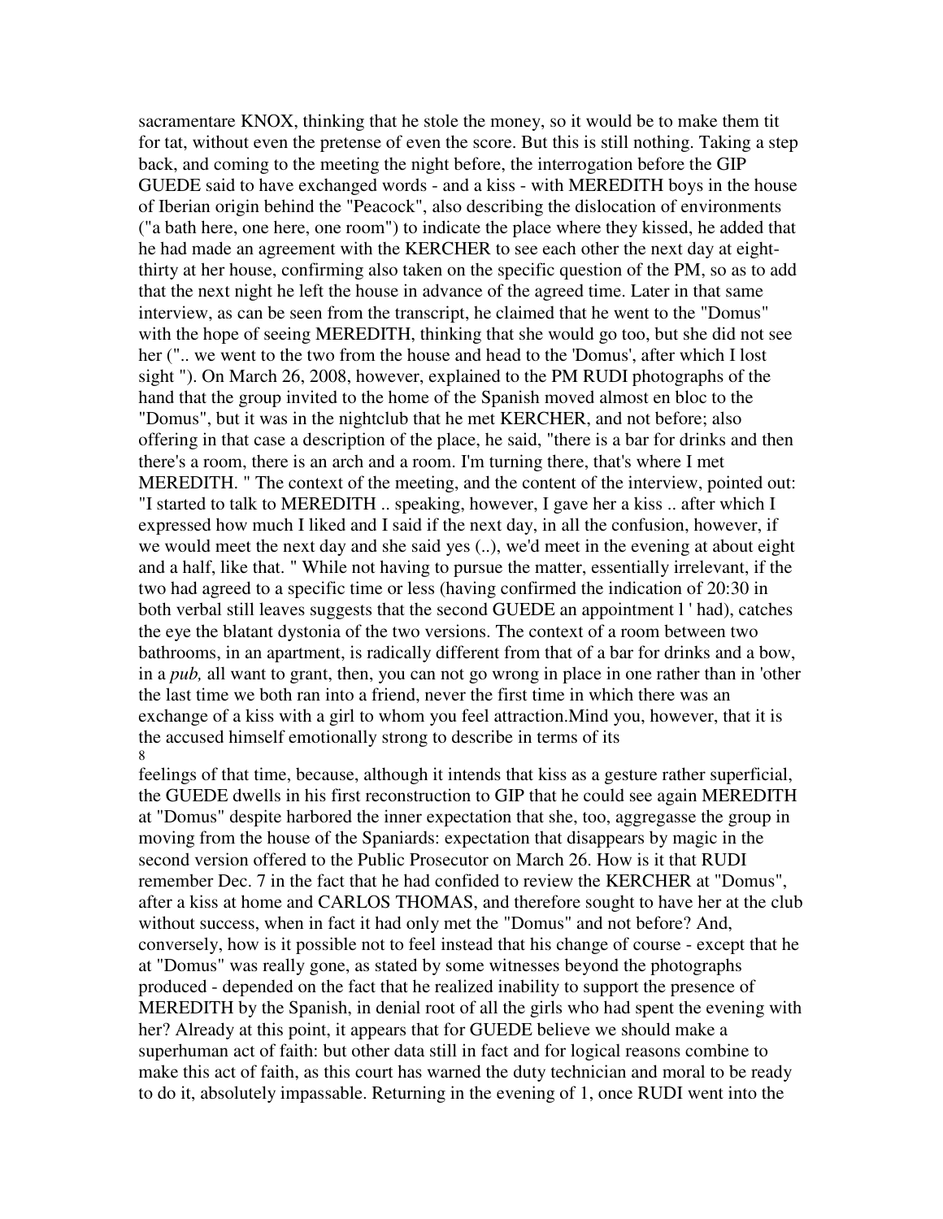sacramentare KNOX, thinking that he stole the money, so it would be to make them tit for tat, without even the pretense of even the score. But this is still nothing. Taking a step back, and coming to the meeting the night before, the interrogation before the GIP GUEDE said to have exchanged words - and a kiss - with MEREDITH boys in the house of Iberian origin behind the "Peacock", also describing the dislocation of environments ("a bath here, one here, one room") to indicate the place where they kissed, he added that he had made an agreement with the KERCHER to see each other the next day at eight-thirty at her house, confirming also taken on the specific question of the PM, so as to add that the next night he left the house in advance of the agreed time. Later in that same interview, as can be seen from the transcript, he claimed that he went to the "Domus" with the hope of seeing MEREDITH, thinking that she would go too, but she did not see her (".. we went to the two from the house and head to the 'Domus', after which I lost sight "). On March 26, 2008, however, explained to the PM RUDI photographs of the hand that the group invited to the home of the Spanish moved almost en bloc to the "Domus", but it was in the nightclub that he met KERCHER, and not before; also offering in that case a description of the place, he said, "there is a bar for drinks and then there's a room, there is an arch and a room. I'm turning there, that's where I met MEREDITH. " The context of the meeting, and the content of the interview, pointed out: "I started to talk to MEREDITH .. speaking, however, I gave her a kiss .. after which I expressed how much I liked and I said if the next day, in all the confusion, however, if we would meet the next day and she said yes (..), we'd meet in the evening at about eight and a half, like that. " While not having to pursue the matter, essentially irrelevant, if the two had agreed to a specific time or less (having confirmed the indication of 20:30 in both verbal still leaves suggests that the second GUEDE an appointment l ' had), catches the eye the blatant dystonia of the two versions. The context of a room between two bathrooms, in an apartment, is radically different from that of a bar for drinks and a bow, in a *pub,* all want to grant, then, you can not go wrong in place in one rather than in 'other the last time we both ran into a friend, never the first time in which there was an exchange of a kiss with a girl to whom you feel attraction.Mind you, however, that it is the accused himself emotionally strong to describe in terms of its feelings of that time, because, although it intends that kiss as a gesture rather superficial, the GUEDE dwells in his first reconstruction to GIP that he could see again MEREDITH at "Domus" despite harbored the inner expectation that she, too, aggregasse the group in moving from the house of the Spaniards: expectation that disappears by magic in the second version offered to the Public Prosecutor on March 26. How is it that RUDI remember Dec. 7 in the fact that he had confided to review the KERCHER at "Domus", after a kiss at home and CARLOS THOMAS, and therefore sought to have her at the club without success, when in fact it had only met the "Domus" and not before? And, conversely, how is it possible not to feel instead that his change of course - except that he at "Domus" was really gone, as stated by some witnesses beyond the photographs produced - depended on the fact that he realized inability to support the presence of MEREDITH by the Spanish, in denial root of all the girls who had spent the evening with her? Already at this point, it appears that for GUEDE believe we should make a superhuman act of faith: but other data still in fact and for logical reasons combine to make this act of faith, as this court has warned the duty technician and moral to be ready to do it, absolutely impassable. Returning in the evening of 1, once RUDI went into the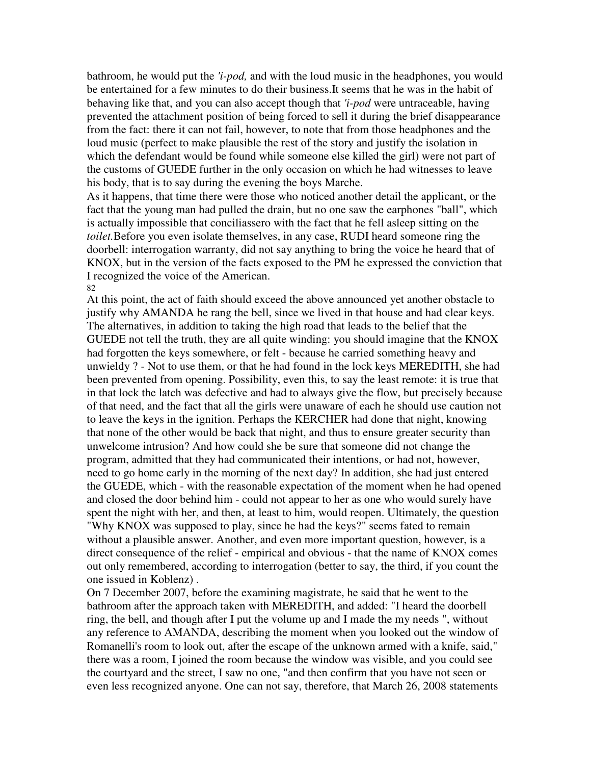bathroom, he would put the *'i-pod,* and with the loud music in the headphones, you would be entertained for a few minutes to do their business.It seems that he was in the habit of behaving like that, and you can also accept though that *'i-pod* were untraceable, having prevented the attachment position of being forced to sell it during the brief disappearance from the fact: there it can not fail, however, to note that from those headphones and the loud music (perfect to make plausible the rest of the story and justify the isolation in which the defendant would be found while someone else killed the girl) were not part of the customs of GUEDE further in the only occasion on which he had witnesses to leave his body, that is to say during the evening the boys Marche.

As it happens, that time there were those who noticed another detail the applicant, or the fact that the young man had pulled the drain, but no one saw the earphones "ball", which is actually impossible that conciliassero with the fact that he fell asleep sitting on the *toilet.*Before you even isolate themselves, in any case, RUDI heard someone ring the doorbell: interrogation warranty, did not say anything to bring the voice he heard that of KNOX, but in the version of the facts exposed to the PM he expressed the conviction that I recognized the voice of the American.

82

At this point, the act of faith should exceed the above announced yet another obstacle to justify why AMANDA he rang the bell, since we lived in that house and had clear keys. The alternatives, in addition to taking the high road that leads to the belief that the GUEDE not tell the truth, they are all quite winding: you should imagine that the KNOX had forgotten the keys somewhere, or felt - because he carried something heavy and unwieldy ? - Not to use them, or that he had found in the lock keys MEREDITH, she had been prevented from opening. Possibility, even this, to say the least remote: it is true that in that lock the latch was defective and had to always give the flow, but precisely because of that need, and the fact that all the girls were unaware of each he should use caution not to leave the keys in the ignition. Perhaps the KERCHER had done that night, knowing that none of the other would be back that night, and thus to ensure greater security than unwelcome intrusion? And how could she be sure that someone did not change the program, admitted that they had communicated their intentions, or had not, however, need to go home early in the morning of the next day? In addition, she had just entered the GUEDE, which - with the reasonable expectation of the moment when he had opened and closed the door behind him - could not appear to her as one who would surely have spent the night with her, and then, at least to him, would reopen. Ultimately, the question "Why KNOX was supposed to play, since he had the keys?" seems fated to remain without a plausible answer. Another, and even more important question, however, is a direct consequence of the relief - empirical and obvious - that the name of KNOX comes out only remembered, according to interrogation (better to say, the third, if you count the one issued in Koblenz) .

On 7 December 2007, before the examining magistrate, he said that he went to the bathroom after the approach taken with MEREDITH, and added: "I heard the doorbell ring, the bell, and though after I put the volume up and I made the my needs ", without any reference to AMANDA, describing the moment when you looked out the window of Romanelli's room to look out, after the escape of the unknown armed with a knife, said," there was a room, I joined the room because the window was visible, and you could see the courtyard and the street, I saw no one, "and then confirm that you have not seen or even less recognized anyone. One can not say, therefore, that March 26, 2008 statements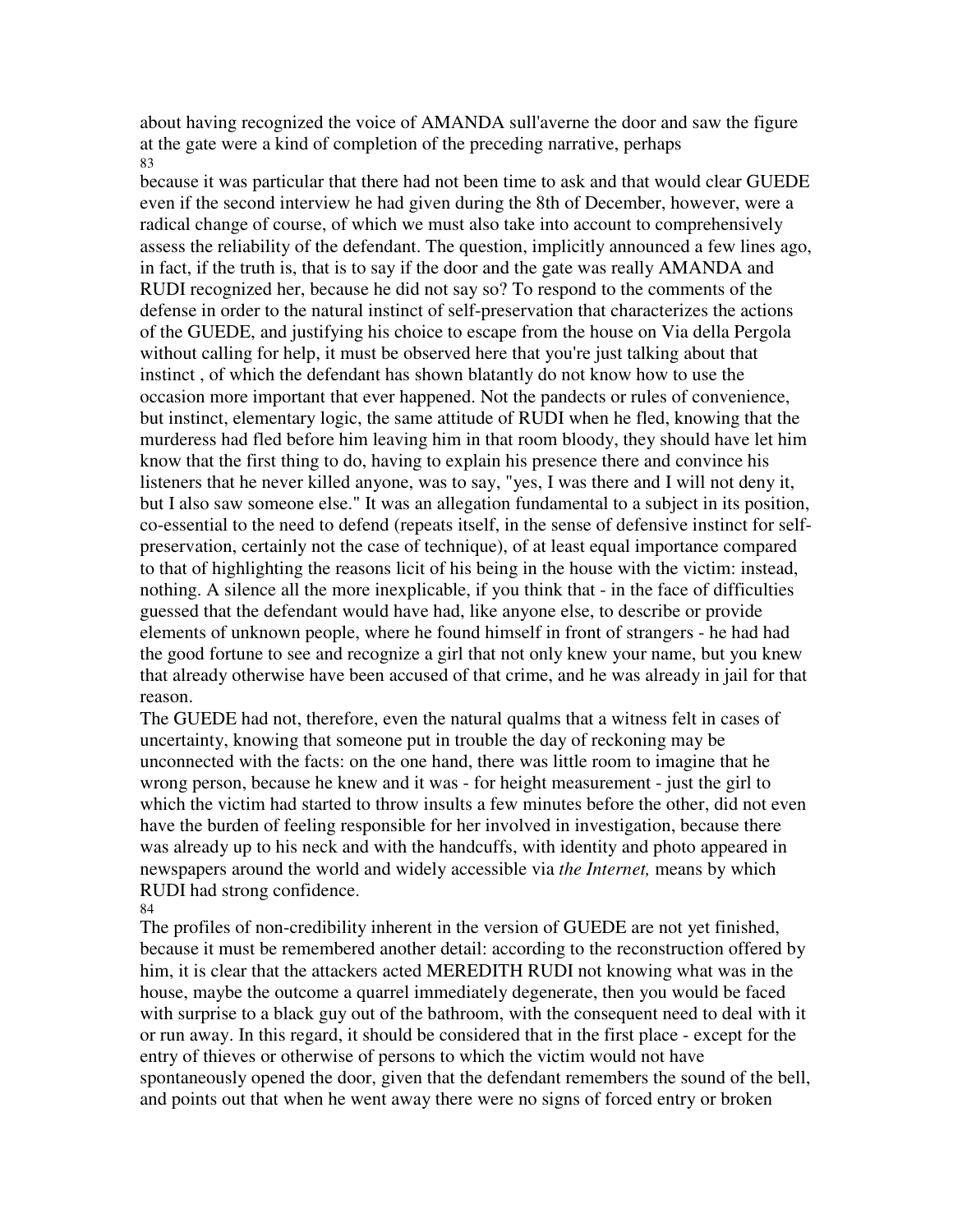about having recognized the voice of AMANDA sull'averne the door and saw the figure at the gate were a kind of completion of the preceding narrative, perhaps because it was particular that there had not been time to ask and that would clear GUEDE even if the second interview he had given during the 8th of December, however, were a radical change of course, of which we must also take into account to comprehensively assess the reliability of the defendant. The question, implicitly announced a few lines ago, in fact, if the truth is, that is to say if the door and the gate was really AMANDA and RUDI recognized her, because he did not say so? To respond to the comments of the defense in order to the natural instinct of self-preservation that characterizes the actions of the GUEDE, and justifying his choice to escape from the house on Via della Pergola without calling for help, it must be observed here that you're just talking about that instinct , of which the defendant has shown blatantly do not know how to use the occasion more important that ever happened. Not the pandects or rules of convenience, but instinct, elementary logic, the same attitude of RUDI when he fled, knowing that the murderess had fled before him leaving him in that room bloody, they should have let him know that the first thing to do, having to explain his presence there and convince his listeners that he never killed anyone, was to say, "yes, I was there and I will not deny it, but I also saw someone else." It was an allegation fundamental to a subject in its position, co-essential to the need to defend (repeats itself, in the sense of defensive instinct for self-preservation, certainly not the case of technique), of at least equal importance compared to that of highlighting the reasons licit of his being in the house with the victim: instead, nothing. A silence all the more inexplicable, if you think that - in the face of difficulties guessed that the defendant would have had, like anyone else, to describe or provide elements of unknown people, where he found himself in front of strangers - he had had the good fortune to see and recognize a girl that not only knew your name, but you knew that already otherwise have been accused of that crime, and he was already in jail for that reason.

The GUEDE had not, therefore, even the natural qualms that a witness felt in cases of uncertainty, knowing that someone put in trouble the day of reckoning may be unconnected with the facts: on the one hand, there was little room to imagine that he wrong person, because he knew and it was - for height measurement - just the girl to which the victim had started to throw insults a few minutes before the other, did not even have the burden of feeling responsible for her involved in investigation, because there was already up to his neck and with the handcuffs, with identity and photo appeared in newspapers around the world and widely accessible via *the Internet,* means by which RUDI had strong confidence.

The profiles of non-credibility inherent in the version of GUEDE are not yet finished, because it must be remembered another detail: according to the reconstruction offered by him, it is clear that the attackers acted MEREDITH RUDI not knowing what was in the house, maybe the outcome a quarrel immediately degenerate, then you would be faced with surprise to a black guy out of the bathroom, with the consequent need to deal with it or run away. In this regard, it should be considered that in the first place - except for the entry of thieves or otherwise of persons to which the victim would not have spontaneously opened the door, given that the defendant remembers the sound of the bell, and points out that when he went away there were no signs of forced entry or broken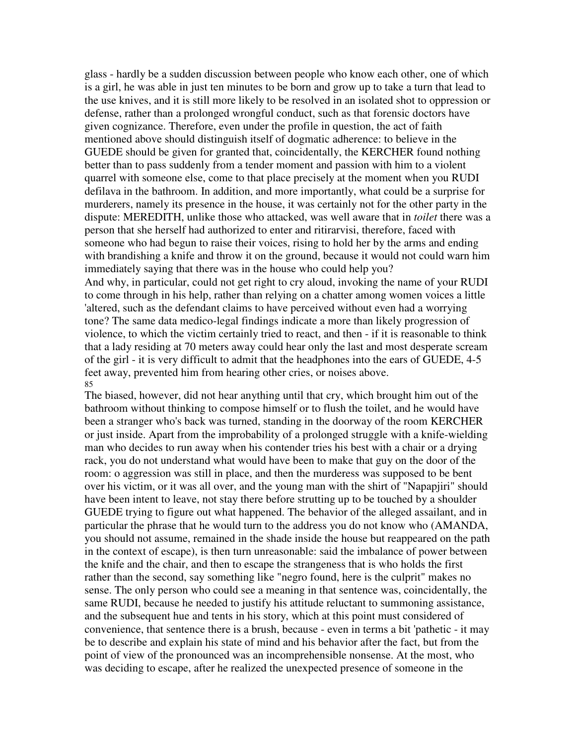glass - hardly be a sudden discussion between people who know each other, one of which is a girl, he was able in just ten minutes to be born and grow up to take a turn that lead to the use knives, and it is still more likely to be resolved in an isolated shot to oppression or defense, rather than a prolonged wrongful conduct, such as that forensic doctors have given cognizance. Therefore, even under the profile in question, the act of faith mentioned above should distinguish itself of dogmatic adherence: to believe in the GUEDE should be given for granted that, coincidentally, the KERCHER found nothing better than to pass suddenly from a tender moment and passion with him to a violent quarrel with someone else, come to that place precisely at the moment when you RUDI defilava in the bathroom. In addition, and more importantly, what could be a surprise for murderers, namely its presence in the house, it was certainly not for the other party in the dispute: MEREDITH, unlike those who attacked, was well aware that in *toilet* there was a person that she herself had authorized to enter and ritirarvisi, therefore, faced with someone who had begun to raise their voices, rising to hold her by the arms and ending with brandishing a knife and throw it on the ground, because it would not could warn him immediately saying that there was in the house who could help you?

And why, in particular, could not get right to cry aloud, invoking the name of your RUDI to come through in his help, rather than relying on a chatter among women voices a little 'altered, such as the defendant claims to have perceived without even had a worrying tone? The same data medico-legal findings indicate a more than likely progression of violence, to which the victim certainly tried to react, and then - if it is reasonable to think that a lady residing at 70 meters away could hear only the last and most desperate scream of the girl - it is very difficult to admit that the headphones into the ears of GUEDE, 4-5 feet away, prevented him from hearing other cries, or noises above.

The biased, however, did not hear anything until that cry, which brought him out of the bathroom without thinking to compose himself or to flush the toilet, and he would have been a stranger who's back was turned, standing in the doorway of the room KERCHER or just inside. Apart from the improbability of a prolonged struggle with a knife-wielding man who decides to run away when his contender tries his best with a chair or a drying rack, you do not understand what would have been to make that guy on the door of the room: o aggression was still in place, and then the murderess was supposed to be bent over his victim, or it was all over, and the young man with the shirt of "Napapjiri" should have been intent to leave, not stay there before strutting up to be touched by a shoulder GUEDE trying to figure out what happened. The behavior of the alleged assailant, and in particular the phrase that he would turn to the address you do not know who (AMANDA, you should not assume, remained in the shade inside the house but reappeared on the path in the context of escape), is then turn unreasonable: said the imbalance of power between the knife and the chair, and then to escape the strangeness that is who holds the first rather than the second, say something like "negro found, here is the culprit" makes no sense. The only person who could see a meaning in that sentence was, coincidentally, the same RUDI, because he needed to justify his attitude reluctant to summoning assistance, and the subsequent hue and tents in his story, which at this point must considered of convenience, that sentence there is a brush, because - even in terms a bit 'pathetic - it may be to describe and explain his state of mind and his behavior after the fact, but from the point of view of the pronounced was an incomprehensible nonsense. At the most, who was deciding to escape, after he realized the unexpected presence of someone in the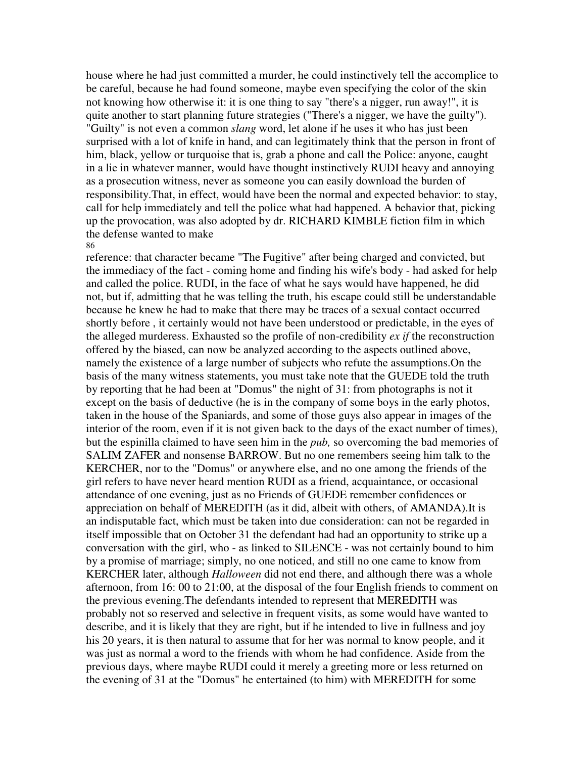house where he had just committed a murder, he could instinctively tell the accomplice to be careful, because he had found someone, maybe even specifying the color of the skin not knowing how otherwise it: it is one thing to say "there's a nigger, run away!", it is quite another to start planning future strategies ("There's a nigger, we have the guilty"). "Guilty" is not even a common *slang* word, let alone if he uses it who has just been surprised with a lot of knife in hand, and can legitimately think that the person in front of him, black, yellow or turquoise that is, grab a phone and call the Police: anyone, caught in a lie in whatever manner, would have thought instinctively RUDI heavy and annoying as a prosecution witness, never as someone you can easily download the burden of responsibility.That, in effect, would have been the normal and expected behavior: to stay, call for help immediately and tell the police what had happened. A behavior that, picking up the provocation, was also adopted by dr. RICHARD KIMBLE fiction film in which the defense wanted to make reference: that character became "The Fugitive" after being charged and convicted, but the immediacy of the fact - coming home and finding his wife's body - had asked for help and called the police. RUDI, in the face of what he says would have happened, he did not, but if, admitting that he was telling the truth, his escape could still be understandable because he knew he had to make that there may be traces of a sexual contact occurred shortly before , it certainly would not have been understood or predictable, in the eyes of the alleged murderess. Exhausted so the profile of non-credibility *ex if* the reconstruction offered by the biased, can now be analyzed according to the aspects outlined above, namely the existence of a large number of subjects who refute the assumptions.On the basis of the many witness statements, you must take note that the GUEDE told the truth by reporting that he had been at "Domus" the night of 31: from photographs is not it except on the basis of deductive (he is in the company of some boys in the early photos, taken in the house of the Spaniards, and some of those guys also appear in images of the interior of the room, even if it is not given back to the days of the exact number of times), but the espinilla claimed to have seen him in the *pub,* so overcoming the bad memories of SALIM ZAFER and nonsense BARROW. But no one remembers seeing him talk to the KERCHER, nor to the "Domus" or anywhere else, and no one among the friends of the girl refers to have never heard mention RUDI as a friend, acquaintance, or occasional attendance of one evening, just as no Friends of GUEDE remember confidences or appreciation on behalf of MEREDITH (as it did, albeit with others, of AMANDA).It is an indisputable fact, which must be taken into due consideration: can not be regarded in itself impossible that on October 31 the defendant had had an opportunity to strike up a conversation with the girl, who - as linked to SILENCE - was not certainly bound to him by a promise of marriage; simply, no one noticed, and still no one came to know from KERCHER later, although *Halloween* did not end there, and although there was a whole afternoon, from 16: 00 to 21:00, at the disposal of the four English friends to comment on the previous evening.The defendants intended to represent that MEREDITH was probably not so reserved and selective in frequent visits, as some would have wanted to describe, and it is likely that they are right, but if he intended to live in fullness and joy his 20 years, it is then natural to assume that for her was normal to know people, and it was just as normal a word to the friends with whom he had confidence. Aside from the previous days, where maybe RUDI could it merely a greeting more or less returned on the evening of 31 at the "Domus" he entertained (to him) with MEREDITH for some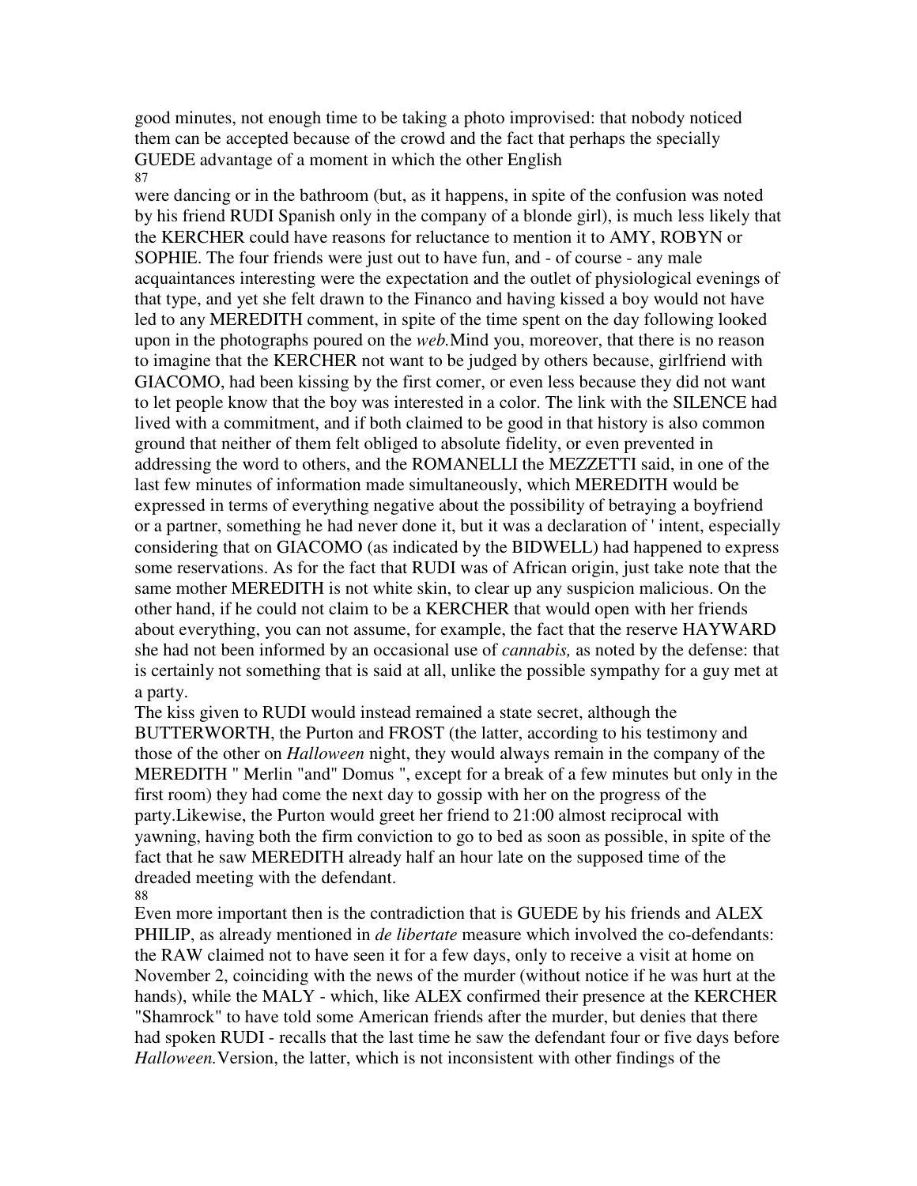good minutes, not enough time to be taking a photo improvised: that nobody noticed them can be accepted because of the crowd and the fact that perhaps the specially GUEDE advantage of a moment in which the other English

were dancing or in the bathroom (but, as it happens, in spite of the confusion was noted by his friend RUDI Spanish only in the company of a blonde girl), is much less likely that the KERCHER could have reasons for reluctance to mention it to AMY, ROBYN or SOPHIE. The four friends were just out to have fun, and - of course - any male acquaintances interesting were the expectation and the outlet of physiological evenings of that type, and yet she felt drawn to the Financo and having kissed a boy would not have led to any MEREDITH comment, in spite of the time spent on the day following looked upon in the photographs poured on the *web.*Mind you, moreover, that there is no reason to imagine that the KERCHER not want to be judged by others because, girlfriend with GIACOMO, had been kissing by the first comer, or even less because they did not want to let people know that the boy was interested in a color. The link with the SILENCE had lived with a commitment, and if both claimed to be good in that history is also common ground that neither of them felt obliged to absolute fidelity, or even prevented in addressing the word to others, and the ROMANELLI the MEZZETTI said, in one of the last few minutes of information made simultaneously, which MEREDITH would be expressed in terms of everything negative about the possibility of betraying a boyfriend or a partner, something he had never done it, but it was a declaration of ' intent, especially considering that on GIACOMO (as indicated by the BIDWELL) had happened to express some reservations. As for the fact that RUDI was of African origin, just take note that the same mother MEREDITH is not white skin, to clear up any suspicion malicious. On the other hand, if he could not claim to be a KERCHER that would open with her friends about everything, you can not assume, for example, the fact that the reserve HAYWARD she had not been informed by an occasional use of *cannabis,* as noted by the defense: that is certainly not something that is said at all, unlike the possible sympathy for a guy met at a party.

The kiss given to RUDI would instead remained a state secret, although the BUTTERWORTH, the Purton and FROST (the latter, according to his testimony and those of the other on *Halloween* night, they would always remain in the company of the MEREDITH " Merlin "and" Domus ", except for a break of a few minutes but only in the first room) they had come the next day to gossip with her on the progress of the party.Likewise, the Purton would greet her friend to 21:00 almost reciprocal with yawning, having both the firm conviction to go to bed as soon as possible, in spite of the fact that he saw MEREDITH already half an hour late on the supposed time of the dreaded meeting with the defendant.

Even more important then is the contradiction that is GUEDE by his friends and ALEX PHILIP, as already mentioned in *de libertate* measure which involved the co-defendants: the RAW claimed not to have seen it for a few days, only to receive a visit at home on November 2, coinciding with the news of the murder (without notice if he was hurt at the hands), while the MALY - which, like ALEX confirmed their presence at the KERCHER "Shamrock" to have told some American friends after the murder, but denies that there had spoken RUDI - recalls that the last time he saw the defendant four or five days before *Halloween.*Version, the latter, which is not inconsistent with other findings of the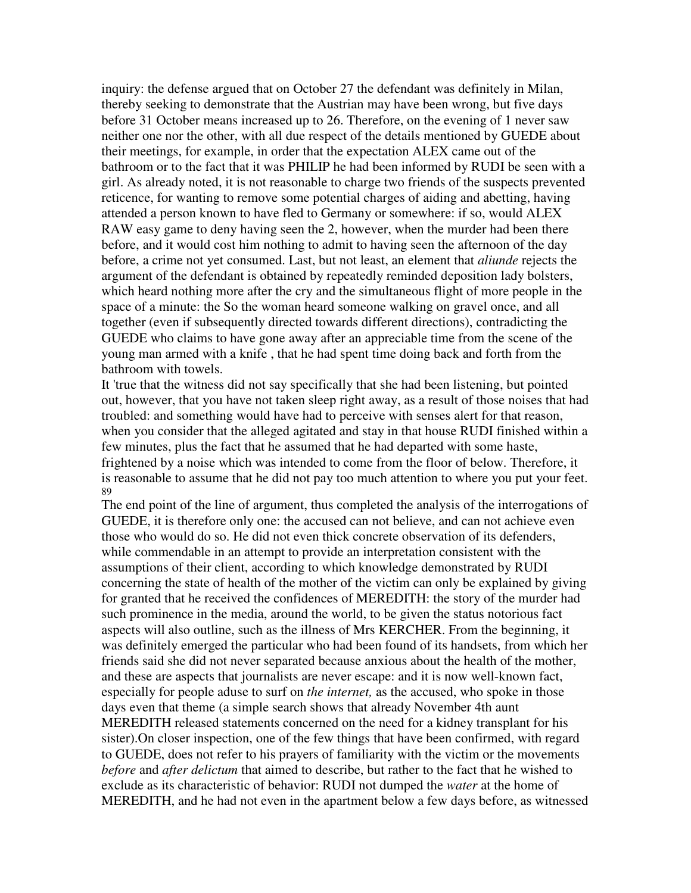inquiry: the defense argued that on October 27 the defendant was definitely in Milan, thereby seeking to demonstrate that the Austrian may have been wrong, but five days before 31 October means increased up to 26. Therefore, on the evening of 1 never saw neither one nor the other, with all due respect of the details mentioned by GUEDE about their meetings, for example, in order that the expectation ALEX came out of the bathroom or to the fact that it was PHILIP he had been informed by RUDI be seen with a girl. As already noted, it is not reasonable to charge two friends of the suspects prevented reticence, for wanting to remove some potential charges of aiding and abetting, having attended a person known to have fled to Germany or somewhere: if so, would ALEX RAW easy game to deny having seen the 2, however, when the murder had been there before, and it would cost him nothing to admit to having seen the afternoon of the day before, a crime not yet consumed. Last, but not least, an element that *aliunde* rejects the argument of the defendant is obtained by repeatedly reminded deposition lady bolsters, which heard nothing more after the cry and the simultaneous flight of more people in the space of a minute: the So the woman heard someone walking on gravel once, and all together (even if subsequently directed towards different directions), contradicting the GUEDE who claims to have gone away after an appreciable time from the scene of the young man armed with a knife , that he had spent time doing back and forth from the bathroom with towels.

It 'true that the witness did not say specifically that she had been listening, but pointed out, however, that you have not taken sleep right away, as a result of those noises that had troubled: and something would have had to perceive with senses alert for that reason, when you consider that the alleged agitated and stay in that house RUDI finished within a few minutes, plus the fact that he assumed that he had departed with some haste, frightened by a noise which was intended to come from the floor of below. Therefore, it is reasonable to assume that he did not pay too much attention to where you put your feet.

89

The end point of the line of argument, thus completed the analysis of the interrogations of GUEDE, it is therefore only one: the accused can not believe, and can not achieve even those who would do so. He did not even thick concrete observation of its defenders, while commendable in an attempt to provide an interpretation consistent with the assumptions of their client, according to which knowledge demonstrated by RUDI concerning the state of health of the mother of the victim can only be explained by giving for granted that he received the confidences of MEREDITH: the story of the murder had such prominence in the media, around the world, to be given the status notorious fact aspects will also outline, such as the illness of Mrs KERCHER. From the beginning, it was definitely emerged the particular who had been found of its handsets, from which her friends said she did not never separated because anxious about the health of the mother, and these are aspects that journalists are never escape: and it is now well-known fact, especially for people aduse to surf on *the internet,* as the accused, who spoke in those days even that theme (a simple search shows that already November 4th aunt MEREDITH released statements concerned on the need for a kidney transplant for his sister).On closer inspection, one of the few things that have been confirmed, with regard to GUEDE, does not refer to his prayers of familiarity with the victim or the movements *before* and *after delictum* that aimed to describe, but rather to the fact that he wished to exclude as its characteristic of behavior: RUDI not dumped the *water* at the home of MEREDITH, and he had not even in the apartment below a few days before, as witnessed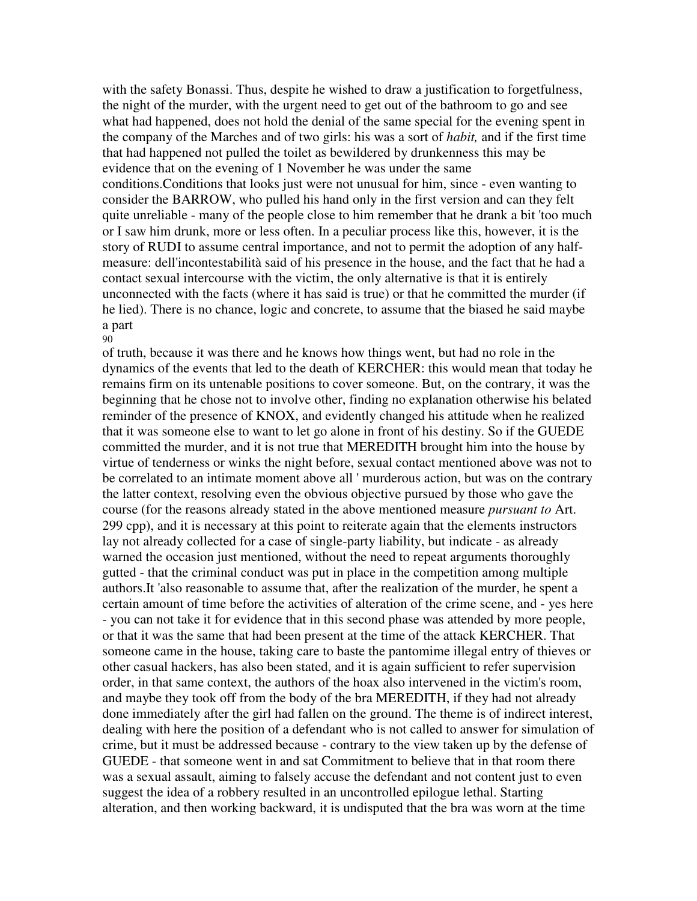with the safety Bonassi. Thus, despite he wished to draw a justification to forgetfulness, the night of the murder, with the urgent need to get out of the bathroom to go and see what had happened, does not hold the denial of the same special for the evening spent in the company of the Marches and of two girls: his was a sort of *habit,* and if the first time that had happened not pulled the toilet as bewildered by drunkenness this may be evidence that on the evening of 1 November he was under the same conditions.Conditions that looks just were not unusual for him, since - even wanting to consider the BARROW, who pulled his hand only in the first version and can they felt quite unreliable - many of the people close to him remember that he drank a bit 'too much or I saw him drunk, more or less often. In a peculiar process like this, however, it is the story of RUDI to assume central importance, and not to permit the adoption of any half-measure: dell'incontestabilità said of his presence in the house, and the fact that he had a contact sexual intercourse with the victim, the only alternative is that it is entirely unconnected with the facts (where it has said is true) or that he committed the murder (if he lied). There is no chance, logic and concrete, to assume that the biased he said maybe a part of truth, because it was there and he knows how things went, but had no role in the dynamics of the events that led to the death of KERCHER: this would mean that today he remains firm on its untenable positions to cover someone. But, on the contrary, it was the beginning that he chose not to involve other, finding no explanation otherwise his belated reminder of the presence of KNOX, and evidently changed his attitude when he realized that it was someone else to want to let go alone in front of his destiny. So if the GUEDE committed the murder, and it is not true that MEREDITH brought him into the house by virtue of tenderness or winks the night before, sexual contact mentioned above was not to be correlated to an intimate moment above all ' murderous action, but was on the contrary the latter context, resolving even the obvious objective pursued by those who gave the course (for the reasons already stated in the above mentioned measure *pursuant to* Art. 299 cpp), and it is necessary at this point to reiterate again that the elements instructors lay not already collected for a case of single-party liability, but indicate - as already warned the occasion just mentioned, without the need to repeat arguments thoroughly gutted - that the criminal conduct was put in place in the competition among multiple authors.It 'also reasonable to assume that, after the realization of the murder, he spent a certain amount of time before the activities of alteration of the crime scene, and - yes here - you can not take it for evidence that in this second phase was attended by more people, or that it was the same that had been present at the time of the attack KERCHER. That someone came in the house, taking care to baste the pantomime illegal entry of thieves or other casual hackers, has also been stated, and it is again sufficient to refer supervision order, in that same context, the authors of the hoax also intervened in the victim's room, and maybe they took off from the body of the bra MEREDITH, if they had not already done immediately after the girl had fallen on the ground. The theme is of indirect interest, dealing with here the position of a defendant who is not called to answer for simulation of crime, but it must be addressed because - contrary to the view taken up by the defense of GUEDE - that someone went in and sat Commitment to believe that in that room there was a sexual assault, aiming to falsely accuse the defendant and not content just to even suggest the idea of a robbery resulted in an uncontrolled epilogue lethal. Starting alteration, and then working backward, it is undisputed that the bra was worn at the time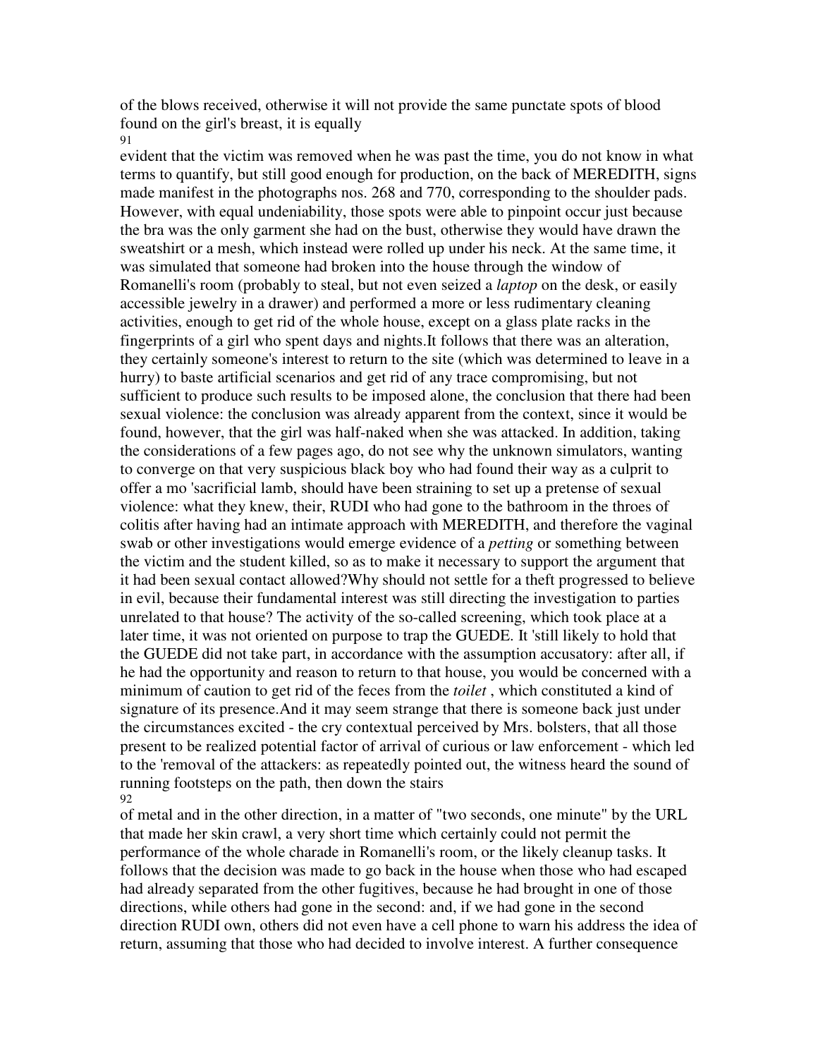of the blows received, otherwise it will not provide the same punctate spots of blood found on the girl's breast, it is equally

evident that the victim was removed when he was past the time, you do not know in what terms to quantify, but still good enough for production, on the back of MEREDITH, signs made manifest in the photographs nos. 268 and 770, corresponding to the shoulder pads. However, with equal undeniability, those spots were able to pinpoint occur just because the bra was the only garment she had on the bust, otherwise they would have drawn the sweatshirt or a mesh, which instead were rolled up under his neck. At the same time, it was simulated that someone had broken into the house through the window of Romanelli's room (probably to steal, but not even seized a *laptop* on the desk, or easily accessible jewelry in a drawer) and performed a more or less rudimentary cleaning activities, enough to get rid of the whole house, except on a glass plate racks in the fingerprints of a girl who spent days and nights.It follows that there was an alteration, they certainly someone's interest to return to the site (which was determined to leave in a hurry) to baste artificial scenarios and get rid of any trace compromising, but not sufficient to produce such results to be imposed alone, the conclusion that there had been sexual violence: the conclusion was already apparent from the context, since it would be found, however, that the girl was half-naked when she was attacked. In addition, taking the considerations of a few pages ago, do not see why the unknown simulators, wanting to converge on that very suspicious black boy who had found their way as a culprit to offer a mo 'sacrificial lamb, should have been straining to set up a pretense of sexual violence: what they knew, their, RUDI who had gone to the bathroom in the throes of colitis after having had an intimate approach with MEREDITH, and therefore the vaginal swab or other investigations would emerge evidence of a *petting* or something between the victim and the student killed, so as to make it necessary to support the argument that it had been sexual contact allowed?Why should not settle for a theft progressed to believe in evil, because their fundamental interest was still directing the investigation to parties unrelated to that house? The activity of the so-called screening, which took place at a later time, it was not oriented on purpose to trap the GUEDE. It 'still likely to hold that the GUEDE did not take part, in accordance with the assumption accusatory: after all, if he had the opportunity and reason to return to that house, you would be concerned with a minimum of caution to get rid of the feces from the *toilet* , which constituted a kind of signature of its presence.And it may seem strange that there is someone back just under the circumstances excited - the cry contextual perceived by Mrs. bolsters, that all those present to be realized potential factor of arrival of curious or law enforcement - which led to the 'removal of the attackers: as repeatedly pointed out, the witness heard the sound of running footsteps on the path, then down the stairs

of metal and in the other direction, in a matter of "two seconds, one minute" by the URL that made her skin crawl, a very short time which certainly could not permit the performance of the whole charade in Romanelli's room, or the likely cleanup tasks. It follows that the decision was made to go back in the house when those who had escaped had already separated from the other fugitives, because he had brought in one of those directions, while others had gone in the second: and, if we had gone in the second direction RUDI own, others did not even have a cell phone to warn his address the idea of return, assuming that those who had decided to involve interest. A further consequence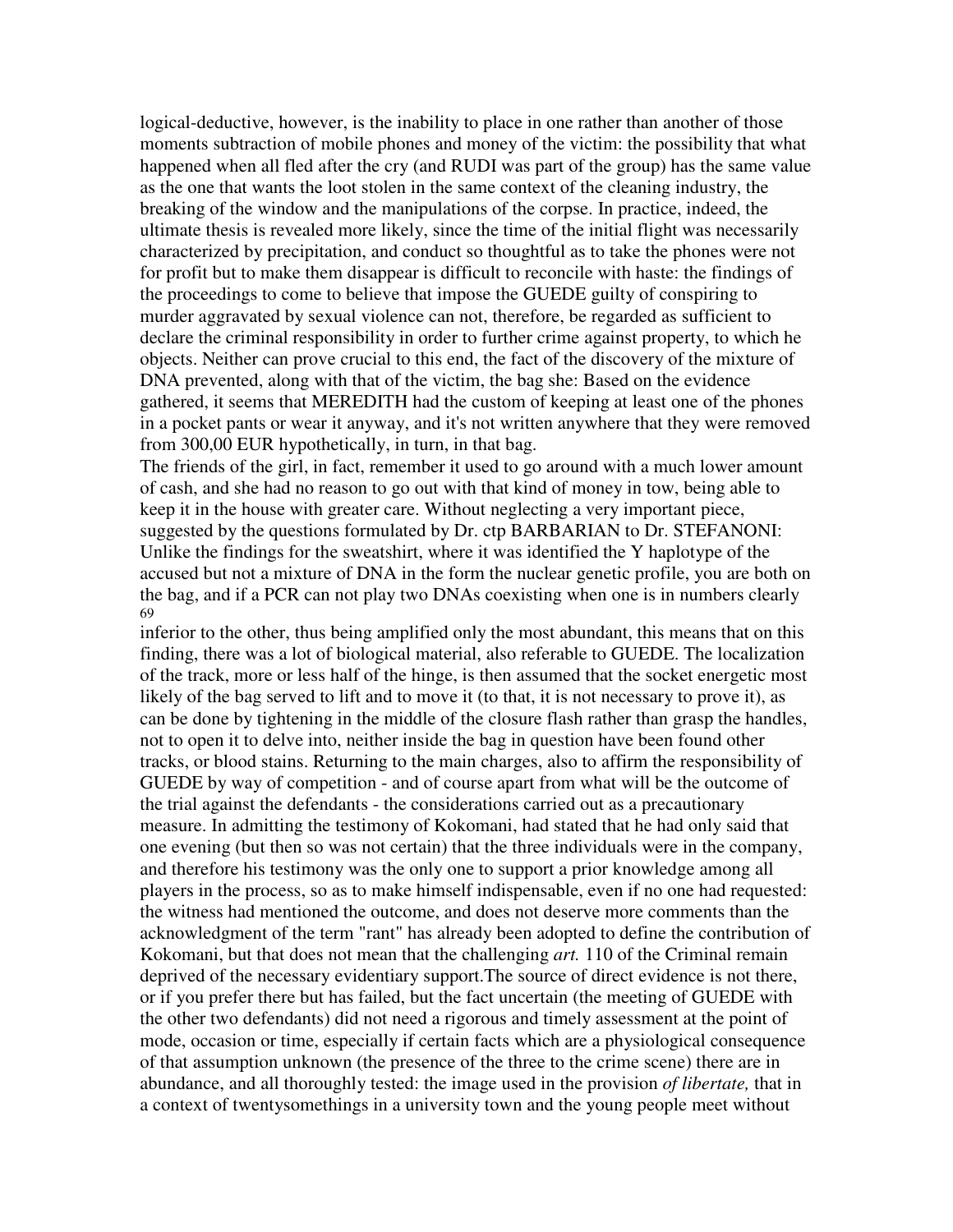logical-deductive, however, is the inability to place in one rather than another of those moments subtraction of mobile phones and money of the victim: the possibility that what happened when all fled after the cry (and RUDI was part of the group) has the same value as the one that wants the loot stolen in the same context of the cleaning industry, the breaking of the window and the manipulations of the corpse. In practice, indeed, the ultimate thesis is revealed more likely, since the time of the initial flight was necessarily characterized by precipitation, and conduct so thoughtful as to take the phones were not for profit but to make them disappear is difficult to reconcile with haste: the findings of the proceedings to come to believe that impose the GUEDE guilty of conspiring to murder aggravated by sexual violence can not, therefore, be regarded as sufficient to declare the criminal responsibility in order to further crime against property, to which he objects. Neither can prove crucial to this end, the fact of the discovery of the mixture of DNA prevented, along with that of the victim, the bag she: Based on the evidence gathered, it seems that MEREDITH had the custom of keeping at least one of the phones in a pocket pants or wear it anyway, and it's not written anywhere that they were removed from 300,00 EUR hypothetically, in turn, in that bag.

The friends of the girl, in fact, remember it used to go around with a much lower amount of cash, and she had no reason to go out with that kind of money in tow, being able to keep it in the house with greater care. Without neglecting a very important piece, suggested by the questions formulated by Dr. ctp BARBARIAN to Dr. STEFANONI: Unlike the findings for the sweatshirt, where it was identified the Y haplotype of the accused but not a mixture of DNA in the form the nuclear genetic profile, you are both on the bag, and if a PCR can not play two DNAs coexisting when one is in numbers clearly inferior to the other, thus being amplified only the most abundant, this means that on this finding, there was a lot of biological material, also referable to GUEDE. The localization of the track, more or less half of the hinge, is then assumed that the socket energetic most likely of the bag served to lift and to move it (to that, it is not necessary to prove it), as can be done by tightening in the middle of the closure flash rather than grasp the handles, not to open it to delve into, neither inside the bag in question have been found other tracks, or blood stains. Returning to the main charges, also to affirm the responsibility of GUEDE by way of competition - and of course apart from what will be the outcome of the trial against the defendants - the considerations carried out as a precautionary measure. In admitting the testimony of Kokomani, had stated that he had only said that one evening (but then so was not certain) that the three individuals were in the company, and therefore his testimony was the only one to support a prior knowledge among all players in the process, so as to make himself indispensable, even if no one had requested: the witness had mentioned the outcome, and does not deserve more comments than the acknowledgment of the term "rant" has already been adopted to define the contribution of Kokomani, but that does not mean that the challenging *art.* 110 of the Criminal remain deprived of the necessary evidentiary support.The source of direct evidence is not there, or if you prefer there but has failed, but the fact uncertain (the meeting of GUEDE with the other two defendants) did not need a rigorous and timely assessment at the point of mode, occasion or time, especially if certain facts which are a physiological consequence of that assumption unknown (the presence of the three to the crime scene) there are in abundance, and all thoroughly tested: the image used in the provision *of libertate,* that in a context of twentysomethings in a university town and the young people meet without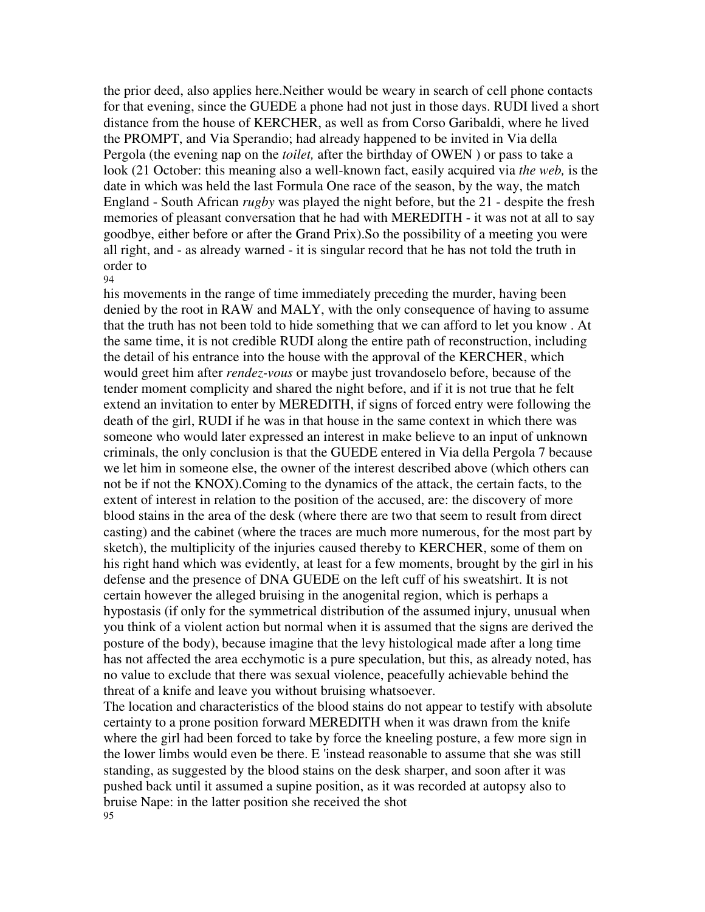the prior deed, also applies here.Neither would be weary in search of cell phone contacts for that evening, since the GUEDE a phone had not just in those days. RUDI lived a short distance from the house of KERCHER, as well as from Corso Garibaldi, where he lived the PROMPT, and Via Sperandio; had already happened to be invited in Via della Pergola (the evening nap on the *toilet,* after the birthday of OWEN ) or pass to take a look (21 October: this meaning also a well-known fact, easily acquired via *the web,* is the date in which was held the last Formula One race of the season, by the way, the match England - South African *rugby* was played the night before, but the 21 - despite the fresh memories of pleasant conversation that he had with MEREDITH - it was not at all to say goodbye, either before or after the Grand Prix).So the possibility of a meeting you were all right, and - as already warned - it is singular record that he has not told the truth in order to

his movements in the range of time immediately preceding the murder, having been denied by the root in RAW and MALY, with the only consequence of having to assume that the truth has not been told to hide something that we can afford to let you know . At the same time, it is not credible RUDI along the entire path of reconstruction, including the detail of his entrance into the house with the approval of the KERCHER, which would greet him after *rendez-vous* or maybe just trovandoselo before, because of the tender moment complicity and shared the night before, and if it is not true that he felt extend an invitation to enter by MEREDITH, if signs of forced entry were following the death of the girl, RUDI if he was in that house in the same context in which there was someone who would later expressed an interest in make believe to an input of unknown criminals, the only conclusion is that the GUEDE entered in Via della Pergola 7 because we let him in someone else, the owner of the interest described above (which others can not be if not the KNOX).Coming to the dynamics of the attack, the certain facts, to the extent of interest in relation to the position of the accused, are: the discovery of more blood stains in the area of the desk (where there are two that seem to result from direct casting) and the cabinet (where the traces are much more numerous, for the most part by sketch), the multiplicity of the injuries caused thereby to KERCHER, some of them on his right hand which was evidently, at least for a few moments, brought by the girl in his defense and the presence of DNA GUEDE on the left cuff of his sweatshirt. It is not certain however the alleged bruising in the anogenital region, which is perhaps a hypostasis (if only for the symmetrical distribution of the assumed injury, unusual when you think of a violent action but normal when it is assumed that the signs are derived the posture of the body), because imagine that the levy histological made after a long time has not affected the area ecchymotic is a pure speculation, but this, as already noted, has no value to exclude that there was sexual violence, peacefully achievable behind the threat of a knife and leave you without bruising whatsoever.

The location and characteristics of the blood stains do not appear to testify with absolute certainty to a prone position forward MEREDITH when it was drawn from the knife where the girl had been forced to take by force the kneeling posture, a few more sign in the lower limbs would even be there. E 'instead reasonable to assume that she was still standing, as suggested by the blood stains on the desk sharper, and soon after it was pushed back until it assumed a supine position, as it was recorded at autopsy also to bruise Nape: in the latter position she received the shot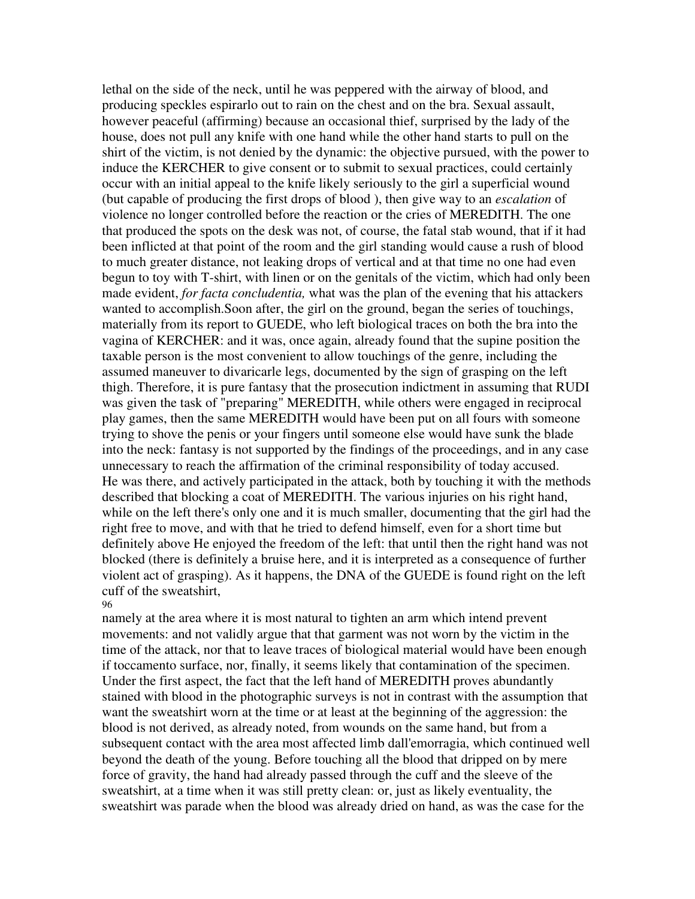lethal on the side of the neck, until he was peppered with the airway of blood, and producing speckles espirarlo out to rain on the chest and on the bra. Sexual assault, however peaceful (affirming) because an occasional thief, surprised by the lady of the house, does not pull any knife with one hand while the other hand starts to pull on the shirt of the victim, is not denied by the dynamic: the objective pursued, with the power to induce the KERCHER to give consent or to submit to sexual practices, could certainly occur with an initial appeal to the knife likely seriously to the girl a superficial wound (but capable of producing the first drops of blood ), then give way to an *escalation* of violence no longer controlled before the reaction or the cries of MEREDITH. The one that produced the spots on the desk was not, of course, the fatal stab wound, that if it had been inflicted at that point of the room and the girl standing would cause a rush of blood to much greater distance, not leaking drops of vertical and at that time no one had even begun to toy with T-shirt, with linen or on the genitals of the victim, which had only been made evident, *for facta concludentia,* what was the plan of the evening that his attackers wanted to accomplish.Soon after, the girl on the ground, began the series of touchings, materially from its report to GUEDE, who left biological traces on both the bra into the vagina of KERCHER: and it was, once again, already found that the supine position the taxable person is the most convenient to allow touchings of the genre, including the assumed maneuver to divaricarle legs, documented by the sign of grasping on the left thigh. Therefore, it is pure fantasy that the prosecution indictment in assuming that RUDI was given the task of "preparing" MEREDITH, while others were engaged in reciprocal play games, then the same MEREDITH would have been put on all fours with someone trying to shove the penis or your fingers until someone else would have sunk the blade into the neck: fantasy is not supported by the findings of the proceedings, and in any case unnecessary to reach the affirmation of the criminal responsibility of today accused.
He was there, and actively participated in the attack, both by touching it with the methods described that blocking a coat of MEREDITH. The various injuries on his right hand, while on the left there's only one and it is much smaller, documenting that the girl had the right free to move, and with that he tried to defend himself, even for a short time but definitely above He enjoyed the freedom of the left: that until then the right hand was not blocked (there is definitely a bruise here, and it is interpreted as a consequence of further violent act of grasping). As it happens, the DNA of the GUEDE is found right on the left cuff of the sweatshirt,
namely at the area where it is most natural to tighten an arm which intend prevent movements: and not validly argue that that garment was not worn by the victim in the time of the attack, nor that to leave traces of biological material would have been enough if toccamento surface, nor, finally, it seems likely that contamination of the specimen. Under the first aspect, the fact that the left hand of MEREDITH proves abundantly stained with blood in the photographic surveys is not in contrast with the assumption that want the sweatshirt worn at the time or at least at the beginning of the aggression: the blood is not derived, as already noted, from wounds on the same hand, but from a subsequent contact with the area most affected limb dall'emorragia, which continued well beyond the death of the young. Before touching all the blood that dripped on by mere force of gravity, the hand had already passed through the cuff and the sleeve of the sweatshirt, at a time when it was still pretty clean: or, just as likely eventuality, the sweatshirt was parade when the blood was already dried on hand, as was the case for the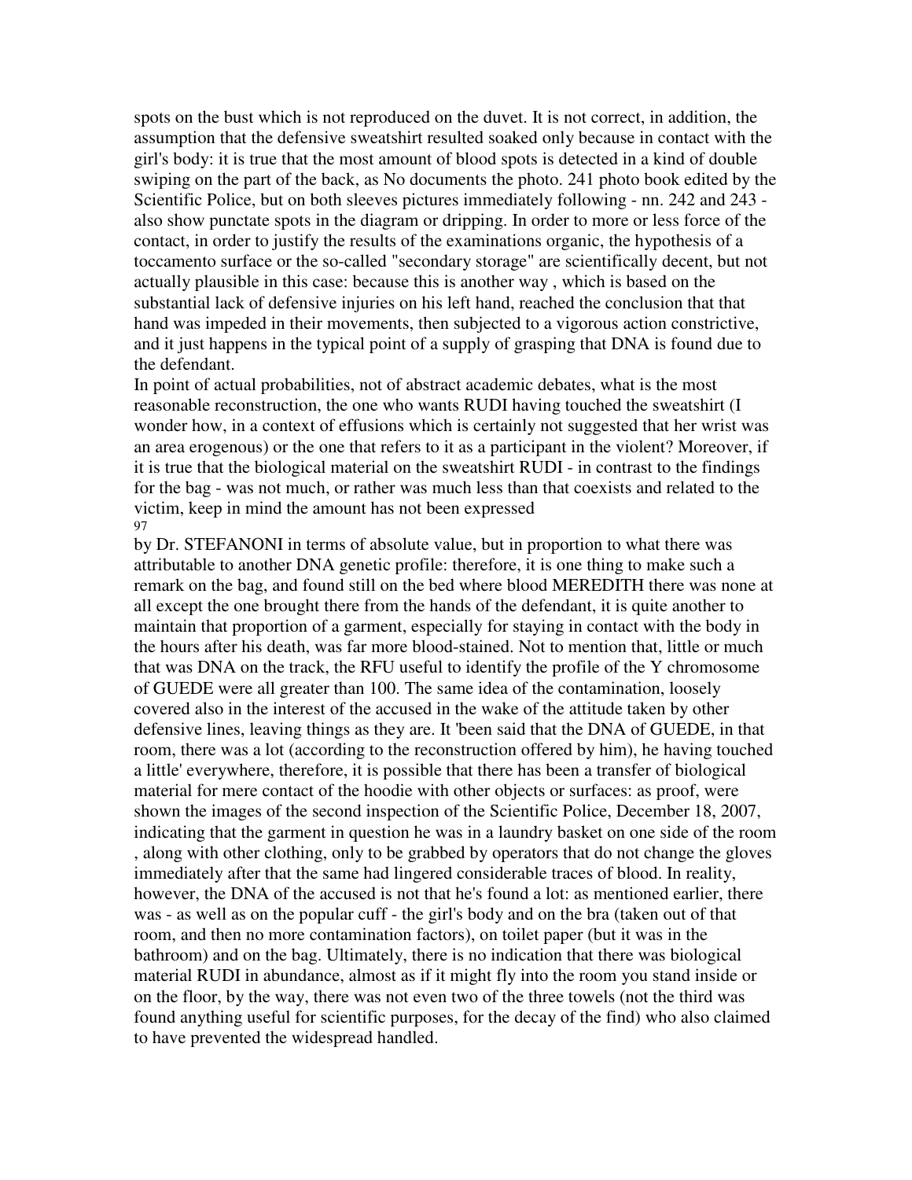spots on the bust which is not reproduced on the duvet. It is not correct, in addition, the assumption that the defensive sweatshirt resulted soaked only because in contact with the girl's body: it is true that the most amount of blood spots is detected in a kind of double swiping on the part of the back, as No documents the photo. 241 photo book edited by the Scientific Police, but on both sleeves pictures immediately following - nn. 242 and 243 - also show punctate spots in the diagram or dripping. In order to more or less force of the contact, in order to justify the results of the examinations organic, the hypothesis of a toccamento surface or the so-called "secondary storage" are scientifically decent, but not actually plausible in this case: because this is another way , which is based on the substantial lack of defensive injuries on his left hand, reached the conclusion that that hand was impeded in their movements, then subjected to a vigorous action constrictive, and it just happens in the typical point of a supply of grasping that DNA is found due to the defendant.

In point of actual probabilities, not of abstract academic debates, what is the most reasonable reconstruction, the one who wants RUDI having touched the sweatshirt (I wonder how, in a context of effusions which is certainly not suggested that her wrist was an area erogenous) or the one that refers to it as a participant in the violent? Moreover, if it is true that the biological material on the sweatshirt RUDI - in contrast to the findings for the bag - was not much, or rather was much less than that coexists and related to the victim, keep in mind the amount has not been expressed by Dr. STEFANONI in terms of absolute value, but in proportion to what there was attributable to another DNA genetic profile: therefore, it is one thing to make such a remark on the bag, and found still on the bed where blood MEREDITH there was none at all except the one brought there from the hands of the defendant, it is quite another to maintain that proportion of a garment, especially for staying in contact with the body in the hours after his death, was far more blood-stained. Not to mention that, little or much that was DNA on the track, the RFU useful to identify the profile of the Y chromosome of GUEDE were all greater than 100. The same idea of the contamination, loosely covered also in the interest of the accused in the wake of the attitude taken by other defensive lines, leaving things as they are. It 'been said that the DNA of GUEDE, in that room, there was a lot (according to the reconstruction offered by him), he having touched a little' everywhere, therefore, it is possible that there has been a transfer of biological material for mere contact of the hoodie with other objects or surfaces: as proof, were shown the images of the second inspection of the Scientific Police, December 18, 2007, indicating that the garment in question he was in a laundry basket on one side of the room , along with other clothing, only to be grabbed by operators that do not change the gloves immediately after that the same had lingered considerable traces of blood. In reality, however, the DNA of the accused is not that he's found a lot: as mentioned earlier, there was - as well as on the popular cuff - the girl's body and on the bra (taken out of that room, and then no more contamination factors), on toilet paper (but it was in the bathroom) and on the bag. Ultimately, there is no indication that there was biological material RUDI in abundance, almost as if it might fly into the room you stand inside or on the floor, by the way, there was not even two of the three towels (not the third was found anything useful for scientific purposes, for the decay of the find) who also claimed to have prevented the widespread handled.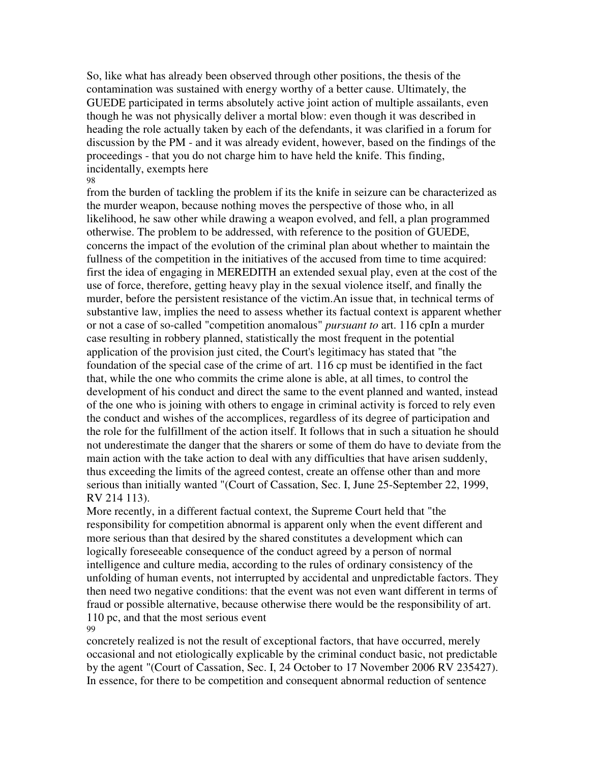So, like what has already been observed through other positions, the thesis of the contamination was sustained with energy worthy of a better cause. Ultimately, the GUEDE participated in terms absolutely active joint action of multiple assailants, even though he was not physically deliver a mortal blow: even though it was described in heading the role actually taken by each of the defendants, it was clarified in a forum for discussion by the PM - and it was already evident, however, based on the findings of the proceedings - that you do not charge him to have held the knife. This finding, incidentally, exempts here

from the burden of tackling the problem if its the knife in seizure can be characterized as the murder weapon, because nothing moves the perspective of those who, in all likelihood, he saw other while drawing a weapon evolved, and fell, a plan programmed otherwise. The problem to be addressed, with reference to the position of GUEDE, concerns the impact of the evolution of the criminal plan about whether to maintain the fullness of the competition in the initiatives of the accused from time to time acquired: first the idea of engaging in MEREDITH an extended sexual play, even at the cost of the use of force, therefore, getting heavy play in the sexual violence itself, and finally the murder, before the persistent resistance of the victim.An issue that, in technical terms of substantive law, implies the need to assess whether its factual context is apparent whether or not a case of so-called "competition anomalous" *pursuant to* art. 116 cpIn a murder case resulting in robbery planned, statistically the most frequent in the potential application of the provision just cited, the Court's legitimacy has stated that "the foundation of the special case of the crime of art. 116 cp must be identified in the fact that, while the one who commits the crime alone is able, at all times, to control the development of his conduct and direct the same to the event planned and wanted, instead of the one who is joining with others to engage in criminal activity is forced to rely even the conduct and wishes of the accomplices, regardless of its degree of participation and the role for the fulfillment of the action itself. It follows that in such a situation he should not underestimate the danger that the sharers or some of them do have to deviate from the main action with the take action to deal with any difficulties that have arisen suddenly, thus exceeding the limits of the agreed contest, create an offense other than and more serious than initially wanted "(Court of Cassation, Sec. I, June 25-September 22, 1999, RV 214 113).

More recently, in a different factual context, the Supreme Court held that "the responsibility for competition abnormal is apparent only when the event different and more serious than that desired by the shared constitutes a development which can logically foreseeable consequence of the conduct agreed by a person of normal intelligence and culture media, according to the rules of ordinary consistency of the unfolding of human events, not interrupted by accidental and unpredictable factors. They then need two negative conditions: that the event was not even want different in terms of fraud or possible alternative, because otherwise there would be the responsibility of art. 110 pc, and that the most serious event

concretely realized is not the result of exceptional factors, that have occurred, merely occasional and not etiologically explicable by the criminal conduct basic, not predictable by the agent "(Court of Cassation, Sec. I, 24 October to 17 November 2006 RV 235427). In essence, for there to be competition and consequent abnormal reduction of sentence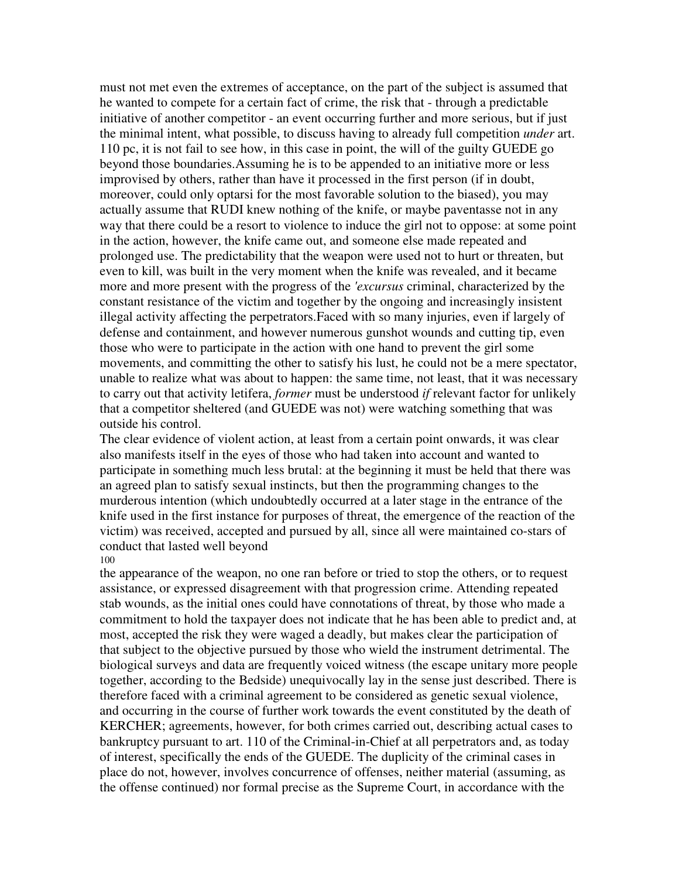must not met even the extremes of acceptance, on the part of the subject is assumed that he wanted to compete for a certain fact of crime, the risk that - through a predictable initiative of another competitor - an event occurring further and more serious, but if just the minimal intent, what possible, to discuss having to already full competition *under* art. 110 pc, it is not fail to see how, in this case in point, the will of the guilty GUEDE go beyond those boundaries.Assuming he is to be appended to an initiative more or less improvised by others, rather than have it processed in the first person (if in doubt, moreover, could only optarsi for the most favorable solution to the biased), you may actually assume that RUDI knew nothing of the knife, or maybe paventasse not in any way that there could be a resort to violence to induce the girl not to oppose: at some point in the action, however, the knife came out, and someone else made repeated and prolonged use. The predictability that the weapon were used not to hurt or threaten, but even to kill, was built in the very moment when the knife was revealed, and it became more and more present with the progress of the *'excursus* criminal, characterized by the constant resistance of the victim and together by the ongoing and increasingly insistent illegal activity affecting the perpetrators.Faced with so many injuries, even if largely of defense and containment, and however numerous gunshot wounds and cutting tip, even those who were to participate in the action with one hand to prevent the girl some movements, and committing the other to satisfy his lust, he could not be a mere spectator, unable to realize what was about to happen: the same time, not least, that it was necessary to carry out that activity letifera, *former* must be understood *if* relevant factor for unlikely that a competitor sheltered (and GUEDE was not) were watching something that was outside his control.

The clear evidence of violent action, at least from a certain point onwards, it was clear also manifests itself in the eyes of those who had taken into account and wanted to participate in something much less brutal: at the beginning it must be held that there was an agreed plan to satisfy sexual instincts, but then the programming changes to the murderous intention (which undoubtedly occurred at a later stage in the entrance of the knife used in the first instance for purposes of threat, the emergence of the reaction of the victim) was received, accepted and pursued by all, since all were maintained co-stars of conduct that lasted well beyond the appearance of the weapon, no one ran before or tried to stop the others, or to request assistance, or expressed disagreement with that progression crime. Attending repeated stab wounds, as the initial ones could have connotations of threat, by those who made a commitment to hold the taxpayer does not indicate that he has been able to predict and, at most, accepted the risk they were waged a deadly, but makes clear the participation of that subject to the objective pursued by those who wield the instrument detrimental. The biological surveys and data are frequently voiced witness (the escape unitary more people together, according to the Bedside) unequivocally lay in the sense just described. There is therefore faced with a criminal agreement to be considered as genetic sexual violence, and occurring in the course of further work towards the event constituted by the death of KERCHER; agreements, however, for both crimes carried out, describing actual cases to bankruptcy pursuant to art. 110 of the Criminal-in-Chief at all perpetrators and, as today of interest, specifically the ends of the GUEDE. The duplicity of the criminal cases in place do not, however, involves concurrence of offenses, neither material (assuming, as the offense continued) nor formal precise as the Supreme Court, in accordance with the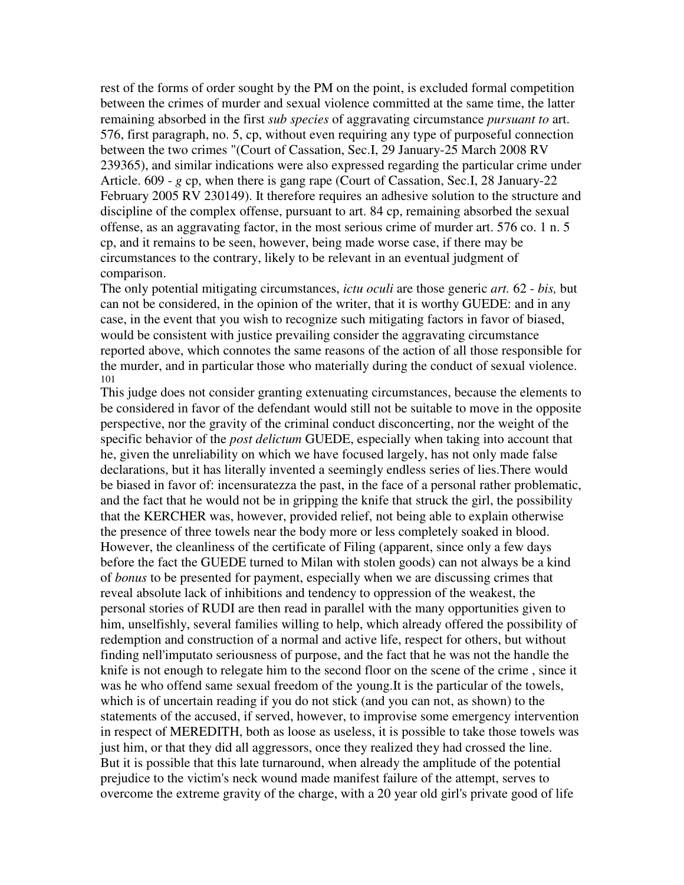rest of the forms of order sought by the PM on the point, is excluded formal competition between the crimes of murder and sexual violence committed at the same time, the latter remaining absorbed in the first *sub species* of aggravating circumstance *pursuant to* art. 576, first paragraph, no. 5, cp, without even requiring any type of purposeful connection between the two crimes "(Court of Cassation, Sec.I, 29 January-25 March 2008 RV 239365), and similar indications were also expressed regarding the particular crime under Article. 609 - *g* cp, when there is gang rape (Court of Cassation, Sec.I, 28 January-22 February 2005 RV 230149). It therefore requires an adhesive solution to the structure and discipline of the complex offense, pursuant to art. 84 cp, remaining absorbed the sexual offense, as an aggravating factor, in the most serious crime of murder art. 576 co. 1 n. 5 cp, and it remains to be seen, however, being made worse case, if there may be circumstances to the contrary, likely to be relevant in an eventual judgment of comparison.

The only potential mitigating circumstances, *ictu oculi* are those generic *art.* 62 - *bis,* but can not be considered, in the opinion of the writer, that it is worthy GUEDE: and in any case, in the event that you wish to recognize such mitigating factors in favor of biased, would be consistent with justice prevailing consider the aggravating circumstance reported above, which connotes the same reasons of the action of all those responsible for the murder, and in particular those who materially during the conduct of sexual violence. 101

This judge does not consider granting extenuating circumstances, because the elements to be considered in favor of the defendant would still not be suitable to move in the opposite perspective, nor the gravity of the criminal conduct disconcerting, nor the weight of the specific behavior of the *post delictum* GUEDE, especially when taking into account that he, given the unreliability on which we have focused largely, has not only made false declarations, but it has literally invented a seemingly endless series of lies.There would be biased in favor of: incensuratezza the past, in the face of a personal rather problematic, and the fact that he would not be in gripping the knife that struck the girl, the possibility that the KERCHER was, however, provided relief, not being able to explain otherwise the presence of three towels near the body more or less completely soaked in blood. However, the cleanliness of the certificate of Filing (apparent, since only a few days before the fact the GUEDE turned to Milan with stolen goods) can not always be a kind of *bonus* to be presented for payment, especially when we are discussing crimes that reveal absolute lack of inhibitions and tendency to oppression of the weakest, the personal stories of RUDI are then read in parallel with the many opportunities given to him, unselfishly, several families willing to help, which already offered the possibility of redemption and construction of a normal and active life, respect for others, but without finding nell'imputato seriousness of purpose, and the fact that he was not the handle the knife is not enough to relegate him to the second floor on the scene of the crime , since it was he who offend same sexual freedom of the young.It is the particular of the towels, which is of uncertain reading if you do not stick (and you can not, as shown) to the statements of the accused, if served, however, to improvise some emergency intervention in respect of MEREDITH, both as loose as useless, it is possible to take those towels was just him, or that they did all aggressors, once they realized they had crossed the line. But it is possible that this late turnaround, when already the amplitude of the potential prejudice to the victim's neck wound made manifest failure of the attempt, serves to overcome the extreme gravity of the charge, with a 20 year old girl's private good of life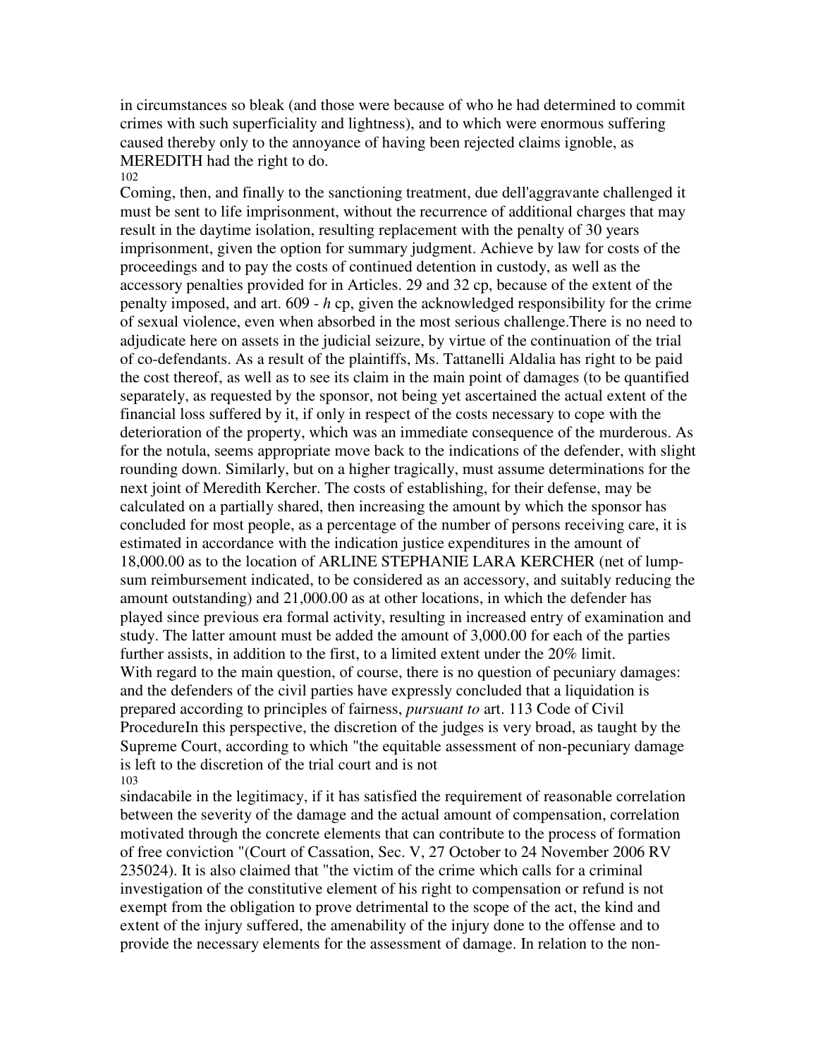in circumstances so bleak (and those were because of who he had determined to commit crimes with such superficiality and lightness), and to which were enormous suffering caused thereby only to the annoyance of having been rejected claims ignoble, as MEREDITH had the right to do.

Coming, then, and finally to the sanctioning treatment, due dell'aggravante challenged it must be sent to life imprisonment, without the recurrence of additional charges that may result in the daytime isolation, resulting replacement with the penalty of 30 years imprisonment, given the option for summary judgment. Achieve by law for costs of the proceedings and to pay the costs of continued detention in custody, as well as the accessory penalties provided for in Articles. 29 and 32 cp, because of the extent of the penalty imposed, and art. 609 - *h* cp, given the acknowledged responsibility for the crime of sexual violence, even when absorbed in the most serious challenge.There is no need to adjudicate here on assets in the judicial seizure, by virtue of the continuation of the trial of co-defendants. As a result of the plaintiffs, Ms. Tattanelli Aldalia has right to be paid the cost thereof, as well as to see its claim in the main point of damages (to be quantified separately, as requested by the sponsor, not being yet ascertained the actual extent of the financial loss suffered by it, if only in respect of the costs necessary to cope with the deterioration of the property, which was an immediate consequence of the murderous. As for the notula, seems appropriate move back to the indications of the defender, with slight rounding down. Similarly, but on a higher tragically, must assume determinations for the next joint of Meredith Kercher. The costs of establishing, for their defense, may be calculated on a partially shared, then increasing the amount by which the sponsor has concluded for most people, as a percentage of the number of persons receiving care, it is estimated in accordance with the indication justice expenditures in the amount of 18,000.00 as to the location of ARLINE STEPHANIE LARA KERCHER (net of lump-sum reimbursement indicated, to be considered as an accessory, and suitably reducing the amount outstanding) and 21,000.00 as at other locations, in which the defender has played since previous era formal activity, resulting in increased entry of examination and study. The latter amount must be added the amount of 3,000.00 for each of the parties further assists, in addition to the first, to a limited extent under the 20% limit.

With regard to the main question, of course, there is no question of pecuniary damages: and the defenders of the civil parties have expressly concluded that a liquidation is prepared according to principles of fairness, *pursuant to* art. 113 Code of Civil ProcedureIn this perspective, the discretion of the judges is very broad, as taught by the Supreme Court, according to which "the equitable assessment of non-pecuniary damage is left to the discretion of the trial court and is not sindacabile in the legitimacy, if it has satisfied the requirement of reasonable correlation between the severity of the damage and the actual amount of compensation, correlation motivated through the concrete elements that can contribute to the process of formation of free conviction "(Court of Cassation, Sec. V, 27 October to 24 November 2006 RV 235024). It is also claimed that "the victim of the crime which calls for a criminal investigation of the constitutive element of his right to compensation or refund is not exempt from the obligation to prove detrimental to the scope of the act, the kind and extent of the injury suffered, the amenability of the injury done to the offense and to provide the necessary elements for the assessment of damage. In relation to the non-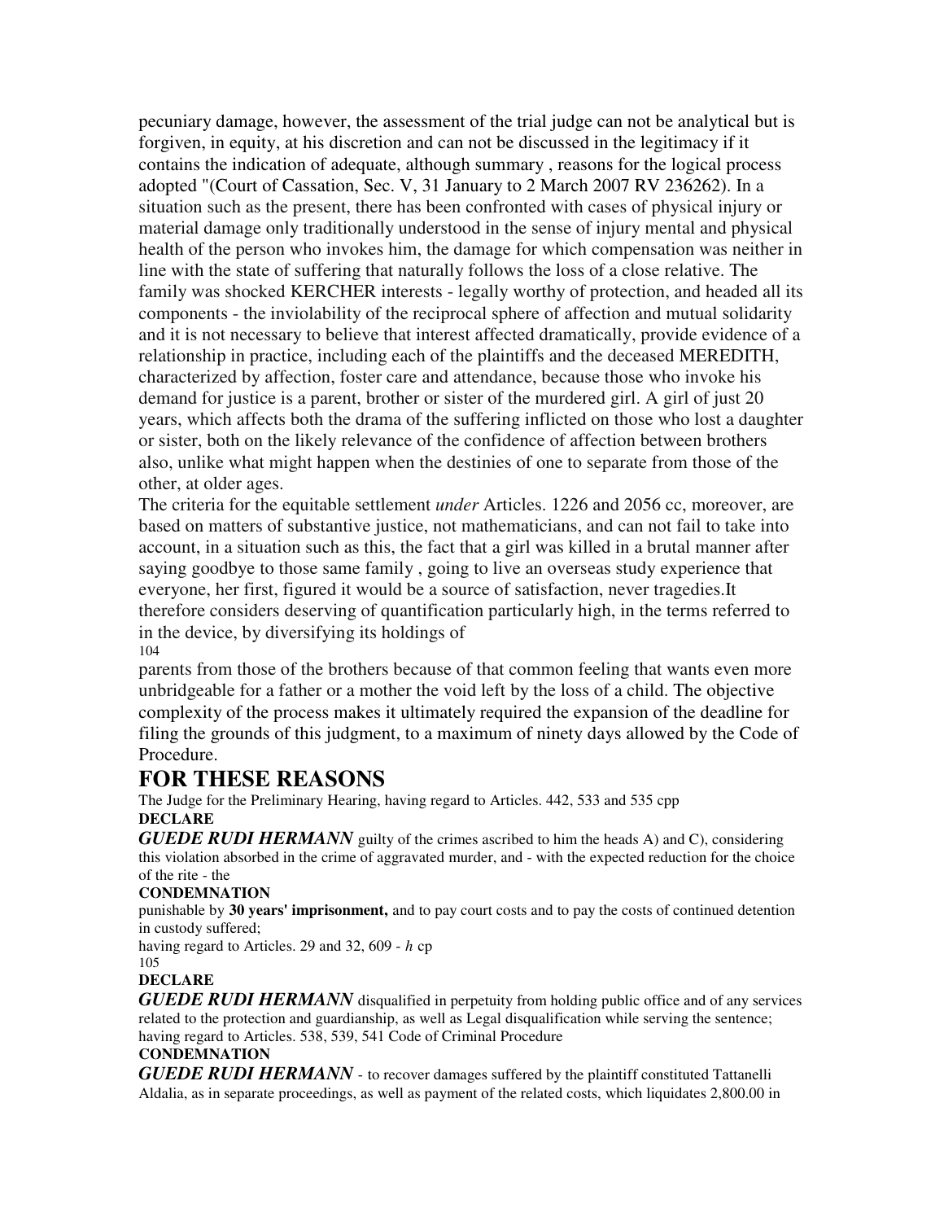pecuniary damage, however, the assessment of the trial judge can not be analytical but is forgiven, in equity, at his discretion and can not be discussed in the legitimacy if it contains the indication of adequate, although summary , reasons for the logical process adopted "(Court of Cassation, Sec. V, 31 January to 2 March 2007 RV 236262). In a situation such as the present, there has been confronted with cases of physical injury or material damage only traditionally understood in the sense of injury mental and physical health of the person who invokes him, the damage for which compensation was neither in line with the state of suffering that naturally follows the loss of a close relative. The family was shocked KERCHER interests - legally worthy of protection, and headed all its components - the inviolability of the reciprocal sphere of affection and mutual solidarity and it is not necessary to believe that interest affected dramatically, provide evidence of a relationship in practice, including each of the plaintiffs and the deceased MEREDITH, characterized by affection, foster care and attendance, because those who invoke his demand for justice is a parent, brother or sister of the murdered girl. A girl of just 20 years, which affects both the drama of the suffering inflicted on those who lost a daughter or sister, both on the likely relevance of the confidence of affection between brothers also, unlike what might happen when the destinies of one to separate from those of the other, at older ages.

The criteria for the equitable settlement *under* Articles. 1226 and 2056 cc, moreover, are based on matters of substantive justice, not mathematicians, and can not fail to take into account, in a situation such as this, the fact that a girl was killed in a brutal manner after saying goodbye to those same family , going to live an overseas study experience that everyone, her first, figured it would be a source of satisfaction, never tragedies.It therefore considers deserving of quantification particularly high, in the terms referred to in the device, by diversifying its holdings of parents from those of the brothers because of that common feeling that wants even more unbridgeable for a father or a mother the void left by the loss of a child. The objective complexity of the process makes it ultimately required the expansion of the deadline for filing the grounds of this judgment, to a maximum of ninety days allowed by the Code of Procedure.

# FOR THESE REASONS

The Judge for the Preliminary Hearing, having regard to Articles. 442, 533 and 535 cpp

**DECLARE**

***GUEDE RUDI HERMANN*** guilty of the crimes ascribed to him the heads A) and C), considering this violation absorbed in the crime of aggravated murder, and - with the expected reduction for the choice of the rite - the

**CONDEMNATION**

punishable by **30 years' imprisonment,** and to pay court costs and to pay the costs of continued detention in custody suffered;

having regard to Articles. 29 and 32, 609 - *h* cp

**DECLARE**

***GUEDE RUDI HERMANN*** disqualified in perpetuity from holding public office and of any services related to the protection and guardianship, as well as Legal disqualification while serving the sentence; having regard to Articles. 538, 539, 541 Code of Criminal Procedure

**CONDEMNATION**

***GUEDE RUDI HERMANN*** - to recover damages suffered by the plaintiff constituted Tattanelli Aldalia, as in separate proceedings, as well as payment of the related costs, which liquidates 2,800.00 in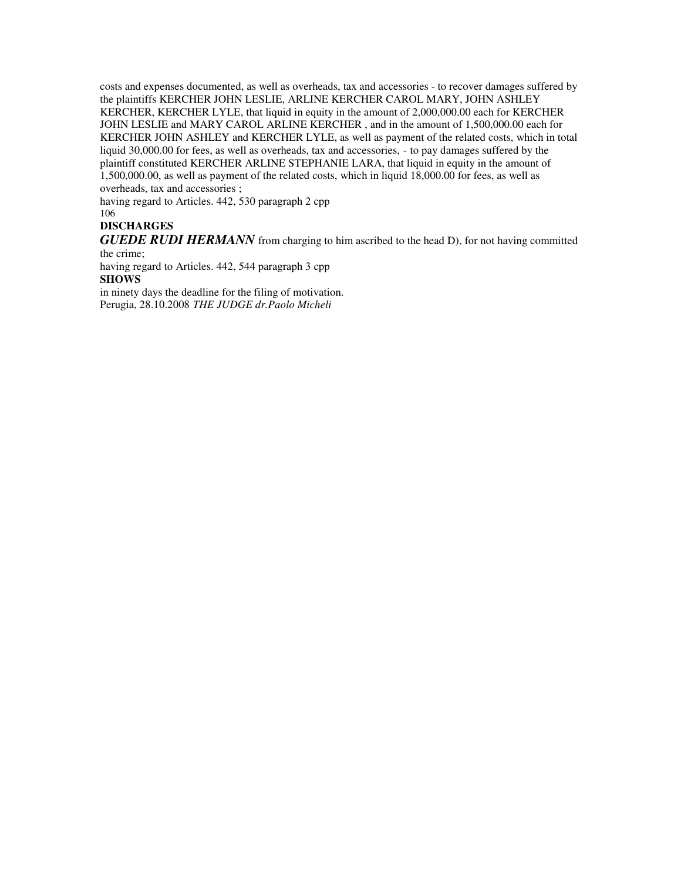costs and expenses documented, as well as overheads, tax and accessories - to recover damages suffered by the plaintiffs KERCHER JOHN LESLIE, ARLINE KERCHER CAROL MARY, JOHN ASHLEY KERCHER, KERCHER LYLE, that liquid in equity in the amount of 2,000,000.00 each for KERCHER JOHN LESLIE and MARY CAROL ARLINE KERCHER , and in the amount of 1,500,000.00 each for KERCHER JOHN ASHLEY and KERCHER LYLE, as well as payment of the related costs, which in total liquid 30,000.00 for fees, as well as overheads, tax and accessories, - to pay damages suffered by the plaintiff constituted KERCHER ARLINE STEPHANIE LARA, that liquid in equity in the amount of 1,500,000.00, as well as payment of the related costs, which in liquid 18,000.00 for fees, as well as overheads, tax and accessories ;

having regard to Articles. 442, 530 paragraph 2 cpp

106

**DISCHARGES**

***GUEDE RUDI HERMANN*** from charging to him ascribed to the head D), for not having committed the crime;

having regard to Articles. 442, 544 paragraph 3 cpp

**SHOWS**

in ninety days the deadline for the filing of motivation.

Perugia, 28.10.2008 *THE JUDGE dr.Paolo Micheli*